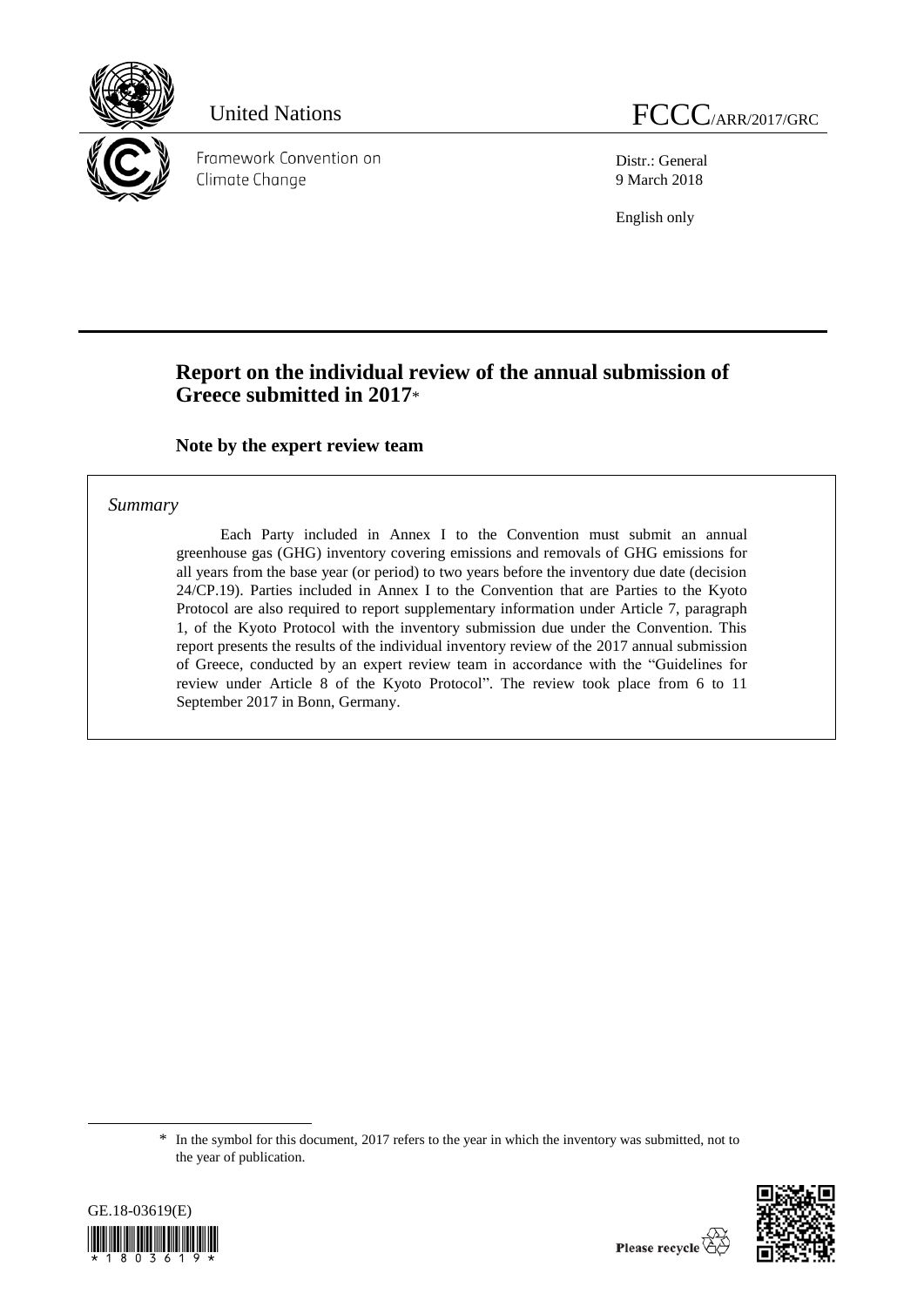United Nations

FCCC/ARR/2017/GRC

Framework Convention on Climate Change

Distr.: General
9 March 2018

English only

# Report on the individual review of the annual submission of Greece submitted in 2017*

## Note by the expert review team

*Summary*

Each Party included in Annex I to the Convention must submit an annual greenhouse gas (GHG) inventory covering emissions and removals of GHG emissions for all years from the base year (or period) to two years before the inventory due date (decision 24/CP.19). Parties included in Annex I to the Convention that are Parties to the Kyoto Protocol are also required to report supplementary information under Article 7, paragraph 1, of the Kyoto Protocol with the inventory submission due under the Convention. This report presents the results of the individual inventory review of the 2017 annual submission of Greece, conducted by an expert review team in accordance with the "Guidelines for review under Article 8 of the Kyoto Protocol". The review took place from 6 to 11 September 2017 in Bonn, Germany.

\* In the symbol for this document, 2017 refers to the year in which the inventory was submitted, not to the year of publication.

GE.18-03619(E)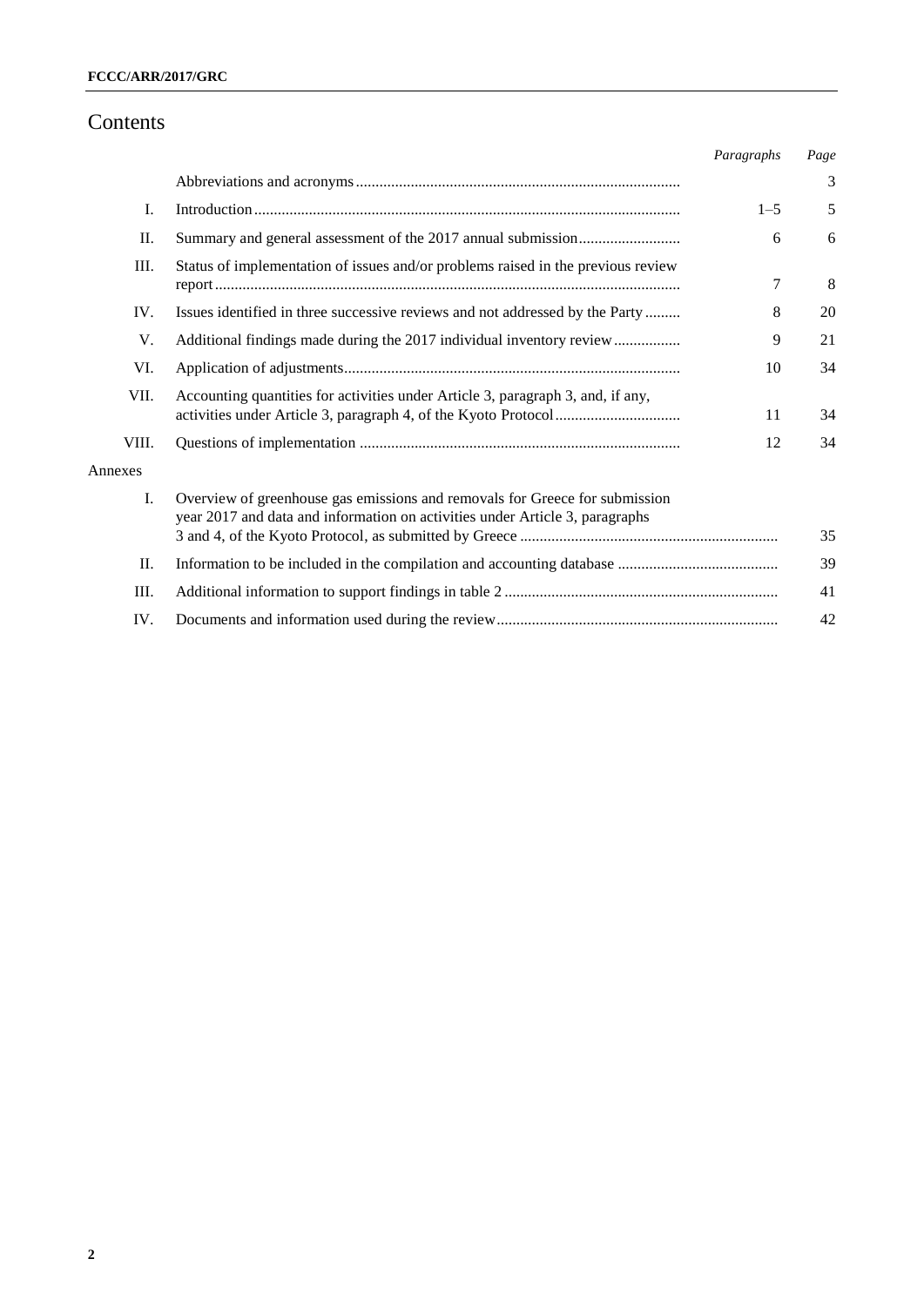# Contents

| | | *Paragraphs* | *Page* |
|---|---|---|---|
| | Abbreviations and acronyms | | 3 |
| I. | Introduction | 1–5 | 5 |
| II. | Summary and general assessment of the 2017 annual submission | 6 | 6 |
| III. | Status of implementation of issues and/or problems raised in the previous review report | 7 | 8 |
| IV. | Issues identified in three successive reviews and not addressed by the Party | 8 | 20 |
| V. | Additional findings made during the 2017 individual inventory review | 9 | 21 |
| VI. | Application of adjustments | 10 | 34 |
| VII. | Accounting quantities for activities under Article 3, paragraph 3, and, if any, activities under Article 3, paragraph 4, of the Kyoto Protocol | 11 | 34 |
| VIII. | Questions of implementation | 12 | 34 |
| Annexes | | | |
| I. | Overview of greenhouse gas emissions and removals for Greece for submission year 2017 and data and information on activities under Article 3, paragraphs 3 and 4, of the Kyoto Protocol, as submitted by Greece | | 35 |
| II. | Information to be included in the compilation and accounting database | | 39 |
| III. | Additional information to support findings in table 2 | | 41 |
| IV. | Documents and information used during the review | | 42 |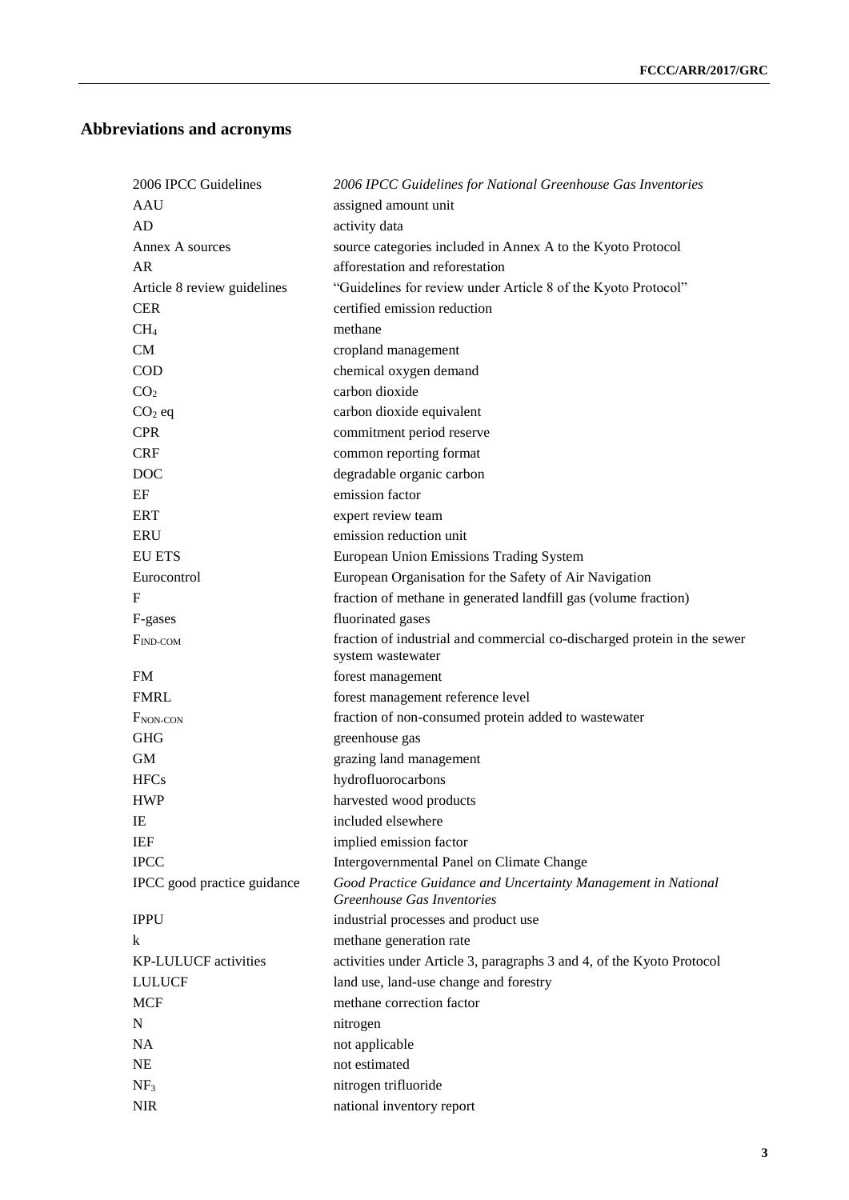## Abbreviations and acronyms

| | |
|---|---|
| 2006 IPCC Guidelines | *2006 IPCC Guidelines for National Greenhouse Gas Inventories* |
| AAU | assigned amount unit |
| AD | activity data |
| Annex A sources | source categories included in Annex A to the Kyoto Protocol |
| AR | afforestation and reforestation |
| Article 8 review guidelines | "Guidelines for review under Article 8 of the Kyoto Protocol" |
| CER | certified emission reduction |
| $CH_4$ | methane |
| CM | cropland management |
| COD | chemical oxygen demand |
| $CO_2$ | carbon dioxide |
| $CO_2$ eq | carbon dioxide equivalent |
| CPR | commitment period reserve |
| CRF | common reporting format |
| DOC | degradable organic carbon |
| EF | emission factor |
| ERT | expert review team |
| ERU | emission reduction unit |
| EU ETS | European Union Emissions Trading System |
| Eurocontrol | European Organisation for the Safety of Air Navigation |
| F | fraction of methane in generated landfill gas (volume fraction) |
| F-gases | fluorinated gases |
| $F_{IND-COM}$ | fraction of industrial and commercial co-discharged protein in the sewer system wastewater |
| FM | forest management |
| FMRL | forest management reference level |
| $F_{NON-CON}$ | fraction of non-consumed protein added to wastewater |
| GHG | greenhouse gas |
| GM | grazing land management |
| HFCs | hydrofluorocarbons |
| HWP | harvested wood products |
| IE | included elsewhere |
| IEF | implied emission factor |
| IPCC | Intergovernmental Panel on Climate Change |
| IPCC good practice guidance | *Good Practice Guidance and Uncertainty Management in National Greenhouse Gas Inventories* |
| IPPU | industrial processes and product use |
| k | methane generation rate |
| KP-LULUCF activities | activities under Article 3, paragraphs 3 and 4, of the Kyoto Protocol |
| LULUCF | land use, land-use change and forestry |
| MCF | methane correction factor |
| N | nitrogen |
| NA | not applicable |
| NE | not estimated |
| $NF_3$ | nitrogen trifluoride |
| NIR | national inventory report |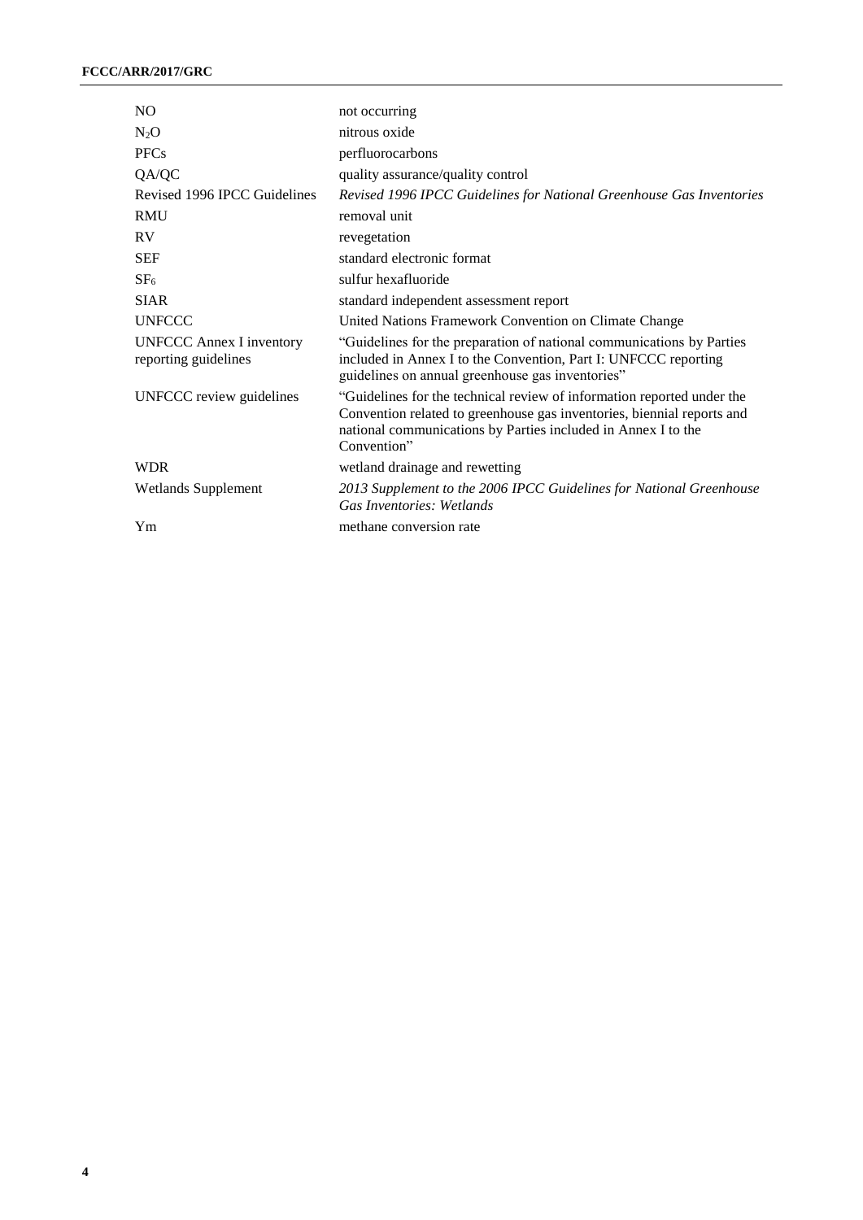| | |
|---|---|
| NO | not occurring |
| $N_2O$ | nitrous oxide |
| PFCs | perfluorocarbons |
| QA/QC | quality assurance/quality control |
| Revised 1996 IPCC Guidelines | *Revised 1996 IPCC Guidelines for National Greenhouse Gas Inventories* |
| RMU | removal unit |
| RV | revegetation |
| SEF | standard electronic format |
| $SF_6$ | sulfur hexafluoride |
| SIAR | standard independent assessment report |
| UNFCCC | United Nations Framework Convention on Climate Change |
| UNFCCC Annex I inventory reporting guidelines | "Guidelines for the preparation of national communications by Parties included in Annex I to the Convention, Part I: UNFCCC reporting guidelines on annual greenhouse gas inventories" |
| UNFCCC review guidelines | "Guidelines for the technical review of information reported under the Convention related to greenhouse gas inventories, biennial reports and national communications by Parties included in Annex I to the Convention" |
| WDR | wetland drainage and rewetting |
| Wetlands Supplement | *2013 Supplement to the 2006 IPCC Guidelines for National Greenhouse Gas Inventories: Wetlands* |
| Ym | methane conversion rate |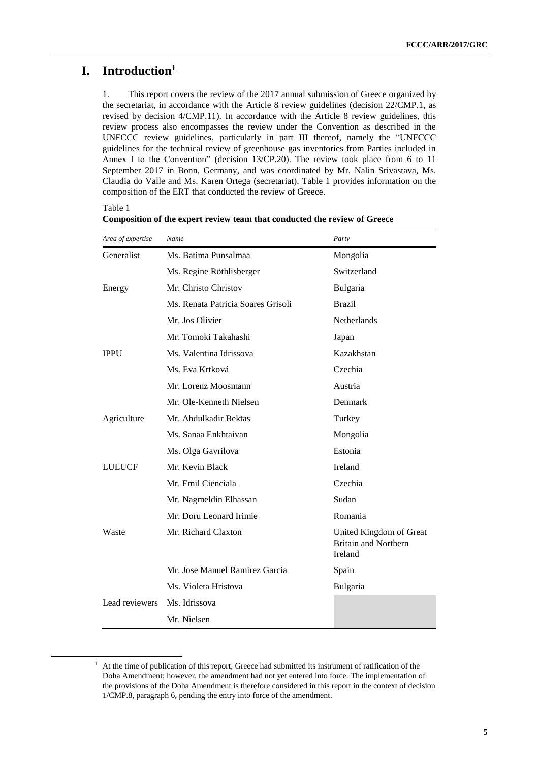# I. Introduction[1]

1. This report covers the review of the 2017 annual submission of Greece organized by the secretariat, in accordance with the Article 8 review guidelines (decision 22/CMP.1, as revised by decision 4/CMP.11). In accordance with the Article 8 review guidelines, this review process also encompasses the review under the Convention as described in the UNFCCC review guidelines, particularly in part III thereof, namely the "UNFCCC guidelines for the technical review of greenhouse gas inventories from Parties included in Annex I to the Convention" (decision 13/CP.20). The review took place from 6 to 11 September 2017 in Bonn, Germany, and was coordinated by Mr. Nalin Srivastava, Ms. Claudia do Valle and Ms. Karen Ortega (secretariat). Table 1 provides information on the composition of the ERT that conducted the review of Greece.

Table 1
**Composition of the expert review team that conducted the review of Greece**

| *Area of expertise* | *Name* | *Party* |
|---|---|---|
| Generalist | Ms. Batima Punsalmaa | Mongolia |
| | Ms. Regine Röthlisberger | Switzerland |
| Energy | Mr. Christo Christov | Bulgaria |
| | Ms. Renata Patricia Soares Grisoli | Brazil |
| | Mr. Jos Olivier | Netherlands |
| | Mr. Tomoki Takahashi | Japan |
| IPPU | Ms. Valentina Idrissova | Kazakhstan |
| | Ms. Eva Krtková | Czechia |
| | Mr. Lorenz Moosmann | Austria |
| | Mr. Ole-Kenneth Nielsen | Denmark |
| Agriculture | Mr. Abdulkadir Bektas | Turkey |
| | Ms. Sanaa Enkhtaivan | Mongolia |
| | Ms. Olga Gavrilova | Estonia |
| LULUCF | Mr. Kevin Black | Ireland |
| | Mr. Emil Cienciala | Czechia |
| | Mr. Nagmeldin Elhassan | Sudan |
| | Mr. Doru Leonard Irimie | Romania |
| Waste | Mr. Richard Claxton | United Kingdom of Great Britain and Northern Ireland |
| | Mr. Jose Manuel Ramirez Garcia | Spain |
| | Ms. Violeta Hristova | Bulgaria |
| Lead reviewers | Ms. Idrissova | |
| | Mr. Nielsen | |

[1] At the time of publication of this report, Greece had submitted its instrument of ratification of the Doha Amendment; however, the amendment had not yet entered into force. The implementation of the provisions of the Doha Amendment is therefore considered in this report in the context of decision 1/CMP.8, paragraph 6, pending the entry into force of the amendment.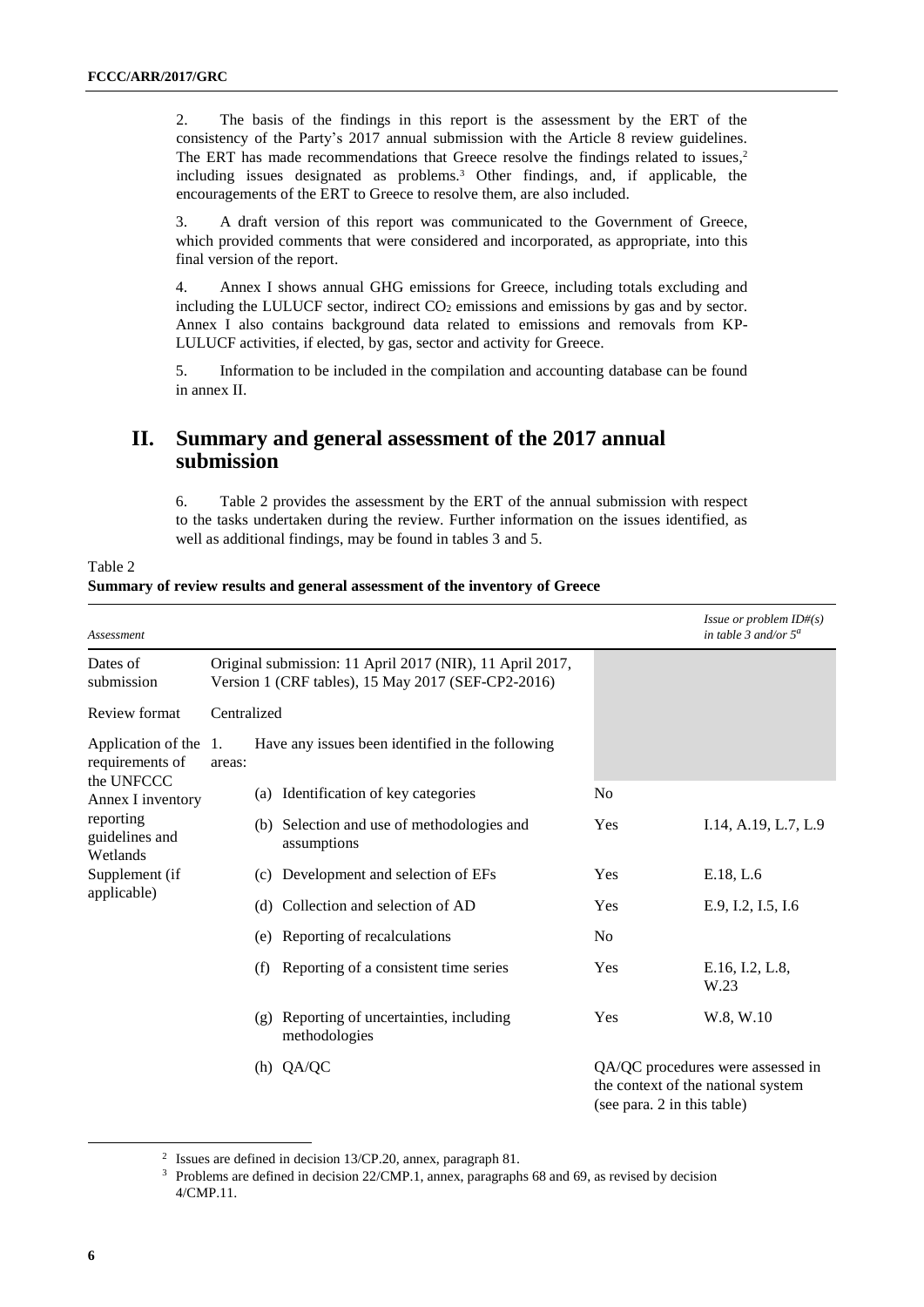2. The basis of the findings in this report is the assessment by the ERT of the consistency of the Party's 2017 annual submission with the Article 8 review guidelines. The ERT has made recommendations that Greece resolve the findings related to issues,[2] including issues designated as problems.[3] Other findings, and, if applicable, the encouragements of the ERT to Greece to resolve them, are also included.

3. A draft version of this report was communicated to the Government of Greece, which provided comments that were considered and incorporated, as appropriate, into this final version of the report.

4. Annex I shows annual GHG emissions for Greece, including totals excluding and including the LULUCF sector, indirect $CO_2$ emissions and emissions by gas and by sector. Annex I also contains background data related to emissions and removals from KP-LULUCF activities, if elected, by gas, sector and activity for Greece.

5. Information to be included in the compilation and accounting database can be found in annex II.

# II. Summary and general assessment of the 2017 annual submission

6. Table 2 provides the assessment by the ERT of the annual submission with respect to the tasks undertaken during the review. Further information on the issues identified, as well as additional findings, may be found in tables 3 and 5.

Table 2
**Summary of review results and general assessment of the inventory of Greece**

| *Assessment* | | | *Issue or problem ID#(s) in table 3 and/or 5[a]* |
|---|---|---|---|
| Dates of submission | Original submission: 11 April 2017 (NIR), 11 April 2017, Version 1 (CRF tables), 15 May 2017 (SEF-CP2-2016) | | |
| Review format | Centralized | | |
| Application of the requirements of the UNFCCC Annex I inventory reporting guidelines and Wetlands Supplement (if applicable) | 1. Have any issues been identified in the following areas: | | |
| | (a) Identification of key categories | No | |
| | (b) Selection and use of methodologies and assumptions | Yes | I.14, A.19, L.7, L.9 |
| | (c) Development and selection of EFs | Yes | E.18, L.6 |
| | (d) Collection and selection of AD | Yes | E.9, I.2, I.5, I.6 |
| | (e) Reporting of recalculations | No | |
| | (f) Reporting of a consistent time series | Yes | E.16, I.2, L.8, W.23 |
| | (g) Reporting of uncertainties, including methodologies | Yes | W.8, W.10 |
| | (h) QA/QC | QA/QC procedures were assessed in the context of the national system (see para. 2 in this table) | |

[2] Issues are defined in decision 13/CP.20, annex, paragraph 81.

[3] Problems are defined in decision 22/CMP.1, annex, paragraphs 68 and 69, as revised by decision 4/CMP.11.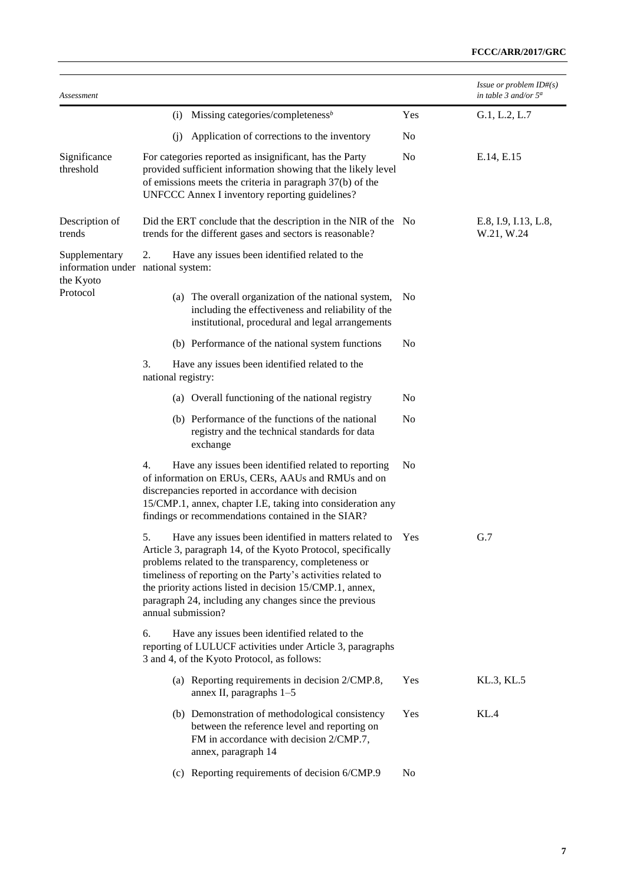| *Assessment* | | | *Issue or problem ID#(s) in table 3 and/or 5[a]* |
|---|---|---|---|
| | (i) Missing categories/completeness[b] | Yes | G.1, L.2, L.7 |
| | (j) Application of corrections to the inventory | No | |
| Significance threshold | For categories reported as insignificant, has the Party provided sufficient information showing that the likely level of emissions meets the criteria in paragraph 37(b) of the UNFCCC Annex I inventory reporting guidelines? | No | E.14, E.15 |
| Description of trends | Did the ERT conclude that the description in the NIR of the trends for the different gases and sectors is reasonable? | No | E.8, I.9, I.13, L.8, W.21, W.24 |
| Supplementary information under the Kyoto Protocol | 2. Have any issues been identified related to the national system: | | |
| | (a) The overall organization of the national system, including the effectiveness and reliability of the institutional, procedural and legal arrangements | No | |
| | (b) Performance of the national system functions | No | |
| | 3. Have any issues been identified related to the national registry: | | |
| | (a) Overall functioning of the national registry | No | |
| | (b) Performance of the functions of the national registry and the technical standards for data exchange | No | |
| | 4. Have any issues been identified related to reporting of information on ERUs, CERs, AAUs and RMUs and on discrepancies reported in accordance with decision 15/CMP.1, annex, chapter I.E, taking into consideration any findings or recommendations contained in the SIAR? | No | |
| | 5. Have any issues been identified in matters related to Article 3, paragraph 14, of the Kyoto Protocol, specifically problems related to the transparency, completeness or timeliness of reporting on the Party's activities related to the priority actions listed in decision 15/CMP.1, annex, paragraph 24, including any changes since the previous annual submission? | Yes | G.7 |
| | 6. Have any issues been identified related to the reporting of LULUCF activities under Article 3, paragraphs 3 and 4, of the Kyoto Protocol, as follows: | | |
| | (a) Reporting requirements in decision 2/CMP.8, annex II, paragraphs 1–5 | Yes | KL.3, KL.5 |
| | (b) Demonstration of methodological consistency between the reference level and reporting on FM in accordance with decision 2/CMP.7, annex, paragraph 14 | Yes | KL.4 |
| | (c) Reporting requirements of decision 6/CMP.9 | No | |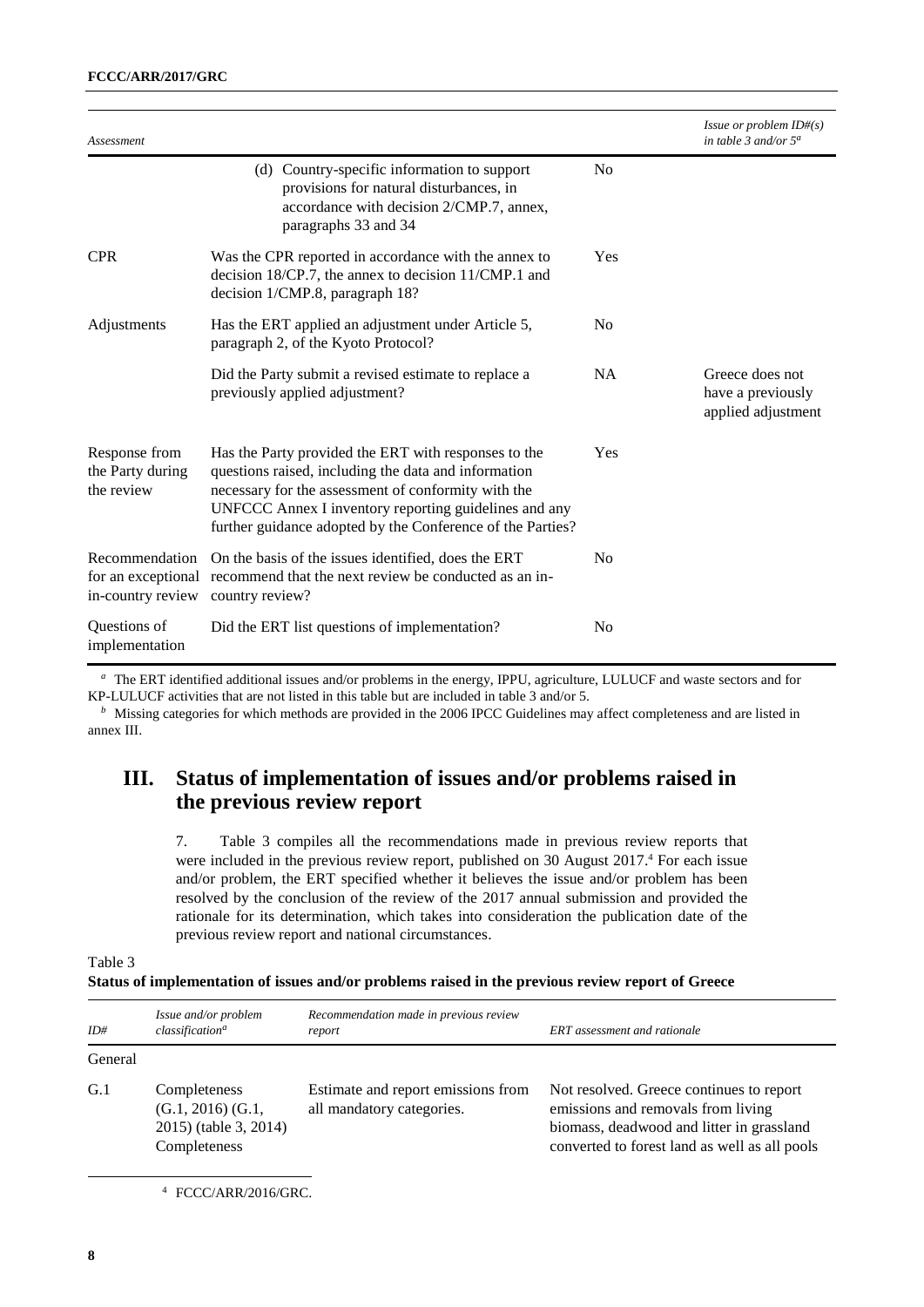| *Assessment* | | | *Issue or problem ID#(s) in table 3 and/or 5[a]* |
|---|---|---|---|
| | (d) Country-specific information to support provisions for natural disturbances, in accordance with decision 2/CMP.7, annex, paragraphs 33 and 34 | No | |
| CPR | Was the CPR reported in accordance with the annex to decision 18/CP.7, the annex to decision 11/CMP.1 and decision 1/CMP.8, paragraph 18? | Yes | |
| Adjustments | Has the ERT applied an adjustment under Article 5, paragraph 2, of the Kyoto Protocol? | No | |
| | Did the Party submit a revised estimate to replace a previously applied adjustment? | NA | Greece does not have a previously applied adjustment |
| Response from the Party during the review | Has the Party provided the ERT with responses to the questions raised, including the data and information necessary for the assessment of conformity with the UNFCCC Annex I inventory reporting guidelines and any further guidance adopted by the Conference of the Parties? | Yes | |
| Recommendation for an exceptional in-country review | On the basis of the issues identified, does the ERT recommend that the next review be conducted as an in-country review? | No | |
| Questions of implementation | Did the ERT list questions of implementation? | No | |

[a] The ERT identified additional issues and/or problems in the energy, IPPU, agriculture, LULUCF and waste sectors and for KP-LULUCF activities that are not listed in this table but are included in table 3 and/or 5.

[b] Missing categories for which methods are provided in the 2006 IPCC Guidelines may affect completeness and are listed in annex III.

## III. Status of implementation of issues and/or problems raised in the previous review report

7. Table 3 compiles all the recommendations made in previous review reports that were included in the previous review report, published on 30 August 2017.[4] For each issue and/or problem, the ERT specified whether it believes the issue and/or problem has been resolved by the conclusion of the review of the 2017 annual submission and provided the rationale for its determination, which takes into consideration the publication date of the previous review report and national circumstances.

Table 3
**Status of implementation of issues and/or problems raised in the previous review report of Greece**

| *ID#* | *Issue and/or problem classification[a]* | *Recommendation made in previous review report* | *ERT assessment and rationale* |
|---|---|---|---|
| General | | | |
| G.1 | Completeness (G.1, 2016) (G.1, 2015) (table 3, 2014) Completeness | Estimate and report emissions from all mandatory categories. | Not resolved. Greece continues to report emissions and removals from living biomass, deadwood and litter in grassland converted to forest land as well as all pools |

[4] FCCC/ARR/2016/GRC.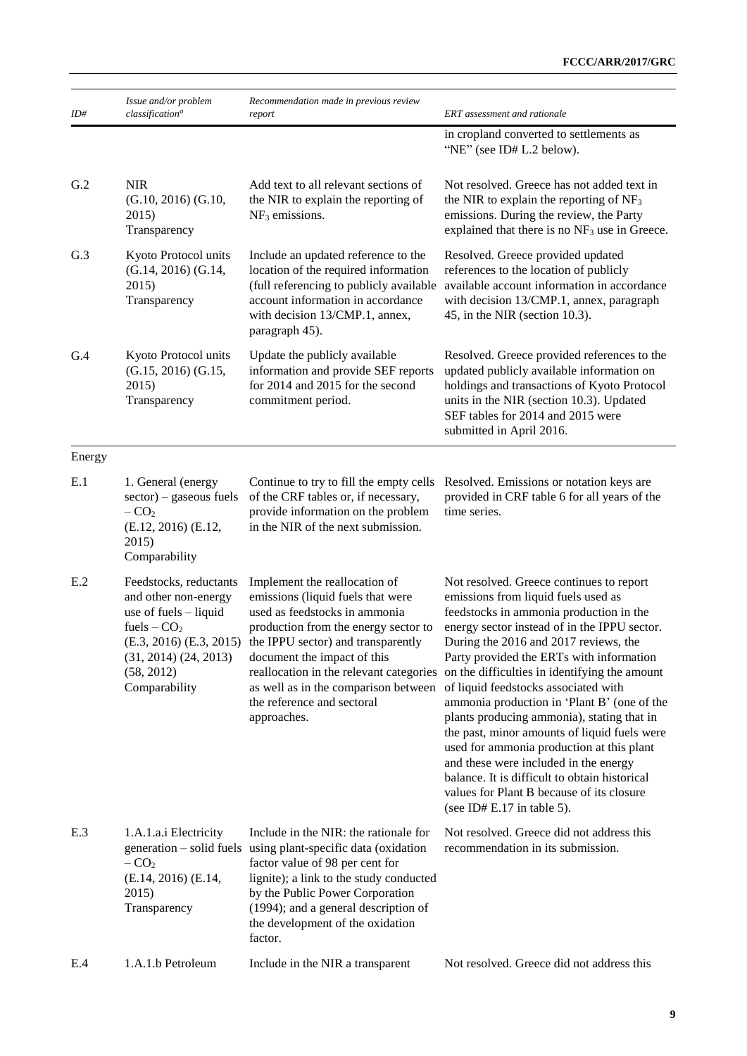| ID# | Issue and/or problem classification[a] | Recommendation made in previous review report | ERT assessment and rationale |
|---|---|---|---|
| | | | in cropland converted to settlements as "NE" (see ID# L.2 below). |
| G.2 | NIR (G.10, 2016) (G.10, 2015) Transparency | Add text to all relevant sections of the NIR to explain the reporting of $NF_3$ emissions. | Not resolved. Greece has not added text in the NIR to explain the reporting of $NF_3$ emissions. During the review, the Party explained that there is no $NF_3$ use in Greece. |
| G.3 | Kyoto Protocol units (G.14, 2016) (G.14, 2015) Transparency | Include an updated reference to the location of the required information (full referencing to publicly available account information in accordance with decision 13/CMP.1, annex, paragraph 45). | Resolved. Greece provided updated references to the location of publicly available account information in accordance with decision 13/CMP.1, annex, paragraph 45, in the NIR (section 10.3). |
| G.4 | Kyoto Protocol units (G.15, 2016) (G.15, 2015) Transparency | Update the publicly available information and provide SEF reports for 2014 and 2015 for the second commitment period. | Resolved. Greece provided references to the updated publicly available information on holdings and transactions of Kyoto Protocol units in the NIR (section 10.3). Updated SEF tables for 2014 and 2015 were submitted in April 2016. |
| Energy | | | |
| E.1 | 1. General (energy sector) – gaseous fuels – $CO_2$ (E.12, 2016) (E.12, 2015) Comparability | Continue to try to fill the empty cells of the CRF tables or, if necessary, provide information on the problem in the NIR of the next submission. | Resolved. Emissions or notation keys are provided in CRF table 6 for all years of the time series. |
| E.2 | Feedstocks, reductants and other non-energy use of fuels – liquid fuels – $CO_2$ (E.3, 2016) (E.3, 2015) (31, 2014) (24, 2013) (58, 2012) Comparability | Implement the reallocation of emissions (liquid fuels that were used as feedstocks in ammonia production from the energy sector to the IPPU sector) and transparently document the impact of this reallocation in the relevant categories as well as in the comparison between the reference and sectoral approaches. | Not resolved. Greece continues to report emissions from liquid fuels used as feedstocks in ammonia production in the energy sector instead of in the IPPU sector. During the 2016 and 2017 reviews, the Party provided the ERTs with information on the difficulties in identifying the amount of liquid feedstocks associated with ammonia production in 'Plant B' (one of the plants producing ammonia), stating that in the past, minor amounts of liquid fuels were used for ammonia production at this plant and these were included in the energy balance. It is difficult to obtain historical values for Plant B because of its closure (see ID# E.17 in table 5). |
| E.3 | 1.A.1.a.i Electricity generation – solid fuels – $CO_2$ (E.14, 2016) (E.14, 2015) Transparency | Include in the NIR: the rationale for using plant-specific data (oxidation factor value of 98 per cent for lignite); a link to the study conducted by the Public Power Corporation (1994); and a general description of the development of the oxidation factor. | Not resolved. Greece did not address this recommendation in its submission. |
| E.4 | 1.A.1.b Petroleum | Include in the NIR a transparent | Not resolved. Greece did not address this |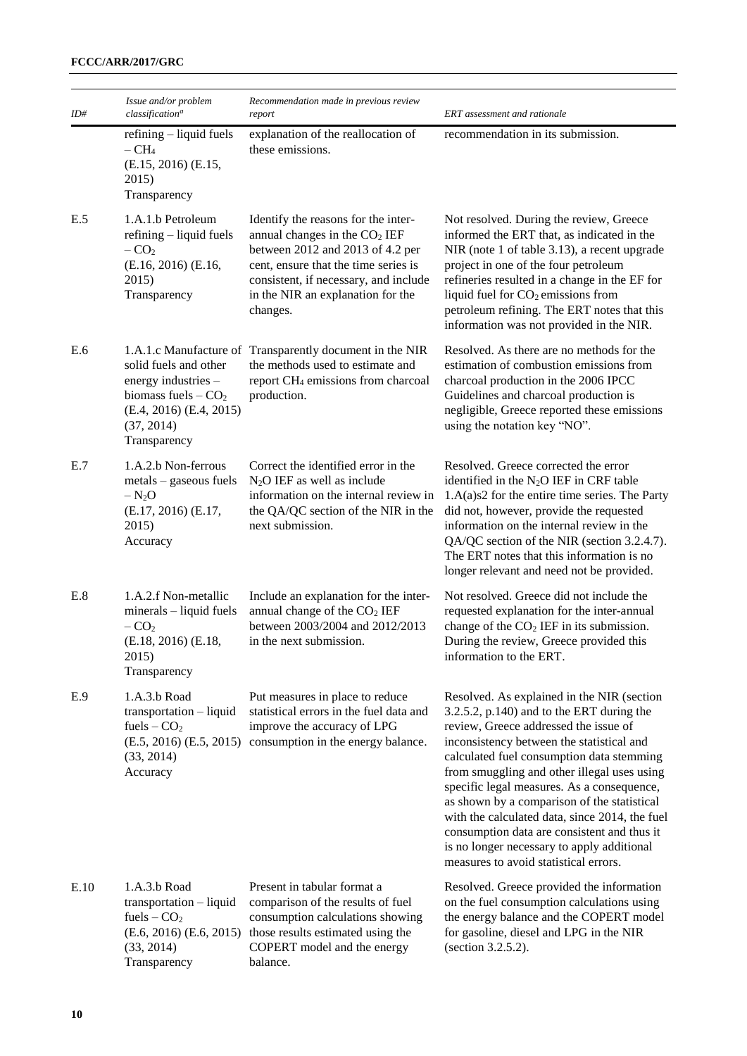| ID# | *Issue and/or problem classification*[a] | *Recommendation made in previous review report* | *ERT assessment and rationale* |
|---|---|---|---|
| | refining – liquid fuels – $CH_4$ (E.15, 2016) (E.15, 2015) Transparency | explanation of the reallocation of these emissions. | recommendation in its submission. |
| E.5 | 1.A.1.b Petroleum refining – liquid fuels – $CO_2$ (E.16, 2016) (E.16, 2015) Transparency | Identify the reasons for the inter-annual changes in the $CO_2$ IEF between 2012 and 2013 of 4.2 per cent, ensure that the time series is consistent, if necessary, and include in the NIR an explanation for the changes. | Not resolved. During the review, Greece informed the ERT that, as indicated in the NIR (note 1 of table 3.13), a recent upgrade project in one of the four petroleum refineries resulted in a change in the EF for liquid fuel for $CO_2$ emissions from petroleum refining. The ERT notes that this information was not provided in the NIR. |
| E.6 | 1.A.1.c Manufacture of solid fuels and other energy industries – biomass fuels – $CO_2$ (E.4, 2016) (E.4, 2015) (37, 2014) Transparency | Transparently document in the NIR the methods used to estimate and report $CH_4$ emissions from charcoal production. | Resolved. As there are no methods for the estimation of combustion emissions from charcoal production in the 2006 IPCC Guidelines and charcoal production is negligible, Greece reported these emissions using the notation key "NO". |
| E.7 | 1.A.2.b Non-ferrous metals – gaseous fuels – $N_2O$ (E.17, 2016) (E.17, 2015) Accuracy | Correct the identified error in the $N_2O$ IEF as well as include information on the internal review in the QA/QC section of the NIR in the next submission. | Resolved. Greece corrected the error identified in the $N_2O$ IEF in CRF table 1.A(a)s2 for the entire time series. The Party did not, however, provide the requested information on the internal review in the QA/QC section of the NIR (section 3.2.4.7). The ERT notes that this information is no longer relevant and need not be provided. |
| E.8 | 1.A.2.f Non-metallic minerals – liquid fuels – $CO_2$ (E.18, 2016) (E.18, 2015) Transparency | Include an explanation for the inter-annual change of the $CO_2$ IEF between 2003/2004 and 2012/2013 in the next submission. | Not resolved. Greece did not include the requested explanation for the inter-annual change of the $CO_2$ IEF in its submission. During the review, Greece provided this information to the ERT. |
| E.9 | 1.A.3.b Road transportation – liquid fuels – $CO_2$ (E.5, 2016) (E.5, 2015) (33, 2014) Accuracy | Put measures in place to reduce statistical errors in the fuel data and improve the accuracy of LPG consumption in the energy balance. | Resolved. As explained in the NIR (section 3.2.5.2, p.140) and to the ERT during the review, Greece addressed the issue of inconsistency between the statistical and calculated fuel consumption data stemming from smuggling and other illegal uses using specific legal measures. As a consequence, as shown by a comparison of the statistical with the calculated data, since 2014, the fuel consumption data are consistent and thus it is no longer necessary to apply additional measures to avoid statistical errors. |
| E.10 | 1.A.3.b Road transportation – liquid fuels – $CO_2$ (E.6, 2016) (E.6, 2015) (33, 2014) Transparency | Present in tabular format a comparison of the results of fuel consumption calculations showing those results estimated using the COPERT model and the energy balance. | Resolved. Greece provided the information on the fuel consumption calculations using the energy balance and the COPERT model for gasoline, diesel and LPG in the NIR (section 3.2.5.2). |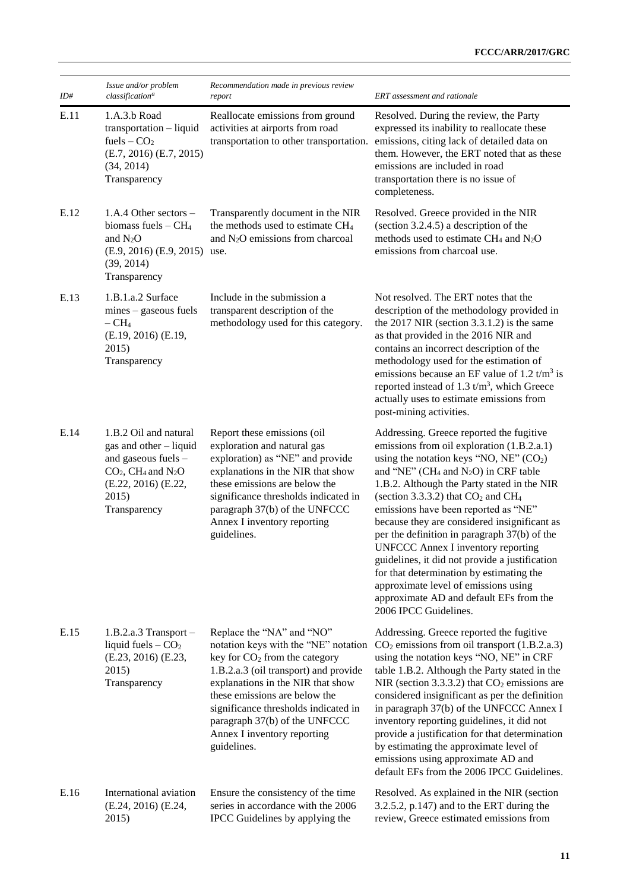| ID# | Issue and/or problem classification[a] | Recommendation made in previous review report | ERT assessment and rationale |
|---|---|---|---|
| E.11 | 1.A.3.b Road transportation – liquid fuels – $CO_2$ (E.7, 2016) (E.7, 2015) (34, 2014) Transparency | Reallocate emissions from ground activities at airports from road transportation to other transportation. | Resolved. During the review, the Party expressed its inability to reallocate these emissions, citing lack of detailed data on them. However, the ERT noted that as these emissions are included in road transportation there is no issue of completeness. |
| E.12 | 1.A.4 Other sectors – biomass fuels – $CH_4$ and $N_2O$ (E.9, 2016) (E.9, 2015) (39, 2014) Transparency | Transparently document in the NIR the methods used to estimate $CH_4$ and $N_2O$ emissions from charcoal use. | Resolved. Greece provided in the NIR (section 3.2.4.5) a description of the methods used to estimate $CH_4$ and $N_2O$ emissions from charcoal use. |
| E.13 | 1.B.1.a.2 Surface mines – gaseous fuels – $CH_4$ (E.19, 2016) (E.19, 2015) Transparency | Include in the submission a transparent description of the methodology used for this category. | Not resolved. The ERT notes that the description of the methodology provided in the 2017 NIR (section 3.3.1.2) is the same as that provided in the 2016 NIR and contains an incorrect description of the methodology used for the estimation of emissions because an EF value of 1.2 $t/m^3$ is reported instead of 1.3 $t/m^3$, which Greece actually uses to estimate emissions from post-mining activities. |
| E.14 | 1.B.2 Oil and natural gas and other – liquid and gaseous fuels – $CO_2$, $CH_4$ and $N_2O$ (E.22, 2016) (E.22, 2015) Transparency | Report these emissions (oil exploration and natural gas exploration) as "NE" and provide explanations in the NIR that show these emissions are below the significance thresholds indicated in paragraph 37(b) of the UNFCCC Annex I inventory reporting guidelines. | Addressing. Greece reported the fugitive emissions from oil exploration (1.B.2.a.1) using the notation keys "NO, NE" ($CO_2$) and "NE" ($CH_4$ and $N_2O$) in CRF table 1.B.2. Although the Party stated in the NIR (section 3.3.3.2) that $CO_2$ and $CH_4$ emissions have been reported as "NE" because they are considered insignificant as per the definition in paragraph 37(b) of the UNFCCC Annex I inventory reporting guidelines, it did not provide a justification for that determination by estimating the approximate level of emissions using approximate AD and default EFs from the 2006 IPCC Guidelines. |
| E.15 | 1.B.2.a.3 Transport – liquid fuels – $CO_2$ (E.23, 2016) (E.23, 2015) Transparency | Replace the "NA" and "NO" notation keys with the "NE" notation key for $CO_2$ from the category 1.B.2.a.3 (oil transport) and provide explanations in the NIR that show these emissions are below the significance thresholds indicated in paragraph 37(b) of the UNFCCC Annex I inventory reporting guidelines. | Addressing. Greece reported the fugitive $CO_2$ emissions from oil transport (1.B.2.a.3) using the notation keys "NO, NE" in CRF table 1.B.2. Although the Party stated in the NIR (section 3.3.3.2) that $CO_2$ emissions are considered insignificant as per the definition in paragraph 37(b) of the UNFCCC Annex I inventory reporting guidelines, it did not provide a justification for that determination by estimating the approximate level of emissions using approximate AD and default EFs from the 2006 IPCC Guidelines. |
| E.16 | International aviation (E.24, 2016) (E.24, 2015) | Ensure the consistency of the time series in accordance with the 2006 IPCC Guidelines by applying the | Resolved. As explained in the NIR (section 3.2.5.2, p.147) and to the ERT during the review, Greece estimated emissions from |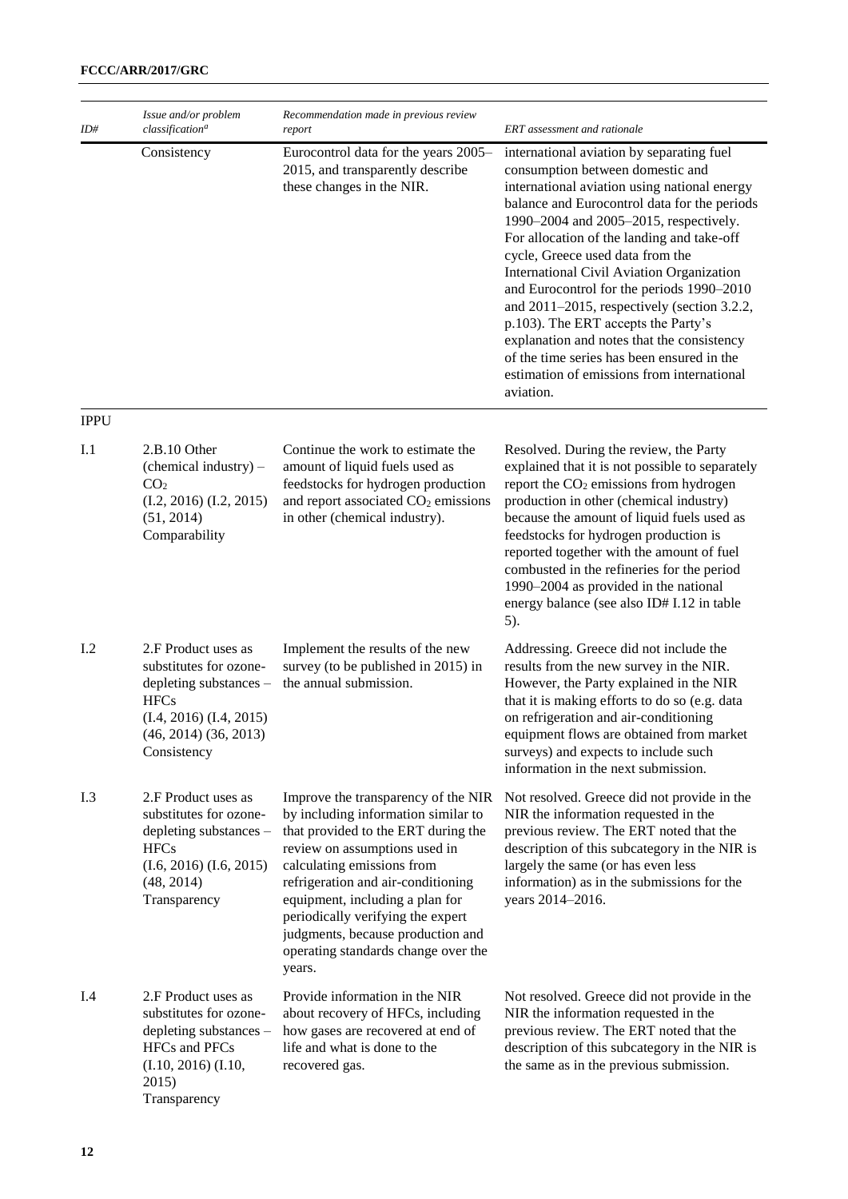| ID# | Issue and/or problem classification[a] | Recommendation made in previous review report | ERT assessment and rationale |
|---|---|---|---|
| | Consistency | Eurocontrol data for the years 2005–2015, and transparently describe these changes in the NIR. | international aviation by separating fuel consumption between domestic and international aviation using national energy balance and Eurocontrol data for the periods 1990–2004 and 2005–2015, respectively. For allocation of the landing and take-off cycle, Greece used data from the International Civil Aviation Organization and Eurocontrol for the periods 1990–2010 and 2011–2015, respectively (section 3.2.2, p.103). The ERT accepts the Party's explanation and notes that the consistency of the time series has been ensured in the estimation of emissions from international aviation. |
| IPPU | | | |
| I.1 | 2.B.10 Other (chemical industry) – $CO_2$ (I.2, 2016) (I.2, 2015) (51, 2014) Comparability | Continue the work to estimate the amount of liquid fuels used as feedstocks for hydrogen production and report associated $CO_2$ emissions in other (chemical industry). | Resolved. During the review, the Party explained that it is not possible to separately report the $CO_2$ emissions from hydrogen production in other (chemical industry) because the amount of liquid fuels used as feedstocks for hydrogen production is reported together with the amount of fuel combusted in the refineries for the period 1990–2004 as provided in the national energy balance (see also ID# I.12 in table 5). |
| I.2 | 2.F Product uses as substitutes for ozone-depleting substances – HFCs (I.4, 2016) (I.4, 2015) (46, 2014) (36, 2013) Consistency | Implement the results of the new survey (to be published in 2015) in the annual submission. | Addressing. Greece did not include the results from the new survey in the NIR. However, the Party explained in the NIR that it is making efforts to do so (e.g. data on refrigeration and air-conditioning equipment flows are obtained from market surveys) and expects to include such information in the next submission. |
| I.3 | 2.F Product uses as substitutes for ozone-depleting substances – HFCs (I.6, 2016) (I.6, 2015) (48, 2014) Transparency | Improve the transparency of the NIR by including information similar to that provided to the ERT during the review on assumptions used in calculating emissions from refrigeration and air-conditioning equipment, including a plan for periodically verifying the expert judgments, because production and operating standards change over the years. | Not resolved. Greece did not provide in the NIR the information requested in the previous review. The ERT noted that the description of this subcategory in the NIR is largely the same (or has even less information) as in the submissions for the years 2014–2016. |
| I.4 | 2.F Product uses as substitutes for ozone-depleting substances – HFCs and PFCs (I.10, 2016) (I.10, 2015) Transparency | Provide information in the NIR about recovery of HFCs, including how gases are recovered at end of life and what is done to the recovered gas. | Not resolved. Greece did not provide in the NIR the information requested in the previous review. The ERT noted that the description of this subcategory in the NIR is the same as in the previous submission. |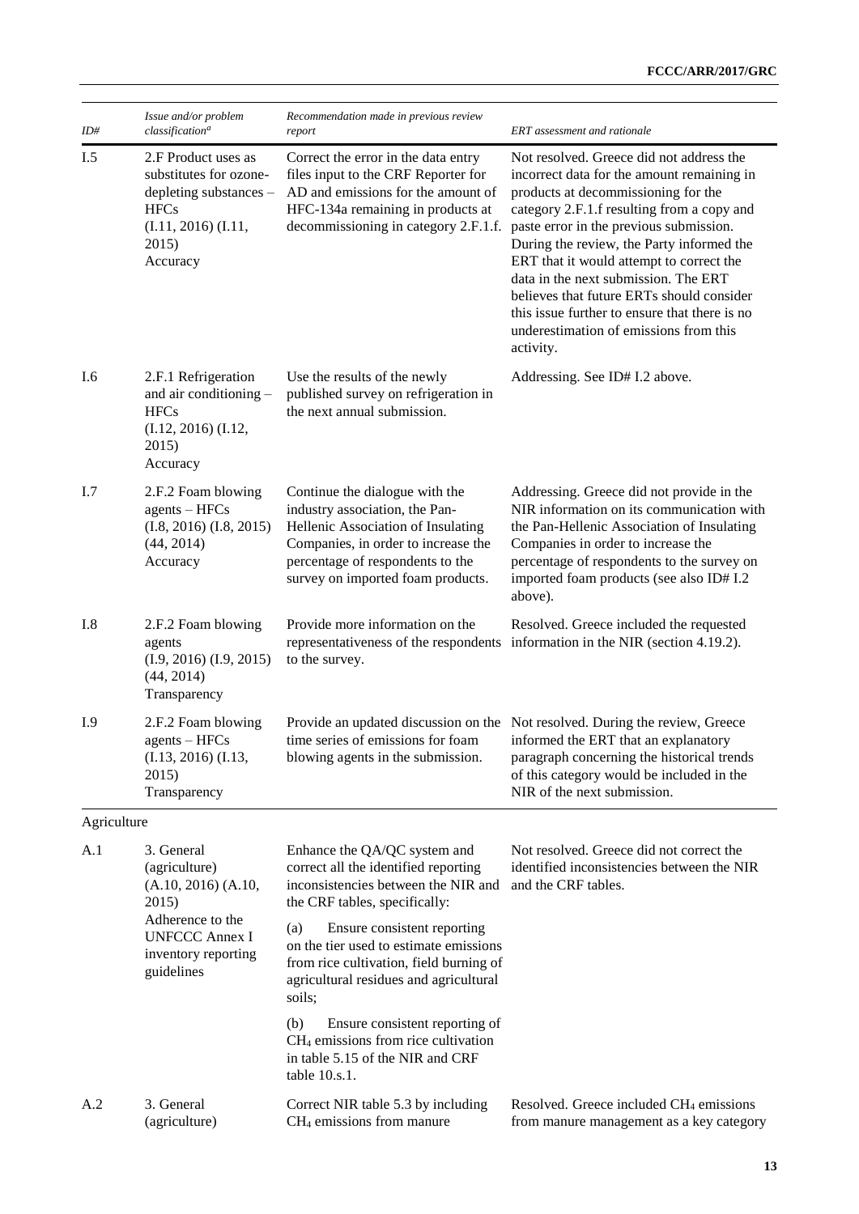| ID# | Issue and/or problem classification[a] | Recommendation made in previous review report | ERT assessment and rationale |
|---|---|---|---|
| I.5 | 2.F Product uses as substitutes for ozone-depleting substances – HFCs (I.11, 2016) (I.11, 2015) Accuracy | Correct the error in the data entry files input to the CRF Reporter for AD and emissions for the amount of HFC-134a remaining in products at decommissioning in category 2.F.1.f. | Not resolved. Greece did not address the incorrect data for the amount remaining in products at decommissioning for the category 2.F.1.f resulting from a copy and paste error in the previous submission. During the review, the Party informed the ERT that it would attempt to correct the data in the next submission. The ERT believes that future ERTs should consider this issue further to ensure that there is no underestimation of emissions from this activity. |
| I.6 | 2.F.1 Refrigeration and air conditioning – HFCs (I.12, 2016) (I.12, 2015) Accuracy | Use the results of the newly published survey on refrigeration in the next annual submission. | Addressing. See ID# I.2 above. |
| I.7 | 2.F.2 Foam blowing agents – HFCs (I.8, 2016) (I.8, 2015) (44, 2014) Accuracy | Continue the dialogue with the industry association, the Pan-Hellenic Association of Insulating Companies, in order to increase the percentage of respondents to the survey on imported foam products. | Addressing. Greece did not provide in the NIR information on its communication with the Pan-Hellenic Association of Insulating Companies in order to increase the percentage of respondents to the survey on imported foam products (see also ID# I.2 above). |
| I.8 | 2.F.2 Foam blowing agents (I.9, 2016) (I.9, 2015) (44, 2014) Transparency | Provide more information on the representativeness of the respondents to the survey. | Resolved. Greece included the requested information in the NIR (section 4.19.2). |
| I.9 | 2.F.2 Foam blowing agents – HFCs (I.13, 2016) (I.13, 2015) Transparency | Provide an updated discussion on the time series of emissions for foam blowing agents in the submission. | Not resolved. During the review, Greece informed the ERT that an explanatory paragraph concerning the historical trends of this category would be included in the NIR of the next submission. |
| Agriculture | | | |
| A.1 | 3. General (agriculture) (A.10, 2016) (A.10, 2015) Adherence to the UNFCCC Annex I inventory reporting guidelines | Enhance the QA/QC system and correct all the identified reporting inconsistencies between the NIR and the CRF tables, specifically:<br>(a) Ensure consistent reporting on the tier used to estimate emissions from rice cultivation, field burning of agricultural residues and agricultural soils;<br>(b) Ensure consistent reporting of $CH_4$ emissions from rice cultivation in table 5.15 of the NIR and CRF table 10.s.1. | Not resolved. Greece did not correct the identified inconsistencies between the NIR and the CRF tables. |
| A.2 | 3. General (agriculture) | Correct NIR table 5.3 by including $CH_4$ emissions from manure | Resolved. Greece included $CH_4$ emissions from manure management as a key category |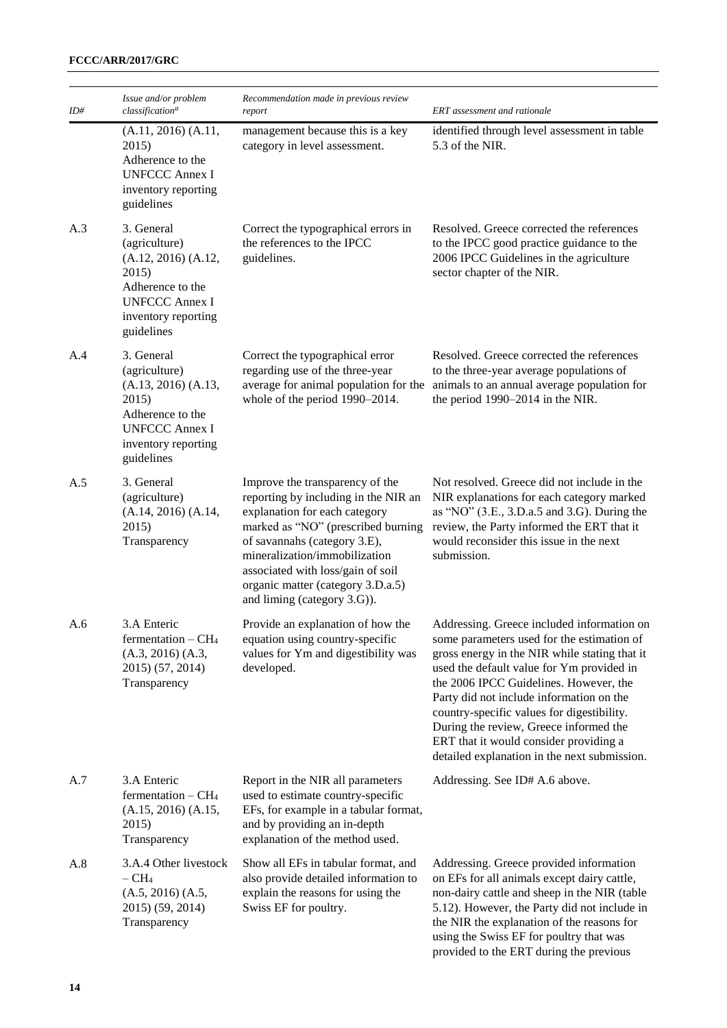| ID# | Issue and/or problem classification[a] | Recommendation made in previous review report | ERT assessment and rationale |
| --- | --- | --- | --- |
| | (A.11, 2016) (A.11, 2015) Adherence to the UNFCCC Annex I inventory reporting guidelines | management because this is a key category in level assessment. | identified through level assessment in table 5.3 of the NIR. |
| A.3 | 3. General (agriculture) (A.12, 2016) (A.12, 2015) Adherence to the UNFCCC Annex I inventory reporting guidelines | Correct the typographical errors in the references to the IPCC guidelines. | Resolved. Greece corrected the references to the IPCC good practice guidance to the 2006 IPCC Guidelines in the agriculture sector chapter of the NIR. |
| A.4 | 3. General (agriculture) (A.13, 2016) (A.13, 2015) Adherence to the UNFCCC Annex I inventory reporting guidelines | Correct the typographical error regarding use of the three-year average for animal population for the whole of the period 1990–2014. | Resolved. Greece corrected the references to the three-year average populations of animals to an annual average population for the period 1990–2014 in the NIR. |
| A.5 | 3. General (agriculture) (A.14, 2016) (A.14, 2015) Transparency | Improve the transparency of the reporting by including in the NIR an explanation for each category marked as "NO" (prescribed burning of savannahs (category 3.E), mineralization/immobilization associated with loss/gain of soil organic matter (category 3.D.a.5) and liming (category 3.G)). | Not resolved. Greece did not include in the NIR explanations for each category marked as "NO" (3.E., 3.D.a.5 and 3.G). During the review, the Party informed the ERT that it would reconsider this issue in the next submission. |
| A.6 | 3.A Enteric fermentation – $CH_4$ (A.3, 2016) (A.3, 2015) (57, 2014) Transparency | Provide an explanation of how the equation using country-specific values for Ym and digestibility was developed. | Addressing. Greece included information on some parameters used for the estimation of gross energy in the NIR while stating that it used the default value for Ym provided in the 2006 IPCC Guidelines. However, the Party did not include information on the country-specific values for digestibility. During the review, Greece informed the ERT that it would consider providing a detailed explanation in the next submission. |
| A.7 | 3.A Enteric fermentation – $CH_4$ (A.15, 2016) (A.15, 2015) Transparency | Report in the NIR all parameters used to estimate country-specific EFs, for example in a tabular format, and by providing an in-depth explanation of the method used. | Addressing. See ID# A.6 above. |
| A.8 | 3.A.4 Other livestock – $CH_4$ (A.5, 2016) (A.5, 2015) (59, 2014) Transparency | Show all EFs in tabular format, and also provide detailed information to explain the reasons for using the Swiss EF for poultry. | Addressing. Greece provided information on EFs for all animals except dairy cattle, non-dairy cattle and sheep in the NIR (table 5.12). However, the Party did not include in the NIR the explanation of the reasons for using the Swiss EF for poultry that was provided to the ERT during the previous |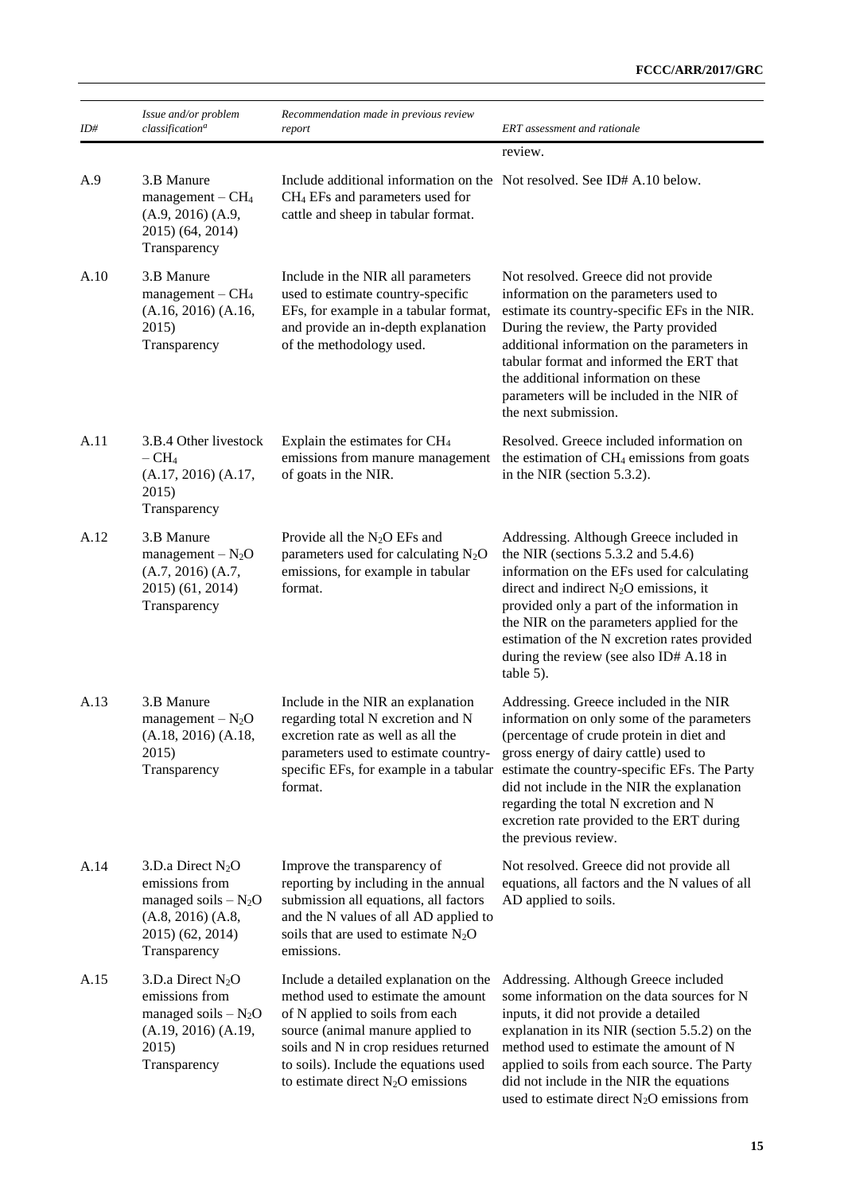| ID# | Issue and/or problem classification[a] | Recommendation made in previous review report | ERT assessment and rationale |
|---|---|---|---|
| | | | review. |
| A.9 | 3.B Manure management – $CH_4$ (A.9, 2016) (A.9, 2015) (64, 2014) Transparency | Include additional information on the $CH_4$ EFs and parameters used for cattle and sheep in tabular format. | Not resolved. See ID# A.10 below. |
| A.10 | 3.B Manure management – $CH_4$ (A.16, 2016) (A.16, 2015) Transparency | Include in the NIR all parameters used to estimate country-specific EFs, for example in a tabular format, and provide an in-depth explanation of the methodology used. | Not resolved. Greece did not provide information on the parameters used to estimate its country-specific EFs in the NIR. During the review, the Party provided additional information on the parameters in tabular format and informed the ERT that the additional information on these parameters will be included in the NIR of the next submission. |
| A.11 | 3.B.4 Other livestock – $CH_4$ (A.17, 2016) (A.17, 2015) Transparency | Explain the estimates for $CH_4$ emissions from manure management of goats in the NIR. | Resolved. Greece included information on the estimation of $CH_4$ emissions from goats in the NIR (section 5.3.2). |
| A.12 | 3.B Manure management – $N_2O$ (A.7, 2016) (A.7, 2015) (61, 2014) Transparency | Provide all the $N_2O$ EFs and parameters used for calculating $N_2O$ emissions, for example in tabular format. | Addressing. Although Greece included in the NIR (sections 5.3.2 and 5.4.6) information on the EFs used for calculating direct and indirect $N_2O$ emissions, it provided only a part of the information in the NIR on the parameters applied for the estimation of the N excretion rates provided during the review (see also ID# A.18 in table 5). |
| A.13 | 3.B Manure management – $N_2O$ (A.18, 2016) (A.18, 2015) Transparency | Include in the NIR an explanation regarding total N excretion and N excretion rate as well as all the parameters used to estimate country-specific EFs, for example in a tabular format. | Addressing. Greece included in the NIR information on only some of the parameters (percentage of crude protein in diet and gross energy of dairy cattle) used to estimate the country-specific EFs. The Party did not include in the NIR the explanation regarding the total N excretion and N excretion rate provided to the ERT during the previous review. |
| A.14 | 3.D.a Direct $N_2O$ emissions from managed soils – $N_2O$ (A.8, 2016) (A.8, 2015) (62, 2014) Transparency | Improve the transparency of reporting by including in the annual submission all equations, all factors and the N values of all AD applied to soils that are used to estimate $N_2O$ emissions. | Not resolved. Greece did not provide all equations, all factors and the N values of all AD applied to soils. |
| A.15 | 3.D.a Direct $N_2O$ emissions from managed soils – $N_2O$ (A.19, 2016) (A.19, 2015) Transparency | Include a detailed explanation on the method used to estimate the amount of N applied to soils from each source (animal manure applied to soils and N in crop residues returned to soils). Include the equations used to estimate direct $N_2O$ emissions | Addressing. Although Greece included some information on the data sources for N inputs, it did not provide a detailed explanation in its NIR (section 5.5.2) on the method used to estimate the amount of N applied to soils from each source. The Party did not include in the NIR the equations used to estimate direct $N_2O$ emissions from |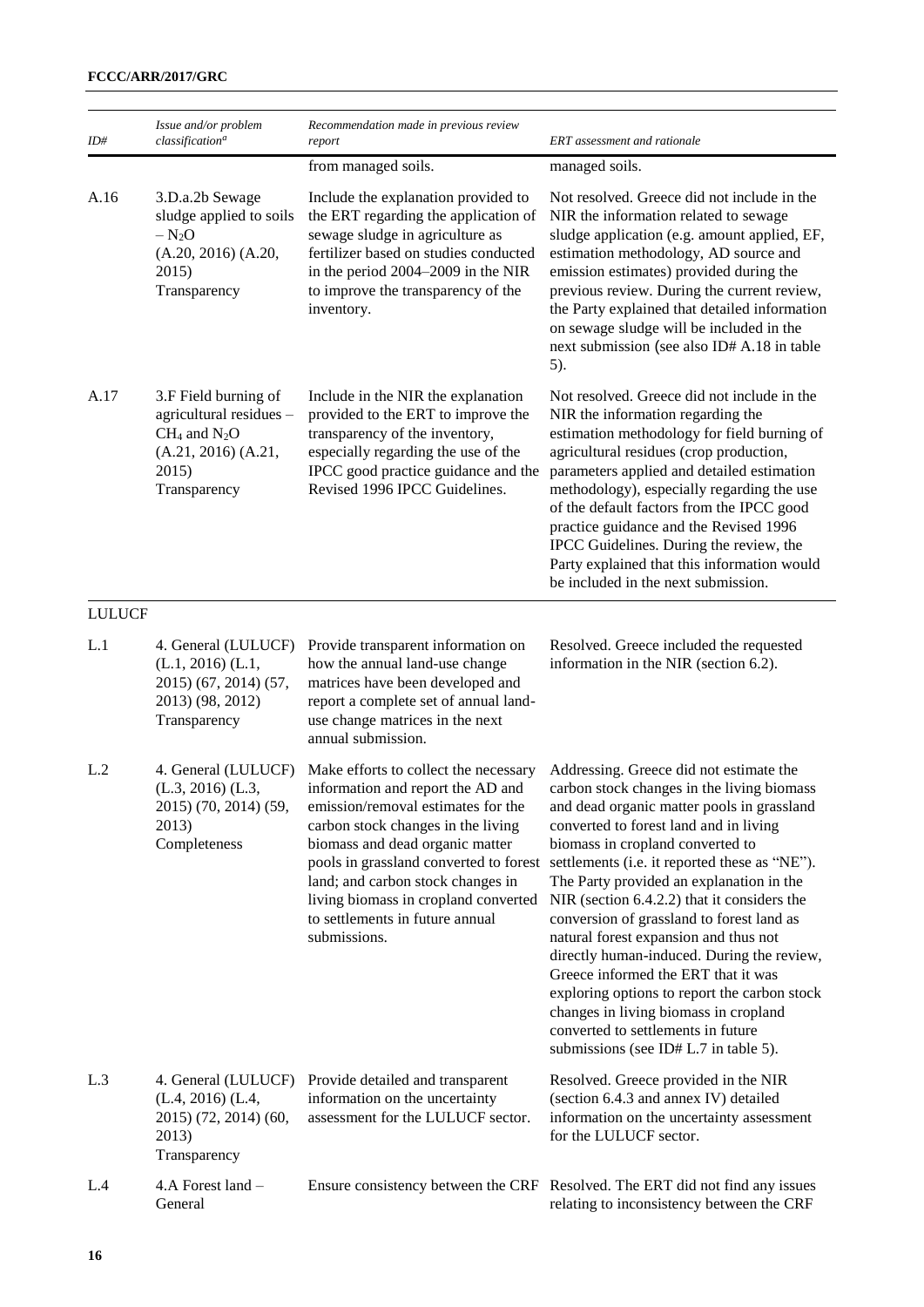| ID# | Issue and/or problem classification[a] | Recommendation made in previous review report | ERT assessment and rationale |
|---|---|---|---|
| | | from managed soils. | managed soils. |
| A.16 | 3.D.a.2b Sewage sludge applied to soils – $N_2O$ (A.20, 2016) (A.20, 2015) Transparency | Include the explanation provided to the ERT regarding the application of sewage sludge in agriculture as fertilizer based on studies conducted in the period 2004–2009 in the NIR to improve the transparency of the inventory. | Not resolved. Greece did not include in the NIR the information related to sewage sludge application (e.g. amount applied, EF, estimation methodology, AD source and emission estimates) provided during the previous review. During the current review, the Party explained that detailed information on sewage sludge will be included in the next submission (see also ID# A.18 in table 5). |
| A.17 | 3.F Field burning of agricultural residues – $CH_4$ and $N_2O$ (A.21, 2016) (A.21, 2015) Transparency | Include in the NIR the explanation provided to the ERT to improve the transparency of the inventory, especially regarding the use of the IPCC good practice guidance and the Revised 1996 IPCC Guidelines. | Not resolved. Greece did not include in the NIR the information regarding the estimation methodology for field burning of agricultural residues (crop production, parameters applied and detailed estimation methodology), especially regarding the use of the default factors from the IPCC good practice guidance and the Revised 1996 IPCC Guidelines. During the review, the Party explained that this information would be included in the next submission. |
| LULUCF | | | |
| L.1 | 4. General (LULUCF) (L.1, 2016) (L.1, 2015) (67, 2014) (57, 2013) (98, 2012) Transparency | Provide transparent information on how the annual land-use change matrices have been developed and report a complete set of annual land-use change matrices in the next annual submission. | Resolved. Greece included the requested information in the NIR (section 6.2). |
| L.2 | 4. General (LULUCF) (L.3, 2016) (L.3, 2015) (70, 2014) (59, 2013) Completeness | Make efforts to collect the necessary information and report the AD and emission/removal estimates for the carbon stock changes in the living biomass and dead organic matter pools in grassland converted to forest land; and carbon stock changes in living biomass in cropland converted to settlements in future annual submissions. | Addressing. Greece did not estimate the carbon stock changes in the living biomass and dead organic matter pools in grassland converted to forest land and in living biomass in cropland converted to settlements (i.e. it reported these as "NE"). The Party provided an explanation in the NIR (section 6.4.2.2) that it considers the conversion of grassland to forest land as natural forest expansion and thus not directly human-induced. During the review, Greece informed the ERT that it was exploring options to report the carbon stock changes in living biomass in cropland converted to settlements in future submissions (see ID# L.7 in table 5). |
| L.3 | 4. General (LULUCF) (L.4, 2016) (L.4, 2015) (72, 2014) (60, 2013) Transparency | Provide detailed and transparent information on the uncertainty assessment for the LULUCF sector. | Resolved. Greece provided in the NIR (section 6.4.3 and annex IV) detailed information on the uncertainty assessment for the LULUCF sector. |
| L.4 | 4.A Forest land – General | Ensure consistency between the CRF | Resolved. The ERT did not find any issues relating to inconsistency between the CRF |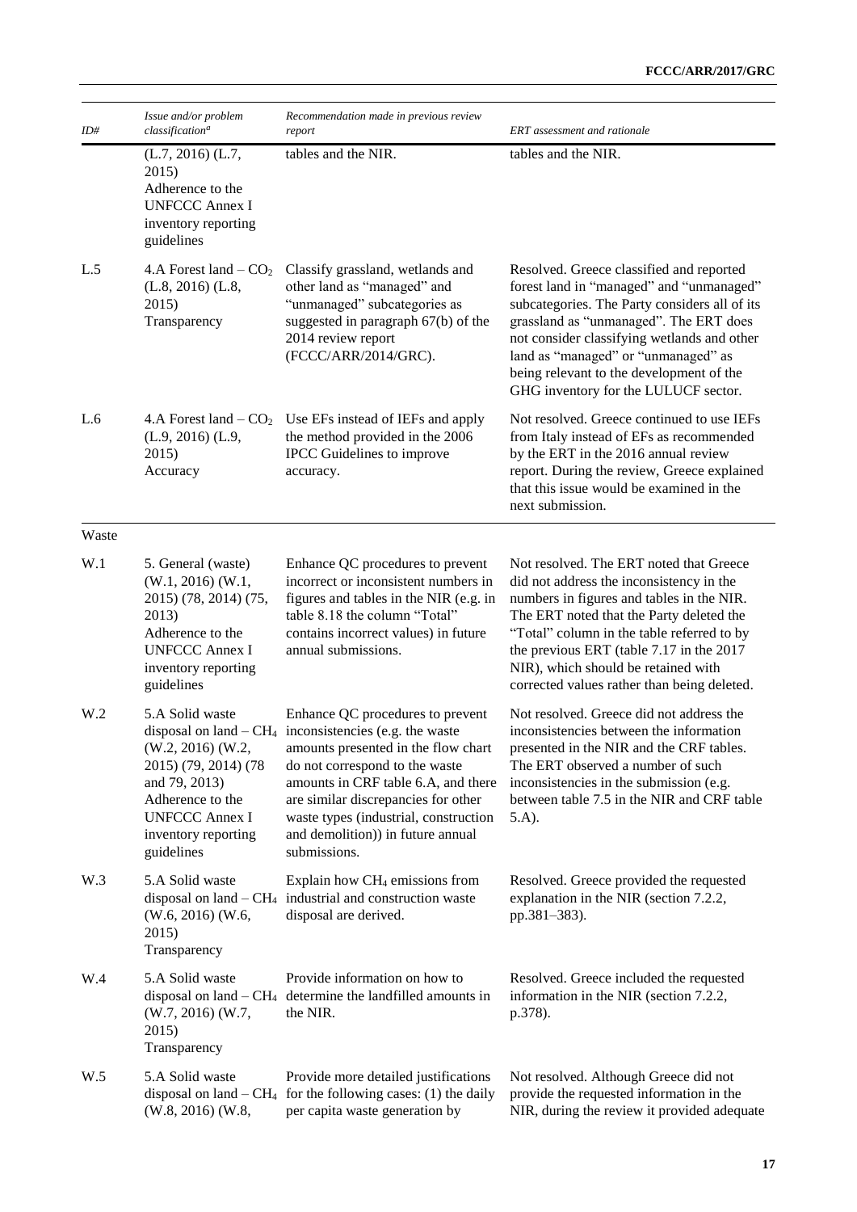| ID# | Issue and/or problem classification[a] | Recommendation made in previous review report | ERT assessment and rationale |
|---|---|---|---|
| | (L.7, 2016) (L.7, 2015) Adherence to the UNFCCC Annex I inventory reporting guidelines | tables and the NIR. | tables and the NIR. |
| L.5 | 4.A Forest land – $CO_2$ (L.8, 2016) (L.8, 2015) Transparency | Classify grassland, wetlands and other land as "managed" and "unmanaged" subcategories as suggested in paragraph 67(b) of the 2014 review report (FCCC/ARR/2014/GRC). | Resolved. Greece classified and reported forest land in "managed" and "unmanaged" subcategories. The Party considers all of its grassland as "unmanaged". The ERT does not consider classifying wetlands and other land as "managed" or "unmanaged" as being relevant to the development of the GHG inventory for the LULUCF sector. |
| L.6 | 4.A Forest land – $CO_2$ (L.9, 2016) (L.9, 2015) Accuracy | Use EFs instead of IEFs and apply the method provided in the 2006 IPCC Guidelines to improve accuracy. | Not resolved. Greece continued to use IEFs from Italy instead of EFs as recommended by the ERT in the 2016 annual review report. During the review, Greece explained that this issue would be examined in the next submission. |
| Waste | | | |
| W.1 | 5. General (waste) (W.1, 2016) (W.1, 2015) (78, 2014) (75, 2013) Adherence to the UNFCCC Annex I inventory reporting guidelines | Enhance QC procedures to prevent incorrect or inconsistent numbers in figures and tables in the NIR (e.g. in table 8.18 the column "Total" contains incorrect values) in future annual submissions. | Not resolved. The ERT noted that Greece did not address the inconsistency in the numbers in figures and tables in the NIR. The ERT noted that the Party deleted the "Total" column in the table referred to by the previous ERT (table 7.17 in the 2017 NIR), which should be retained with corrected values rather than being deleted. |
| W.2 | 5.A Solid waste disposal on land – $CH_4$ (W.2, 2016) (W.2, 2015) (79, 2014) (78 and 79, 2013) Adherence to the UNFCCC Annex I inventory reporting guidelines | Enhance QC procedures to prevent inconsistencies (e.g. the waste amounts presented in the flow chart do not correspond to the waste amounts in CRF table 6.A, and there are similar discrepancies for other waste types (industrial, construction and demolition)) in future annual submissions. | Not resolved. Greece did not address the inconsistencies between the information presented in the NIR and the CRF tables. The ERT observed a number of such inconsistencies in the submission (e.g. between table 7.5 in the NIR and CRF table 5.A). |
| W.3 | 5.A Solid waste disposal on land – $CH_4$ (W.6, 2016) (W.6, 2015) Transparency | Explain how $CH_4$ emissions from industrial and construction waste disposal are derived. | Resolved. Greece provided the requested explanation in the NIR (section 7.2.2, pp.381–383). |
| W.4 | 5.A Solid waste disposal on land – $CH_4$ (W.7, 2016) (W.7, 2015) Transparency | Provide information on how to determine the landfilled amounts in the NIR. | Resolved. Greece included the requested information in the NIR (section 7.2.2, p.378). |
| W.5 | 5.A Solid waste disposal on land – $CH_4$ (W.8, 2016) (W.8, | Provide more detailed justifications for the following cases: (1) the daily per capita waste generation by | Not resolved. Although Greece did not provide the requested information in the NIR, during the review it provided adequate |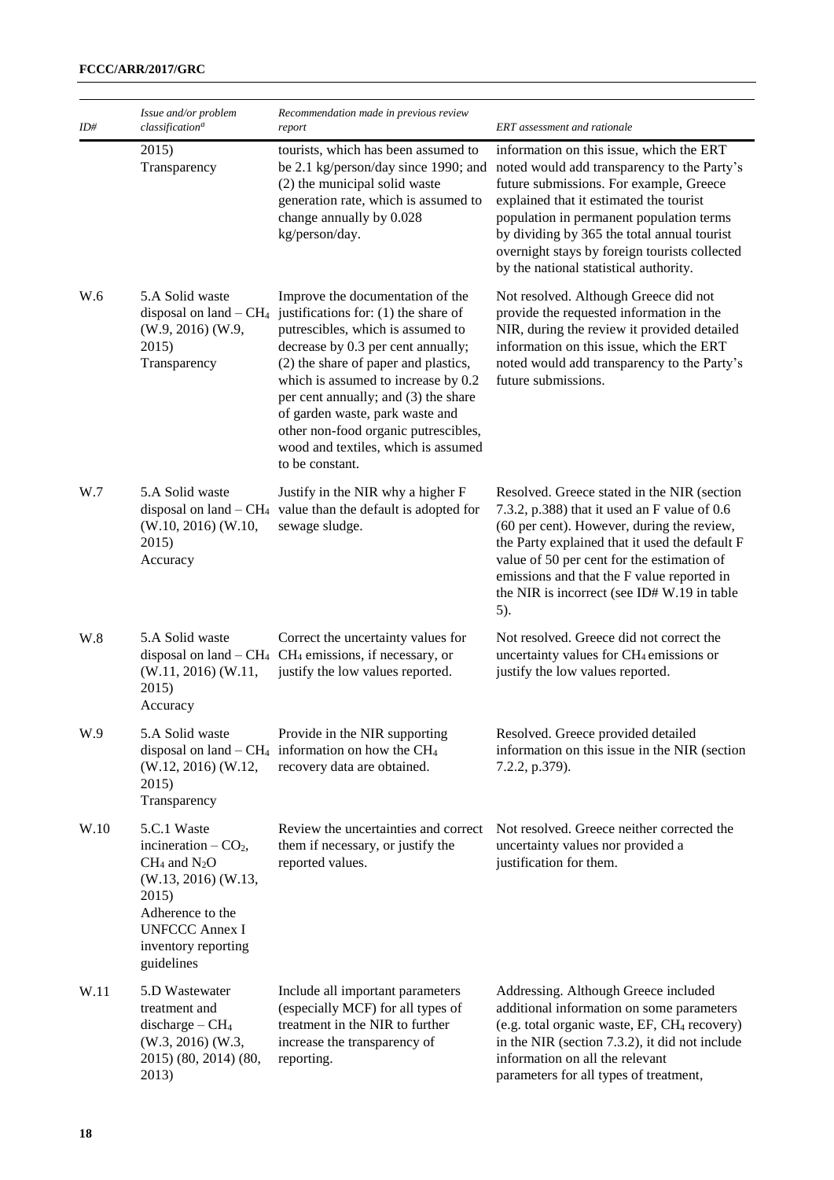| ID# | Issue and/or problem classification[a] | Recommendation made in previous review report | ERT assessment and rationale |
|---|---|---|---|
| | 2015) Transparency | tourists, which has been assumed to be 2.1 kg/person/day since 1990; and (2) the municipal solid waste generation rate, which is assumed to change annually by 0.028 kg/person/day. | information on this issue, which the ERT noted would add transparency to the Party's future submissions. For example, Greece explained that it estimated the tourist population in permanent population terms by dividing by 365 the total annual tourist overnight stays by foreign tourists collected by the national statistical authority. |
| W.6 | 5.A Solid waste disposal on land – $CH_4$ (W.9, 2016) (W.9, 2015) Transparency | Improve the documentation of the justifications for: (1) the share of putrescibles, which is assumed to decrease by 0.3 per cent annually; (2) the share of paper and plastics, which is assumed to increase by 0.2 per cent annually; and (3) the share of garden waste, park waste and other non-food organic putrescibles, wood and textiles, which is assumed to be constant. | Not resolved. Although Greece did not provide the requested information in the NIR, during the review it provided detailed information on this issue, which the ERT noted would add transparency to the Party's future submissions. |
| W.7 | 5.A Solid waste disposal on land – $CH_4$ (W.10, 2016) (W.10, 2015) Accuracy | Justify in the NIR why a higher F value than the default is adopted for sewage sludge. | Resolved. Greece stated in the NIR (section 7.3.2, p.388) that it used an F value of 0.6 (60 per cent). However, during the review, the Party explained that it used the default F value of 50 per cent for the estimation of emissions and that the F value reported in the NIR is incorrect (see ID# W.19 in table 5). |
| W.8 | 5.A Solid waste disposal on land – $CH_4$ (W.11, 2016) (W.11, 2015) Accuracy | Correct the uncertainty values for $CH_4$ emissions, if necessary, or justify the low values reported. | Not resolved. Greece did not correct the uncertainty values for $CH_4$ emissions or justify the low values reported. |
| W.9 | 5.A Solid waste disposal on land – $CH_4$ (W.12, 2016) (W.12, 2015) Transparency | Provide in the NIR supporting information on how the $CH_4$ recovery data are obtained. | Resolved. Greece provided detailed information on this issue in the NIR (section 7.2.2, p.379). |
| W.10 | 5.C.1 Waste incineration – $CO_2$, $CH_4$ and $N_2O$ (W.13, 2016) (W.13, 2015) Adherence to the UNFCCC Annex I inventory reporting guidelines | Review the uncertainties and correct them if necessary, or justify the reported values. | Not resolved. Greece neither corrected the uncertainty values nor provided a justification for them. |
| W.11 | 5.D Wastewater treatment and discharge – $CH_4$ (W.3, 2016) (W.3, 2015) (80, 2014) (80, 2013) | Include all important parameters (especially MCF) for all types of treatment in the NIR to further increase the transparency of reporting. | Addressing. Although Greece included additional information on some parameters (e.g. total organic waste, EF, $CH_4$ recovery) in the NIR (section 7.3.2), it did not include information on all the relevant parameters for all types of treatment, |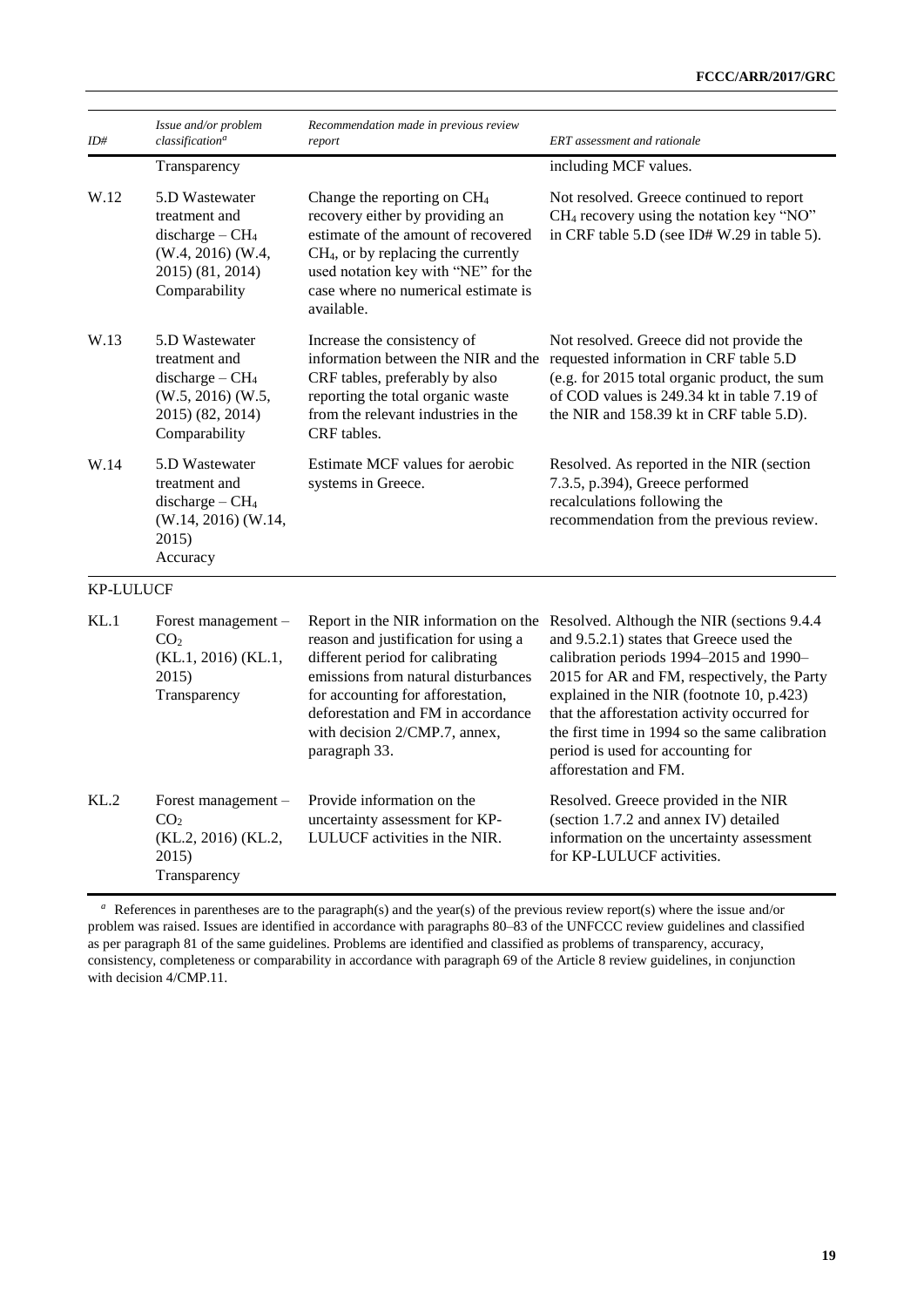| ID# | Issue and/or problem classification[a] | Recommendation made in previous review report | ERT assessment and rationale |
| --- | --- | --- | --- |
| | Transparency | | including MCF values. |
| W.12 | 5.D Wastewater treatment and discharge – $CH_4$ (W.4, 2016) (W.4, 2015) (81, 2014) Comparability | Change the reporting on $CH_4$ recovery either by providing an estimate of the amount of recovered $CH_4$, or by replacing the currently used notation key with "NE" for the case where no numerical estimate is available. | Not resolved. Greece continued to report $CH_4$ recovery using the notation key "NO" in CRF table 5.D (see ID# W.29 in table 5). |
| W.13 | 5.D Wastewater treatment and discharge – $CH_4$ (W.5, 2016) (W.5, 2015) (82, 2014) Comparability | Increase the consistency of information between the NIR and the CRF tables, preferably by also reporting the total organic waste from the relevant industries in the CRF tables. | Not resolved. Greece did not provide the requested information in CRF table 5.D (e.g. for 2015 total organic product, the sum of COD values is 249.34 kt in table 7.19 of the NIR and 158.39 kt in CRF table 5.D). |
| W.14 | 5.D Wastewater treatment and discharge – $CH_4$ (W.14, 2016) (W.14, 2015) Accuracy | Estimate MCF values for aerobic systems in Greece. | Resolved. As reported in the NIR (section 7.3.5, p.394), Greece performed recalculations following the recommendation from the previous review. |
| KP-LULUCF | | | |
| KL.1 | Forest management – $CO_2$ (KL.1, 2016) (KL.1, 2015) Transparency | Report in the NIR information on the reason and justification for using a different period for calibrating emissions from natural disturbances for accounting for afforestation, deforestation and FM in accordance with decision 2/CMP.7, annex, paragraph 33. | Resolved. Although the NIR (sections 9.4.4 and 9.5.2.1) states that Greece used the calibration periods 1994–2015 and 1990–2015 for AR and FM, respectively, the Party explained in the NIR (footnote 10, p.423) that the afforestation activity occurred for the first time in 1994 so the same calibration period is used for accounting for afforestation and FM. |
| KL.2 | Forest management – $CO_2$ (KL.2, 2016) (KL.2, 2015) Transparency | Provide information on the uncertainty assessment for KP-LULUCF activities in the NIR. | Resolved. Greece provided in the NIR (section 1.7.2 and annex IV) detailed information on the uncertainty assessment for KP-LULUCF activities. |

[a] References in parentheses are to the paragraph(s) and the year(s) of the previous review report(s) where the issue and/or problem was raised. Issues are identified in accordance with paragraphs 80–83 of the UNFCCC review guidelines and classified as per paragraph 81 of the same guidelines. Problems are identified and classified as problems of transparency, accuracy, consistency, completeness or comparability in accordance with paragraph 69 of the Article 8 review guidelines, in conjunction with decision 4/CMP.11.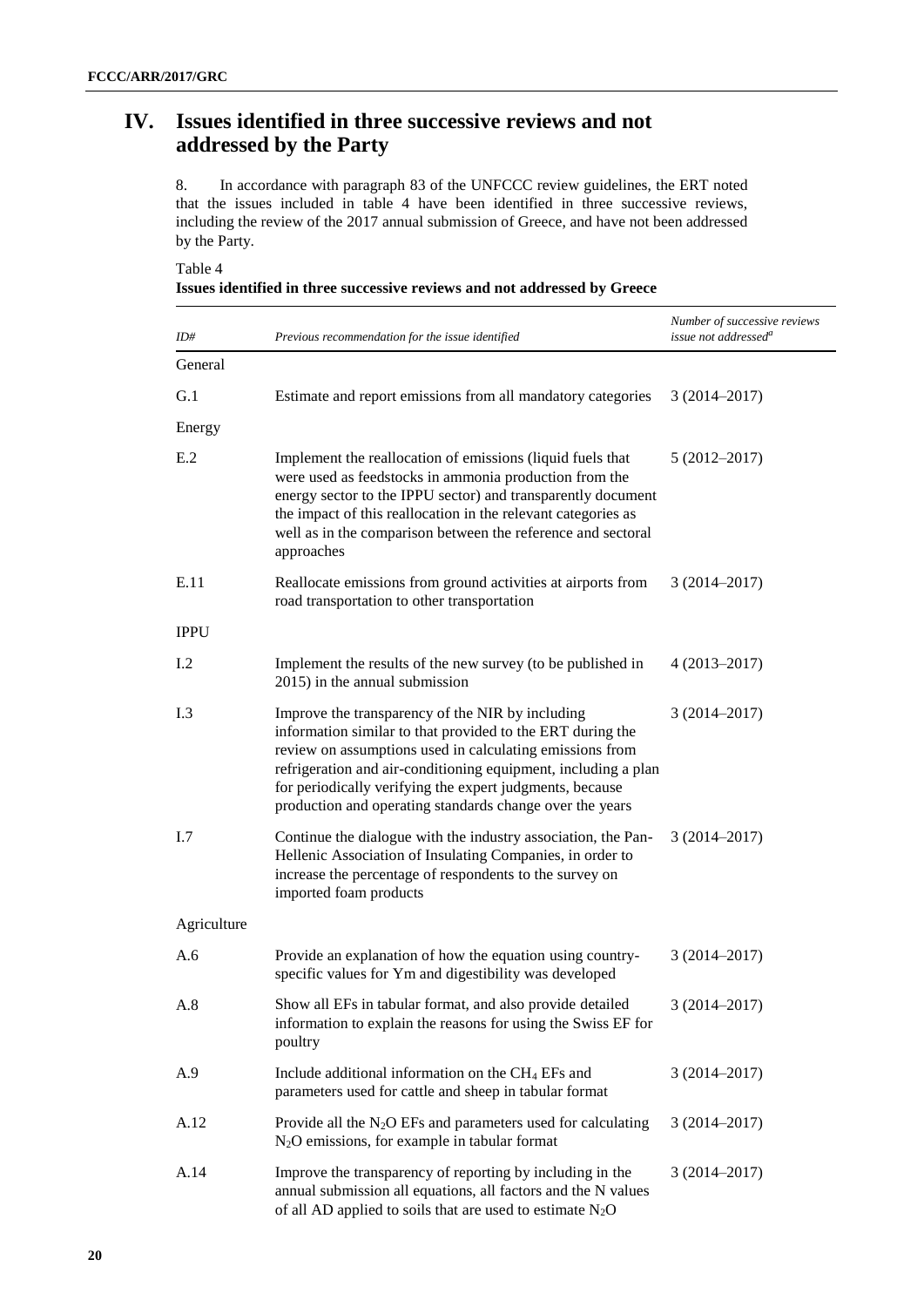# IV. Issues identified in three successive reviews and not addressed by the Party

8. In accordance with paragraph 83 of the UNFCCC review guidelines, the ERT noted that the issues included in table 4 have been identified in three successive reviews, including the review of the 2017 annual submission of Greece, and have not been addressed by the Party.

Table 4
**Issues identified in three successive reviews and not addressed by Greece**

| *ID#* | *Previous recommendation for the issue identified* | *Number of successive reviews issue not addressed[a]* |
|---|---|---|
| General | | |
| G.1 | Estimate and report emissions from all mandatory categories | 3 (2014–2017) |
| Energy | | |
| E.2 | Implement the reallocation of emissions (liquid fuels that were used as feedstocks in ammonia production from the energy sector to the IPPU sector) and transparently document the impact of this reallocation in the relevant categories as well as in the comparison between the reference and sectoral approaches | 5 (2012–2017) |
| E.11 | Reallocate emissions from ground activities at airports from road transportation to other transportation | 3 (2014–2017) |
| IPPU | | |
| I.2 | Implement the results of the new survey (to be published in 2015) in the annual submission | 4 (2013–2017) |
| I.3 | Improve the transparency of the NIR by including information similar to that provided to the ERT during the review on assumptions used in calculating emissions from refrigeration and air-conditioning equipment, including a plan for periodically verifying the expert judgments, because production and operating standards change over the years | 3 (2014–2017) |
| I.7 | Continue the dialogue with the industry association, the Pan-Hellenic Association of Insulating Companies, in order to increase the percentage of respondents to the survey on imported foam products | 3 (2014–2017) |
| Agriculture | | |
| A.6 | Provide an explanation of how the equation using country-specific values for Ym and digestibility was developed | 3 (2014–2017) |
| A.8 | Show all EFs in tabular format, and also provide detailed information to explain the reasons for using the Swiss EF for poultry | 3 (2014–2017) |
| A.9 | Include additional information on the $CH_4$ EFs and parameters used for cattle and sheep in tabular format | 3 (2014–2017) |
| A.12 | Provide all the $N_2O$ EFs and parameters used for calculating $N_2O$ emissions, for example in tabular format | 3 (2014–2017) |
| A.14 | Improve the transparency of reporting by including in the annual submission all equations, all factors and the N values of all AD applied to soils that are used to estimate $N_2O$ | 3 (2014–2017) |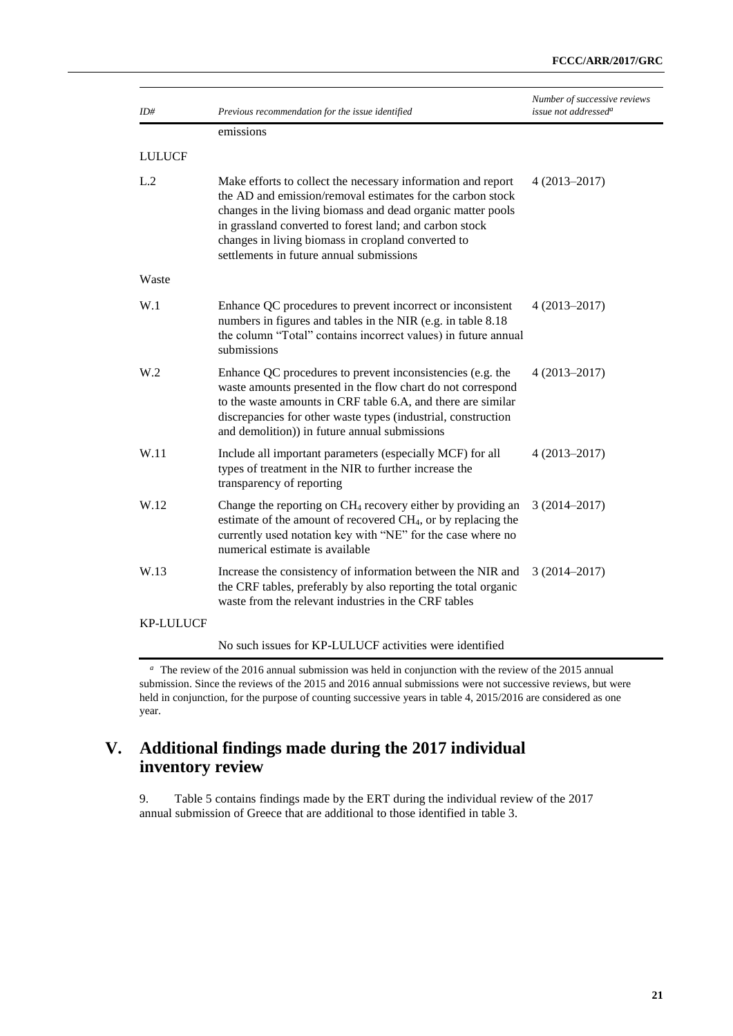| ID# | Previous recommendation for the issue identified | Number of successive reviews issue not addressed[a] |
|---|---|---|
| | emissions | |
| LULUCF | | |
| L.2 | Make efforts to collect the necessary information and report the AD and emission/removal estimates for the carbon stock changes in the living biomass and dead organic matter pools in grassland converted to forest land; and carbon stock changes in living biomass in cropland converted to settlements in future annual submissions | 4 (2013–2017) |
| Waste | | |
| W.1 | Enhance QC procedures to prevent incorrect or inconsistent numbers in figures and tables in the NIR (e.g. in table 8.18 the column "Total" contains incorrect values) in future annual submissions | 4 (2013–2017) |
| W.2 | Enhance QC procedures to prevent inconsistencies (e.g. the waste amounts presented in the flow chart do not correspond to the waste amounts in CRF table 6.A, and there are similar discrepancies for other waste types (industrial, construction and demolition)) in future annual submissions | 4 (2013–2017) |
| W.11 | Include all important parameters (especially MCF) for all types of treatment in the NIR to further increase the transparency of reporting | 4 (2013–2017) |
| W.12 | Change the reporting on $CH_4$ recovery either by providing an estimate of the amount of recovered $CH_4$, or by replacing the currently used notation key with "NE" for the case where no numerical estimate is available | 3 (2014–2017) |
| W.13 | Increase the consistency of information between the NIR and the CRF tables, preferably by also reporting the total organic waste from the relevant industries in the CRF tables | 3 (2014–2017) |
| KP-LULUCF | | |
| | No such issues for KP-LULUCF activities were identified | |

[a] The review of the 2016 annual submission was held in conjunction with the review of the 2015 annual submission. Since the reviews of the 2015 and 2016 annual submissions were not successive reviews, but were held in conjunction, for the purpose of counting successive years in table 4, 2015/2016 are considered as one year.

# V. Additional findings made during the 2017 individual inventory review

9. Table 5 contains findings made by the ERT during the individual review of the 2017 annual submission of Greece that are additional to those identified in table 3.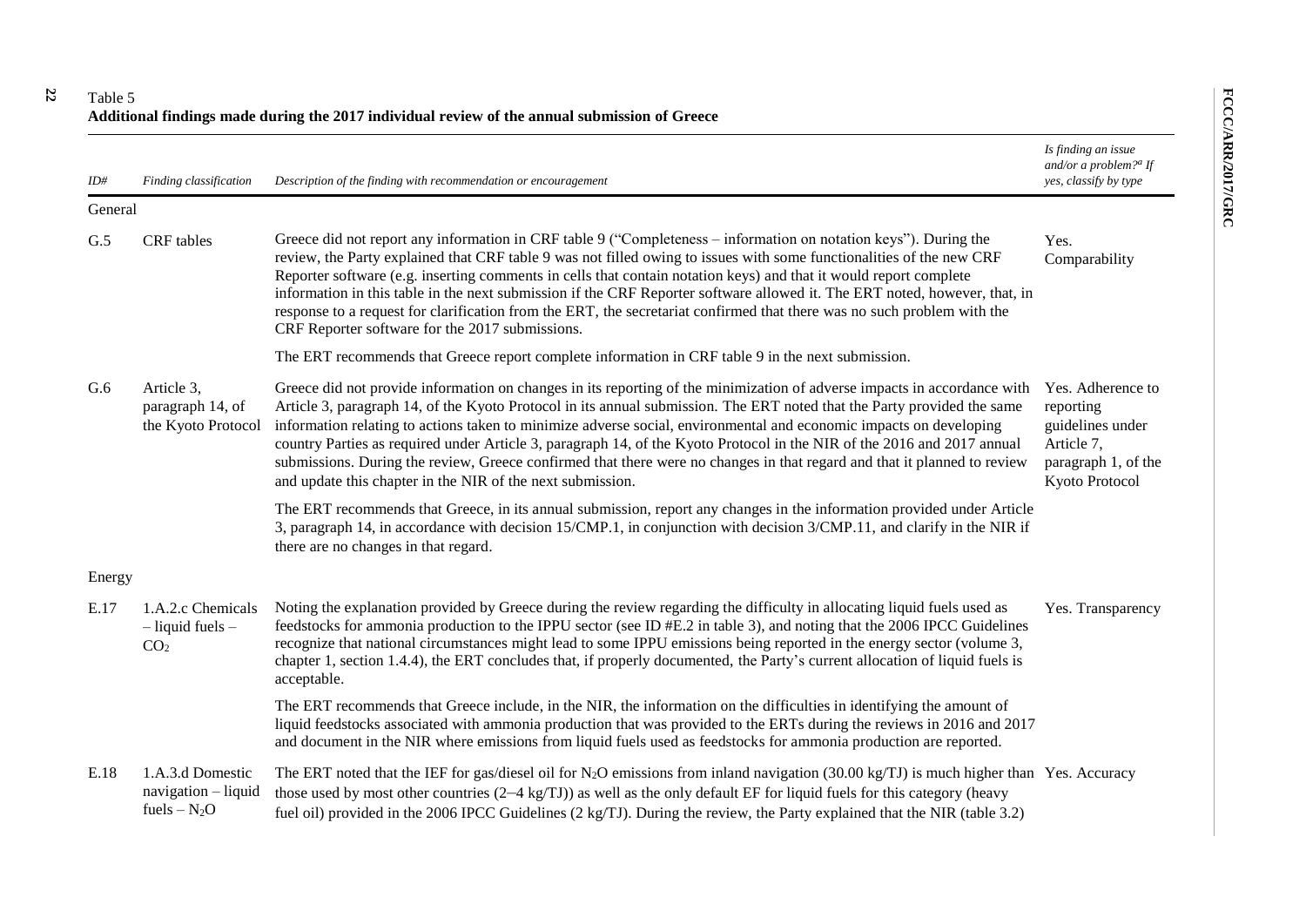Table 5
**Additional findings made during the 2017 individual review of the annual submission of Greece**

| *ID#* | *Finding classification* | *Description of the finding with recommendation or encouragement* | *Is finding an issue and/or a problem?[a] If yes, classify by type* |
|---|---|---|---|
| General | | | |
| G.5 | CRF tables | Greece did not report any information in CRF table 9 ("Completeness – information on notation keys"). During the review, the Party explained that CRF table 9 was not filled owing to issues with some functionalities of the new CRF Reporter software (e.g. inserting comments in cells that contain notation keys) and that it would report complete information in this table in the next submission if the CRF Reporter software allowed it. The ERT noted, however, that, in response to a request for clarification from the ERT, the secretariat confirmed that there was no such problem with the CRF Reporter software for the 2017 submissions. | Yes. Comparability |
| | | The ERT recommends that Greece report complete information in CRF table 9 in the next submission. | |
| G.6 | Article 3, paragraph 14, of the Kyoto Protocol | Greece did not provide information on changes in its reporting of the minimization of adverse impacts in accordance with Article 3, paragraph 14, of the Kyoto Protocol in its annual submission. The ERT noted that the Party provided the same information relating to actions taken to minimize adverse social, environmental and economic impacts on developing country Parties as required under Article 3, paragraph 14, of the Kyoto Protocol in the NIR of the 2016 and 2017 annual submissions. During the review, Greece confirmed that there were no changes in that regard and that it planned to review and update this chapter in the NIR of the next submission. | Yes. Adherence to reporting guidelines under Article 7, paragraph 1, of the Kyoto Protocol |
| | | The ERT recommends that Greece, in its annual submission, report any changes in the information provided under Article 3, paragraph 14, in accordance with decision 15/CMP.1, in conjunction with decision 3/CMP.11, and clarify in the NIR if there are no changes in that regard. | |
| Energy | | | |
| E.17 | 1.A.2.c Chemicals – liquid fuels – $CO_2$ | Noting the explanation provided by Greece during the review regarding the difficulty in allocating liquid fuels used as feedstocks for ammonia production to the IPPU sector (see ID #E.2 in table 3), and noting that the 2006 IPCC Guidelines recognize that national circumstances might lead to some IPPU emissions being reported in the energy sector (volume 3, chapter 1, section 1.4.4), the ERT concludes that, if properly documented, the Party's current allocation of liquid fuels is acceptable. | Yes. Transparency |
| | | The ERT recommends that Greece include, in the NIR, the information on the difficulties in identifying the amount of liquid feedstocks associated with ammonia production that was provided to the ERTs during the reviews in 2016 and 2017 and document in the NIR where emissions from liquid fuels used as feedstocks for ammonia production are reported. | |
| E.18 | 1.A.3.d Domestic navigation – liquid fuels – $N_2O$ | The ERT noted that the IEF for gas/diesel oil for $N_2O$ emissions from inland navigation (30.00 kg/TJ) is much higher than those used by most other countries (2–4 kg/TJ)) as well as the only default EF for liquid fuels for this category (heavy fuel oil) provided in the 2006 IPCC Guidelines (2 kg/TJ). During the review, the Party explained that the NIR (table 3.2) | Yes. Accuracy |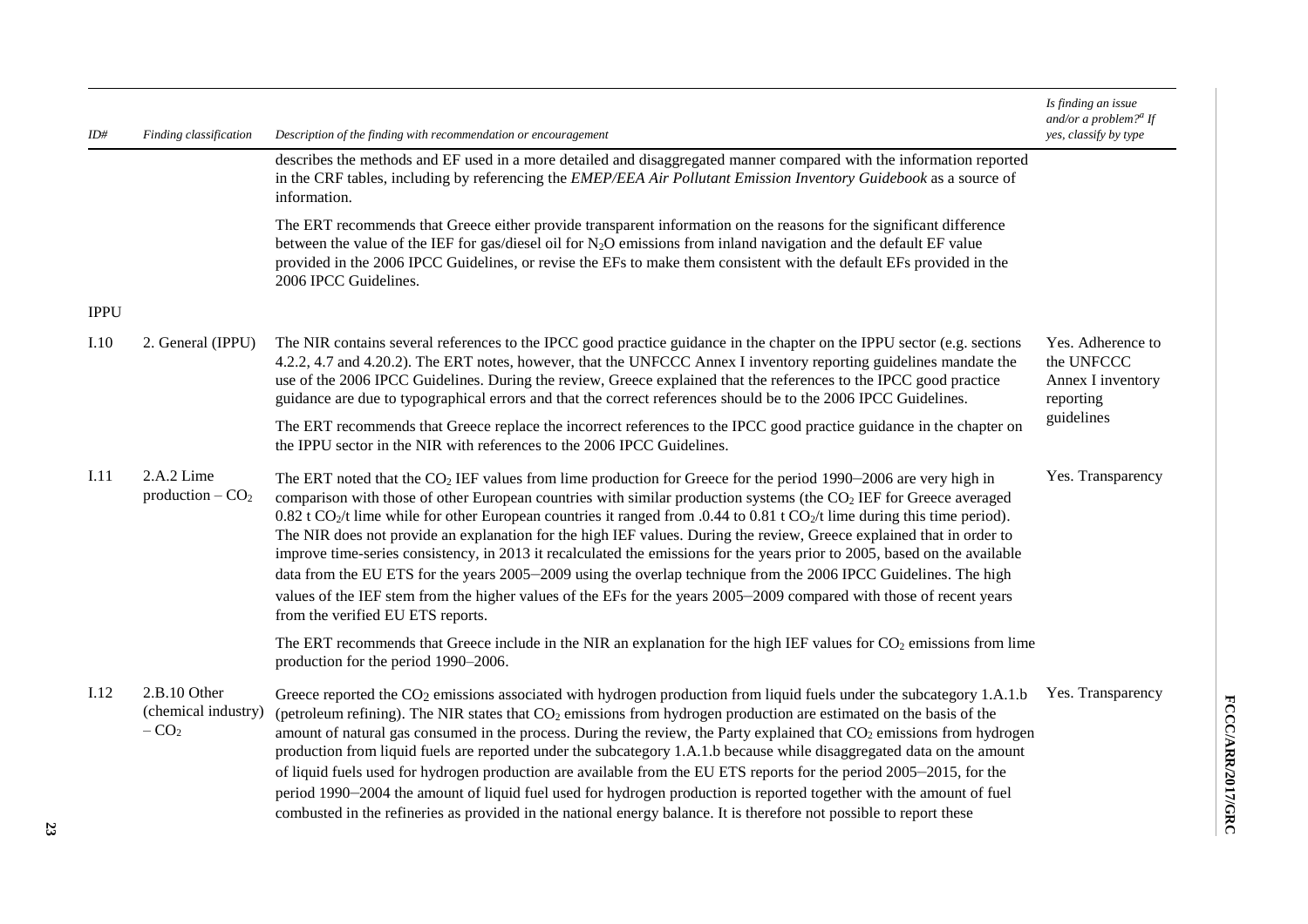| ID# | Finding classification | Description of the finding with recommendation or encouragement | Is finding an issue and/or a problem?[a] If yes, classify by type |
|---|---|---|---|
| | | describes the methods and EF used in a more detailed and disaggregated manner compared with the information reported in the CRF tables, including by referencing the *EMEP/EEA Air Pollutant Emission Inventory Guidebook* as a source of information.<br><br>The ERT recommends that Greece either provide transparent information on the reasons for the significant difference between the value of the IEF for gas/diesel oil for $N_2O$ emissions from inland navigation and the default EF value provided in the 2006 IPCC Guidelines, or revise the EFs to make them consistent with the default EFs provided in the 2006 IPCC Guidelines. | |
| IPPU | | | |
| I.10 | 2. General (IPPU) | The NIR contains several references to the IPCC good practice guidance in the chapter on the IPPU sector (e.g. sections 4.2.2, 4.7 and 4.20.2). The ERT notes, however, that the UNFCCC Annex I inventory reporting guidelines mandate the use of the 2006 IPCC Guidelines. During the review, Greece explained that the references to the IPCC good practice guidance are due to typographical errors and that the correct references should be to the 2006 IPCC Guidelines.<br><br>The ERT recommends that Greece replace the incorrect references to the IPCC good practice guidance in the chapter on the IPPU sector in the NIR with references to the 2006 IPCC Guidelines. | Yes. Adherence to the UNFCCC Annex I inventory reporting guidelines |
| I.11 | 2.A.2 Lime production – $CO_2$ | The ERT noted that the $CO_2$ IEF values from lime production for Greece for the period 1990–2006 are very high in comparison with those of other European countries with similar production systems (the $CO_2$ IEF for Greece averaged 0.82 t $CO_2$/t lime while for other European countries it ranged from .0.44 to 0.81 t $CO_2$/t lime during this time period). The NIR does not provide an explanation for the high IEF values. During the review, Greece explained that in order to improve time-series consistency, in 2013 it recalculated the emissions for the years prior to 2005, based on the available data from the EU ETS for the years 2005–2009 using the overlap technique from the 2006 IPCC Guidelines. The high values of the IEF stem from the higher values of the EFs for the years 2005–2009 compared with those of recent years from the verified EU ETS reports.<br><br>The ERT recommends that Greece include in the NIR an explanation for the high IEF values for $CO_2$ emissions from lime production for the period 1990–2006. | Yes. Transparency |
| I.12 | 2.B.10 Other (chemical industry) – $CO_2$ | Greece reported the $CO_2$ emissions associated with hydrogen production from liquid fuels under the subcategory 1.A.1.b (petroleum refining). The NIR states that $CO_2$ emissions from hydrogen production are estimated on the basis of the amount of natural gas consumed in the process. During the review, the Party explained that $CO_2$ emissions from hydrogen production from liquid fuels are reported under the subcategory 1.A.1.b because while disaggregated data on the amount of liquid fuels used for hydrogen production are available from the EU ETS reports for the period 2005–2015, for the period 1990–2004 the amount of liquid fuel used for hydrogen production is reported together with the amount of fuel combusted in the refineries as provided in the national energy balance. It is therefore not possible to report these | Yes. Transparency |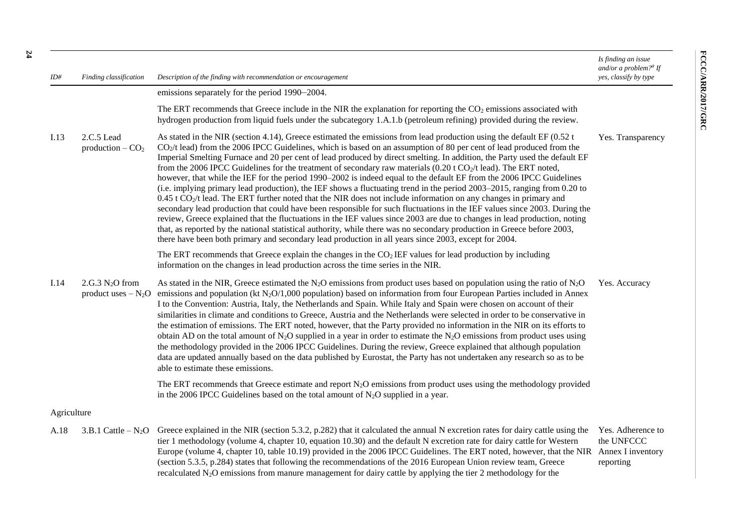| ID# | Finding classification | Description of the finding with recommendation or encouragement | Is finding an issue and/or a problem?[a] If yes, classify by type |
|---|---|---|---|
| | | emissions separately for the period 1990–2004. | |
| | | The ERT recommends that Greece include in the NIR the explanation for reporting the $CO_2$ emissions associated with hydrogen production from liquid fuels under the subcategory 1.A.1.b (petroleum refining) provided during the review. | |
| I.13 | 2.C.5 Lead production – $CO_2$ | As stated in the NIR (section 4.14), Greece estimated the emissions from lead production using the default EF (0.52 t $CO_2$/t lead) from the 2006 IPCC Guidelines, which is based on an assumption of 80 per cent of lead produced from the Imperial Smelting Furnace and 20 per cent of lead produced by direct smelting. In addition, the Party used the default EF from the 2006 IPCC Guidelines for the treatment of secondary raw materials (0.20 t $CO_2$/t lead). The ERT noted, however, that while the IEF for the period 1990–2002 is indeed equal to the default EF from the 2006 IPCC Guidelines (i.e. implying primary lead production), the IEF shows a fluctuating trend in the period 2003–2015, ranging from 0.20 to 0.45 t $CO_2$/t lead. The ERT further noted that the NIR does not include information on any changes in primary and secondary lead production that could have been responsible for such fluctuations in the IEF values since 2003. During the review, Greece explained that the fluctuations in the IEF values since 2003 are due to changes in lead production, noting that, as reported by the national statistical authority, while there was no secondary production in Greece before 2003, there have been both primary and secondary lead production in all years since 2003, except for 2004. | Yes. Transparency |
| | | The ERT recommends that Greece explain the changes in the $CO_2$ IEF values for lead production by including information on the changes in lead production across the time series in the NIR. | |
| I.14 | 2.G.3 $N_2O$ from product uses – $N_2O$ | As stated in the NIR, Greece estimated the $N_2O$ emissions from product uses based on population using the ratio of $N_2O$ emissions and population (kt $N_2O$/1,000 population) based on information from four European Parties included in Annex I to the Convention: Austria, Italy, the Netherlands and Spain. While Italy and Spain were chosen on account of their similarities in climate and conditions to Greece, Austria and the Netherlands were selected in order to be conservative in the estimation of emissions. The ERT noted, however, that the Party provided no information in the NIR on its efforts to obtain AD on the total amount of $N_2O$ supplied in a year in order to estimate the $N_2O$ emissions from product uses using the methodology provided in the 2006 IPCC Guidelines. During the review, Greece explained that although population data are updated annually based on the data published by Eurostat, the Party has not undertaken any research so as to be able to estimate these emissions. | Yes. Accuracy |
| | | The ERT recommends that Greece estimate and report $N_2O$ emissions from product uses using the methodology provided in the 2006 IPCC Guidelines based on the total amount of $N_2O$ supplied in a year. | |
| Agriculture | | | |
| A.18 | 3.B.1 Cattle – $N_2O$ | Greece explained in the NIR (section 5.3.2, p.282) that it calculated the annual N excretion rates for dairy cattle using the tier 1 methodology (volume 4, chapter 10, equation 10.30) and the default N excretion rate for dairy cattle for Western Europe (volume 4, chapter 10, table 10.19) provided in the 2006 IPCC Guidelines. The ERT noted, however, that the NIR (section 5.3.5, p.284) states that following the recommendations of the 2016 European Union review team, Greece recalculated $N_2O$ emissions from manure management for dairy cattle by applying the tier 2 methodology for the | Yes. Adherence to the UNFCCC Annex I inventory reporting |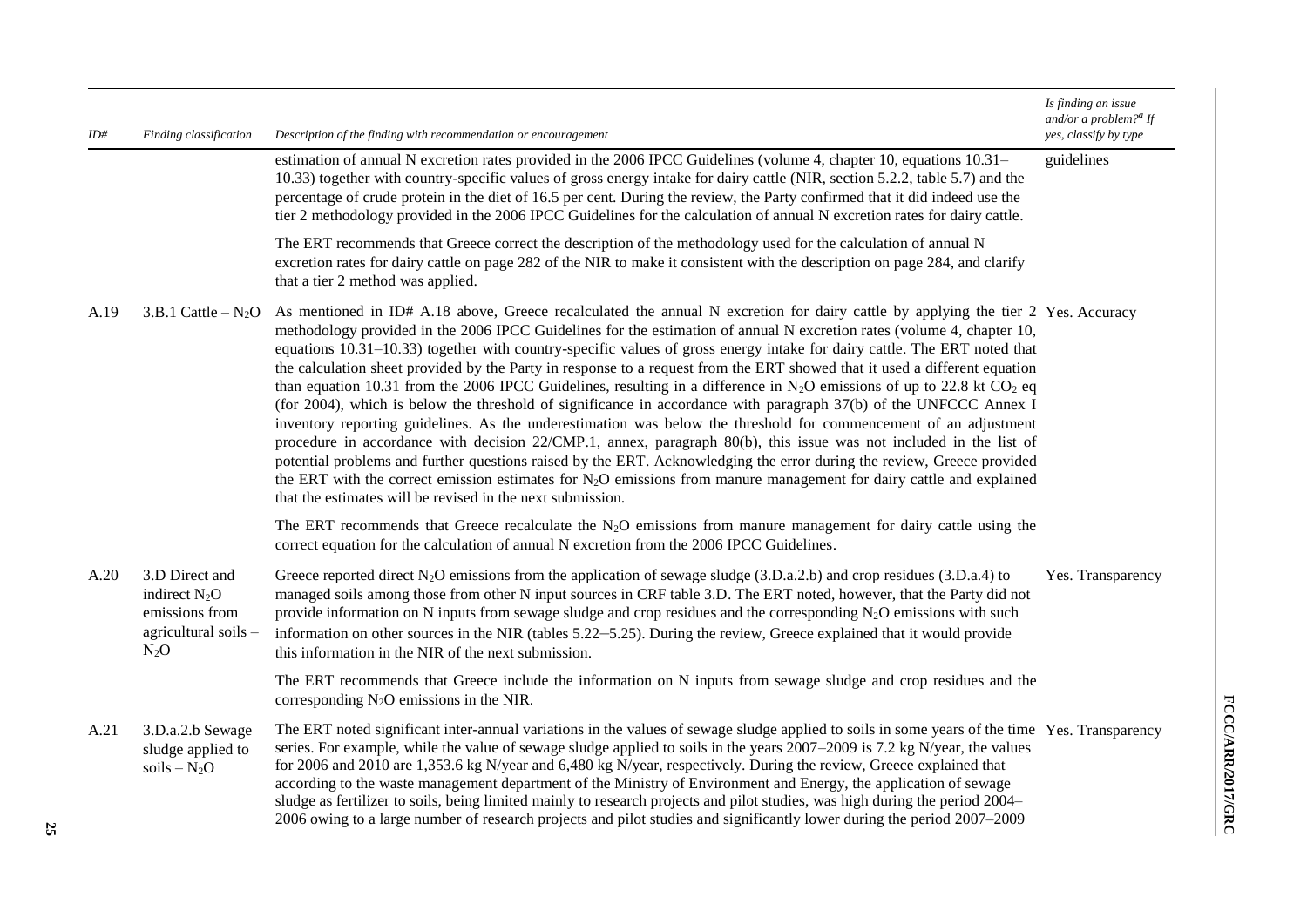| ID# | Finding classification | Description of the finding with recommendation or encouragement | Is finding an issue and/or a problem?[a] If yes, classify by type |
|---|---|---|---|
| | | estimation of annual N excretion rates provided in the 2006 IPCC Guidelines (volume 4, chapter 10, equations 10.31–10.33) together with country-specific values of gross energy intake for dairy cattle (NIR, section 5.2.2, table 5.7) and the percentage of crude protein in the diet of 16.5 per cent. During the review, the Party confirmed that it did indeed use the tier 2 methodology provided in the 2006 IPCC Guidelines for the calculation of annual N excretion rates for dairy cattle.<br><br>The ERT recommends that Greece correct the description of the methodology used for the calculation of annual N excretion rates for dairy cattle on page 282 of the NIR to make it consistent with the description on page 284, and clarify that a tier 2 method was applied. | guidelines |
| A.19 | 3.B.1 Cattle – $N_2O$ | As mentioned in ID# A.18 above, Greece recalculated the annual N excretion for dairy cattle by applying the tier 2 methodology provided in the 2006 IPCC Guidelines for the estimation of annual N excretion rates (volume 4, chapter 10, equations 10.31–10.33) together with country-specific values of gross energy intake for dairy cattle. The ERT noted that the calculation sheet provided by the Party in response to a request from the ERT showed that it used a different equation than equation 10.31 from the 2006 IPCC Guidelines, resulting in a difference in $N_2O$ emissions of up to 22.8 kt $CO_2$ eq (for 2004), which is below the threshold of significance in accordance with paragraph 37(b) of the UNFCCC Annex I inventory reporting guidelines. As the underestimation was below the threshold for commencement of an adjustment procedure in accordance with decision 22/CMP.1, annex, paragraph 80(b), this issue was not included in the list of potential problems and further questions raised by the ERT. Acknowledging the error during the review, Greece provided the ERT with the correct emission estimates for $N_2O$ emissions from manure management for dairy cattle and explained that the estimates will be revised in the next submission.<br><br>The ERT recommends that Greece recalculate the $N_2O$ emissions from manure management for dairy cattle using the correct equation for the calculation of annual N excretion from the 2006 IPCC Guidelines. | Yes. Accuracy |
| A.20 | 3.D Direct and indirect $N_2O$ emissions from agricultural soils – $N_2O$ | Greece reported direct $N_2O$ emissions from the application of sewage sludge (3.D.a.2.b) and crop residues (3.D.a.4) to managed soils among those from other N input sources in CRF table 3.D. The ERT noted, however, that the Party did not provide information on N inputs from sewage sludge and crop residues and the corresponding $N_2O$ emissions with such information on other sources in the NIR (tables 5.22–5.25). During the review, Greece explained that it would provide this information in the NIR of the next submission.<br><br>The ERT recommends that Greece include the information on N inputs from sewage sludge and crop residues and the corresponding $N_2O$ emissions in the NIR. | Yes. Transparency |
| A.21 | 3.D.a.2.b Sewage sludge applied to soils – $N_2O$ | The ERT noted significant inter-annual variations in the values of sewage sludge applied to soils in some years of the time series. For example, while the value of sewage sludge applied to soils in the years 2007–2009 is 7.2 kg N/year, the values for 2006 and 2010 are 1,353.6 kg N/year and 6,480 kg N/year, respectively. During the review, Greece explained that according to the waste management department of the Ministry of Environment and Energy, the application of sewage sludge as fertilizer to soils, being limited mainly to research projects and pilot studies, was high during the period 2004–2006 owing to a large number of research projects and pilot studies and significantly lower during the period 2007–2009 | Yes. Transparency |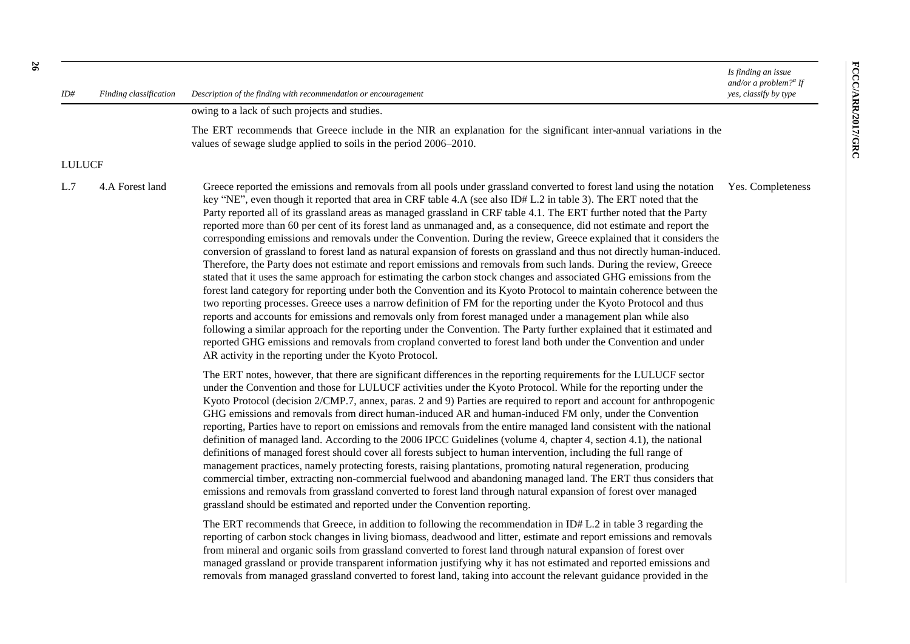| ID# | Finding classification | Description of the finding with recommendation or encouragement | Is finding an issue and/or a problem?[a] If yes, classify by type |
|---|---|---|---|
| | | owing to a lack of such projects and studies. <br><br> The ERT recommends that Greece include in the NIR an explanation for the significant inter-annual variations in the values of sewage sludge applied to soils in the period 2006–2010. | |
| LULUCF | | | |
| L.7 | 4.A Forest land | Greece reported the emissions and removals from all pools under grassland converted to forest land using the notation key "NE", even though it reported that area in CRF table 4.A (see also ID# L.2 in table 3). The ERT noted that the Party reported all of its grassland areas as managed grassland in CRF table 4.1. The ERT further noted that the Party reported more than 60 per cent of its forest land as unmanaged and, as a consequence, did not estimate and report the corresponding emissions and removals under the Convention. During the review, Greece explained that it considers the conversion of grassland to forest land as natural expansion of forests on grassland and thus not directly human-induced. Therefore, the Party does not estimate and report emissions and removals from such lands. During the review, Greece stated that it uses the same approach for estimating the carbon stock changes and associated GHG emissions from the forest land category for reporting under both the Convention and its Kyoto Protocol to maintain coherence between the two reporting processes. Greece uses a narrow definition of FM for the reporting under the Kyoto Protocol and thus reports and accounts for emissions and removals only from forest managed under a management plan while also following a similar approach for the reporting under the Convention. The Party further explained that it estimated and reported GHG emissions and removals from cropland converted to forest land both under the Convention and under AR activity in the reporting under the Kyoto Protocol. <br><br> The ERT notes, however, that there are significant differences in the reporting requirements for the LULUCF sector under the Convention and those for LULUCF activities under the Kyoto Protocol. While for the reporting under the Kyoto Protocol (decision 2/CMP.7, annex, paras. 2 and 9) Parties are required to report and account for anthropogenic GHG emissions and removals from direct human-induced AR and human-induced FM only, under the Convention reporting, Parties have to report on emissions and removals from the entire managed land consistent with the national definition of managed land. According to the 2006 IPCC Guidelines (volume 4, chapter 4, section 4.1), the national definitions of managed forest should cover all forests subject to human intervention, including the full range of management practices, namely protecting forests, raising plantations, promoting natural regeneration, producing commercial timber, extracting non-commercial fuelwood and abandoning managed land. The ERT thus considers that emissions and removals from grassland converted to forest land through natural expansion of forest over managed grassland should be estimated and reported under the Convention reporting. <br><br> The ERT recommends that Greece, in addition to following the recommendation in ID# L.2 in table 3 regarding the reporting of carbon stock changes in living biomass, deadwood and litter, estimate and report emissions and removals from mineral and organic soils from grassland converted to forest land through natural expansion of forest over managed grassland or provide transparent information justifying why it has not estimated and reported emissions and removals from managed grassland converted to forest land, taking into account the relevant guidance provided in the | Yes. Completeness |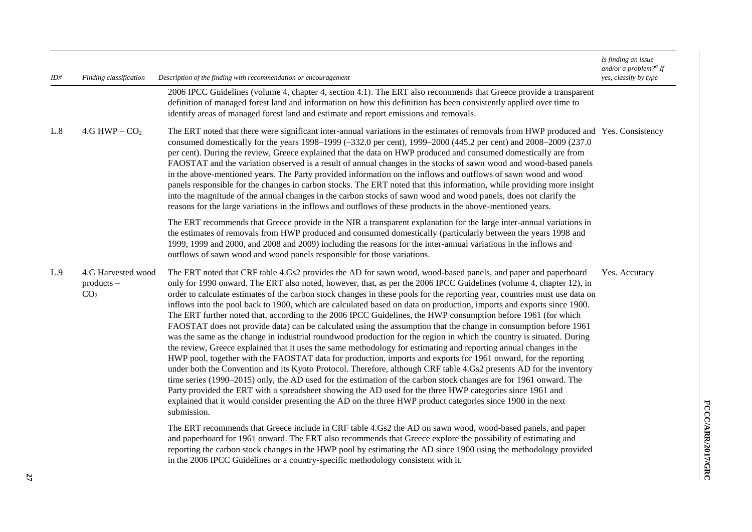| ID# | Finding classification | Description of the finding with recommendation or encouragement | Is finding an issue and/or a problem?[a] If yes, classify by type |
|---|---|---|---|
| | | 2006 IPCC Guidelines (volume 4, chapter 4, section 4.1). The ERT also recommends that Greece provide a transparent definition of managed forest land and information on how this definition has been consistently applied over time to identify areas of managed forest land and estimate and report emissions and removals. | |
| L.8 | 4.G HWP – $CO_2$ | The ERT noted that there were significant inter-annual variations in the estimates of removals from HWP produced and consumed domestically for the years 1998–1999 (–332.0 per cent), 1999–2000 (445.2 per cent) and 2008–2009 (237.0 per cent). During the review, Greece explained that the data on HWP produced and consumed domestically are from FAOSTAT and the variation observed is a result of annual changes in the stocks of sawn wood and wood-based panels in the above-mentioned years. The Party provided information on the inflows and outflows of sawn wood and wood panels responsible for the changes in carbon stocks. The ERT noted that this information, while providing more insight into the magnitude of the annual changes in the carbon stocks of sawn wood and wood panels, does not clarify the reasons for the large variations in the inflows and outflows of these products in the above-mentioned years.<br><br>The ERT recommends that Greece provide in the NIR a transparent explanation for the large inter-annual variations in the estimates of removals from HWP produced and consumed domestically (particularly between the years 1998 and 1999, 1999 and 2000, and 2008 and 2009) including the reasons for the inter-annual variations in the inflows and outflows of sawn wood and wood panels responsible for those variations. | Yes. Consistency |
| L.9 | 4.G Harvested wood products – $CO_2$ | The ERT noted that CRF table 4.Gs2 provides the AD for sawn wood, wood-based panels, and paper and paperboard only for 1990 onward. The ERT also noted, however, that, as per the 2006 IPCC Guidelines (volume 4, chapter 12), in order to calculate estimates of the carbon stock changes in these pools for the reporting year, countries must use data on inflows into the pool back to 1900, which are calculated based on data on production, imports and exports since 1900. The ERT further noted that, according to the 2006 IPCC Guidelines, the HWP consumption before 1961 (for which FAOSTAT does not provide data) can be calculated using the assumption that the change in consumption before 1961 was the same as the change in industrial roundwood production for the region in which the country is situated. During the review, Greece explained that it uses the same methodology for estimating and reporting annual changes in the HWP pool, together with the FAOSTAT data for production, imports and exports for 1961 onward, for the reporting under both the Convention and its Kyoto Protocol. Therefore, although CRF table 4.Gs2 presents AD for the inventory time series (1990–2015) only, the AD used for the estimation of the carbon stock changes are for 1961 onward. The Party provided the ERT with a spreadsheet showing the AD used for the three HWP categories since 1961 and explained that it would consider presenting the AD on the three HWP product categories since 1900 in the next submission.<br><br>The ERT recommends that Greece include in CRF table 4.Gs2 the AD on sawn wood, wood-based panels, and paper and paperboard for 1961 onward. The ERT also recommends that Greece explore the possibility of estimating and reporting the carbon stock changes in the HWP pool by estimating the AD since 1900 using the methodology provided in the 2006 IPCC Guidelines or a country-specific methodology consistent with it. | Yes. Accuracy |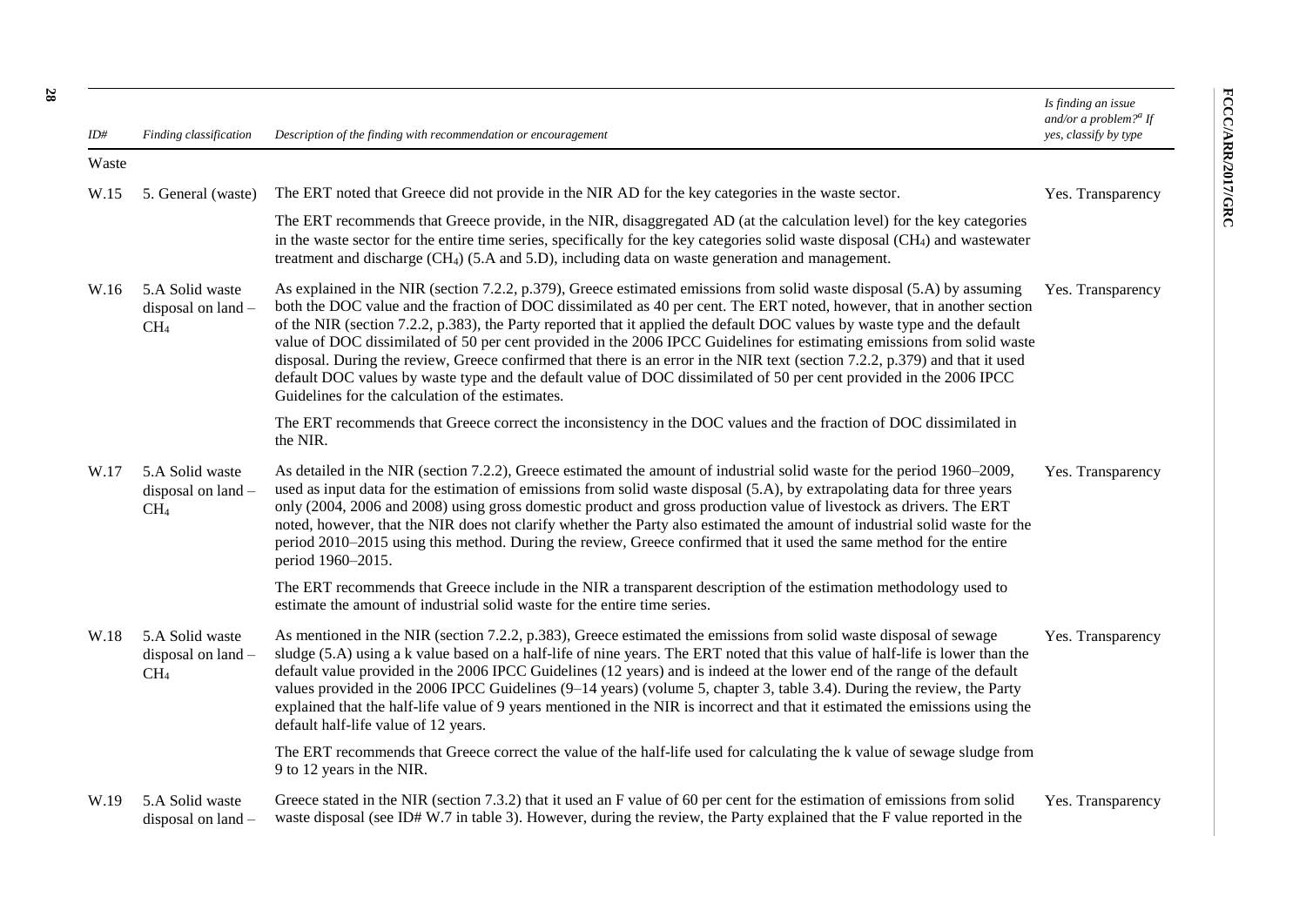| ID# | Finding classification | Description of the finding with recommendation or encouragement | Is finding an issue and/or a problem?[a] If yes, classify by type |
|---|---|---|---|
| Waste | | | |
| W.15 | 5. General (waste) | The ERT noted that Greece did not provide in the NIR AD for the key categories in the waste sector.<br><br>The ERT recommends that Greece provide, in the NIR, disaggregated AD (at the calculation level) for the key categories in the waste sector for the entire time series, specifically for the key categories solid waste disposal ($CH_4$) and wastewater treatment and discharge ($CH_4$) (5.A and 5.D), including data on waste generation and management. | Yes. Transparency |
| W.16 | 5.A Solid waste disposal on land – $CH_4$ | As explained in the NIR (section 7.2.2, p.379), Greece estimated emissions from solid waste disposal (5.A) by assuming both the DOC value and the fraction of DOC dissimilated as 40 per cent. The ERT noted, however, that in another section of the NIR (section 7.2.2, p.383), the Party reported that it applied the default DOC values by waste type and the default value of DOC dissimilated of 50 per cent provided in the 2006 IPCC Guidelines for estimating emissions from solid waste disposal. During the review, Greece confirmed that there is an error in the NIR text (section 7.2.2, p.379) and that it used default DOC values by waste type and the default value of DOC dissimilated of 50 per cent provided in the 2006 IPCC Guidelines for the calculation of the estimates.<br><br>The ERT recommends that Greece correct the inconsistency in the DOC values and the fraction of DOC dissimilated in the NIR. | Yes. Transparency |
| W.17 | 5.A Solid waste disposal on land – $CH_4$ | As detailed in the NIR (section 7.2.2), Greece estimated the amount of industrial solid waste for the period 1960–2009, used as input data for the estimation of emissions from solid waste disposal (5.A), by extrapolating data for three years only (2004, 2006 and 2008) using gross domestic product and gross production value of livestock as drivers. The ERT noted, however, that the NIR does not clarify whether the Party also estimated the amount of industrial solid waste for the period 2010–2015 using this method. During the review, Greece confirmed that it used the same method for the entire period 1960–2015.<br><br>The ERT recommends that Greece include in the NIR a transparent description of the estimation methodology used to estimate the amount of industrial solid waste for the entire time series. | Yes. Transparency |
| W.18 | 5.A Solid waste disposal on land – $CH_4$ | As mentioned in the NIR (section 7.2.2, p.383), Greece estimated the emissions from solid waste disposal of sewage sludge (5.A) using a k value based on a half-life of nine years. The ERT noted that this value of half-life is lower than the default value provided in the 2006 IPCC Guidelines (12 years) and is indeed at the lower end of the range of the default values provided in the 2006 IPCC Guidelines (9–14 years) (volume 5, chapter 3, table 3.4). During the review, the Party explained that the half-life value of 9 years mentioned in the NIR is incorrect and that it estimated the emissions using the default half-life value of 12 years.<br><br>The ERT recommends that Greece correct the value of the half-life used for calculating the k value of sewage sludge from 9 to 12 years in the NIR. | Yes. Transparency |
| W.19 | 5.A Solid waste disposal on land – | Greece stated in the NIR (section 7.3.2) that it used an F value of 60 per cent for the estimation of emissions from solid waste disposal (see ID# W.7 in table 3). However, during the review, the Party explained that the F value reported in the | Yes. Transparency |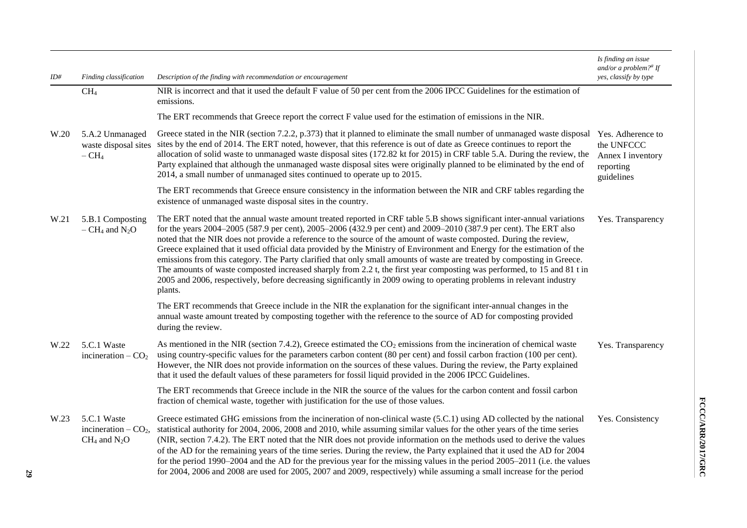| ID# | Finding classification | Description of the finding with recommendation or encouragement | Is finding an issue and/or a problem?[a] If yes, classify by type |
|---|---|---|---|
| | $CH_4$ | NIR is incorrect and that it used the default F value of 50 per cent from the 2006 IPCC Guidelines for the estimation of emissions.<br><br>The ERT recommends that Greece report the correct F value used for the estimation of emissions in the NIR. | |
| W.20 | 5.A.2 Unmanaged waste disposal sites – $CH_4$ | Greece stated in the NIR (section 7.2.2, p.373) that it planned to eliminate the small number of unmanaged waste disposal sites by the end of 2014. The ERT noted, however, that this reference is out of date as Greece continues to report the allocation of solid waste to unmanaged waste disposal sites (172.82 kt for 2015) in CRF table 5.A. During the review, the Party explained that although the unmanaged waste disposal sites were originally planned to be eliminated by the end of 2014, a small number of unmanaged sites continued to operate up to 2015.<br><br>The ERT recommends that Greece ensure consistency in the information between the NIR and CRF tables regarding the existence of unmanaged waste disposal sites in the country. | Yes. Adherence to the UNFCCC Annex I inventory reporting guidelines |
| W.21 | 5.B.1 Composting – $CH_4$ and $N_2O$ | The ERT noted that the annual waste amount treated reported in CRF table 5.B shows significant inter-annual variations for the years 2004–2005 (587.9 per cent), 2005–2006 (432.9 per cent) and 2009–2010 (387.9 per cent). The ERT also noted that the NIR does not provide a reference to the source of the amount of waste composted. During the review, Greece explained that it used official data provided by the Ministry of Environment and Energy for the estimation of the emissions from this category. The Party clarified that only small amounts of waste are treated by composting in Greece. The amounts of waste composted increased sharply from 2.2 t, the first year composting was performed, to 15 and 81 t in 2005 and 2006, respectively, before decreasing significantly in 2009 owing to operating problems in relevant industry plants.<br><br>The ERT recommends that Greece include in the NIR the explanation for the significant inter-annual changes in the annual waste amount treated by composting together with the reference to the source of AD for composting provided during the review. | Yes. Transparency |
| W.22 | 5.C.1 Waste incineration – $CO_2$ | As mentioned in the NIR (section 7.4.2), Greece estimated the $CO_2$ emissions from the incineration of chemical waste using country-specific values for the parameters carbon content (80 per cent) and fossil carbon fraction (100 per cent). However, the NIR does not provide information on the sources of these values. During the review, the Party explained that it used the default values of these parameters for fossil liquid provided in the 2006 IPCC Guidelines.<br><br>The ERT recommends that Greece include in the NIR the source of the values for the carbon content and fossil carbon fraction of chemical waste, together with justification for the use of those values. | Yes. Transparency |
| W.23 | 5.C.1 Waste incineration – $CO_2$, $CH_4$ and $N_2O$ | Greece estimated GHG emissions from the incineration of non-clinical waste (5.C.1) using AD collected by the national statistical authority for 2004, 2006, 2008 and 2010, while assuming similar values for the other years of the time series (NIR, section 7.4.2). The ERT noted that the NIR does not provide information on the methods used to derive the values of the AD for the remaining years of the time series. During the review, the Party explained that it used the AD for 2004 for the period 1990–2004 and the AD for the previous year for the missing values in the period 2005–2011 (i.e. the values for 2004, 2006 and 2008 are used for 2005, 2007 and 2009, respectively) while assuming a small increase for the period | Yes. Consistency |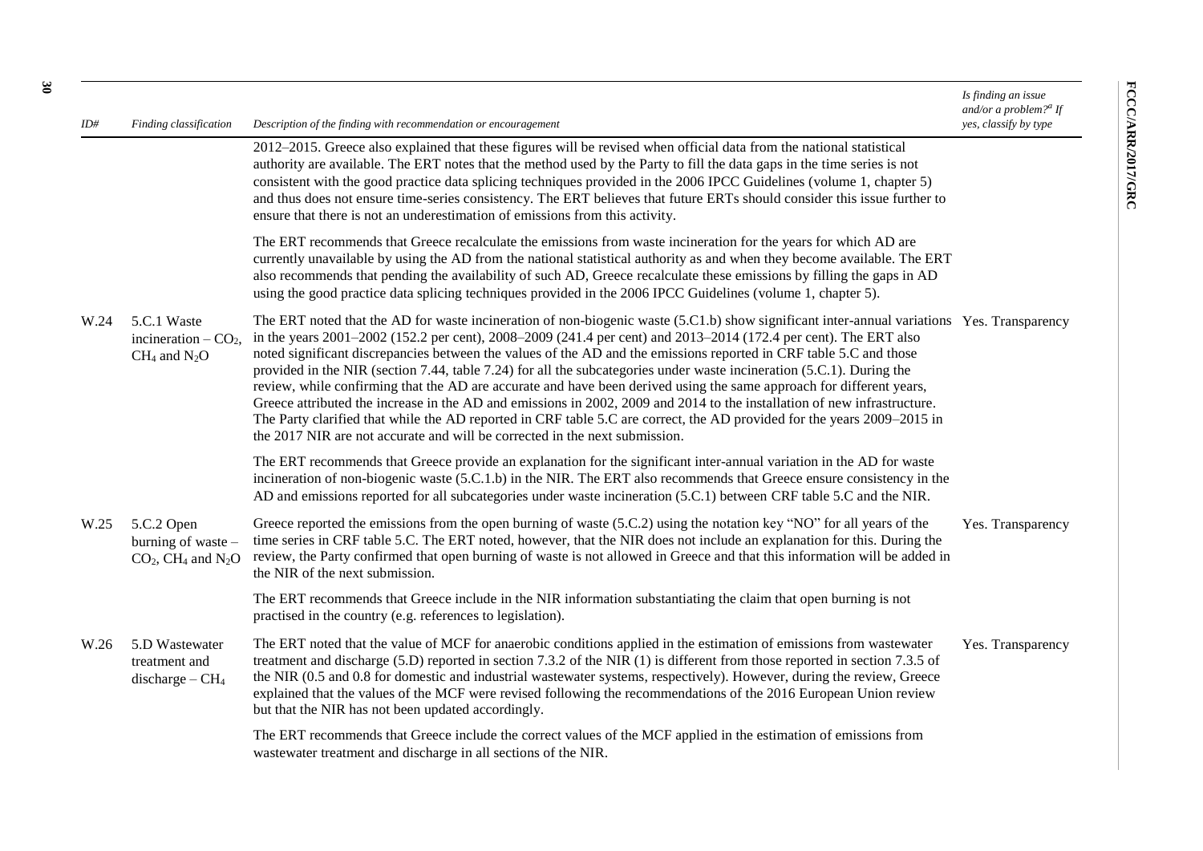| ID# | Finding classification | Description of the finding with recommendation or encouragement | Is finding an issue and/or a problem?[a] If yes, classify by type |
|---|---|---|---|
| | | 2012–2015. Greece also explained that these figures will be revised when official data from the national statistical authority are available. The ERT notes that the method used by the Party to fill the data gaps in the time series is not consistent with the good practice data splicing techniques provided in the 2006 IPCC Guidelines (volume 1, chapter 5) and thus does not ensure time-series consistency. The ERT believes that future ERTs should consider this issue further to ensure that there is not an underestimation of emissions from this activity. | |
| | | The ERT recommends that Greece recalculate the emissions from waste incineration for the years for which AD are currently unavailable by using the AD from the national statistical authority as and when they become available. The ERT also recommends that pending the availability of such AD, Greece recalculate these emissions by filling the gaps in AD using the good practice data splicing techniques provided in the 2006 IPCC Guidelines (volume 1, chapter 5). | |
| W.24 | 5.C.1 Waste incineration – $CO_2$, $CH_4$ and $N_2O$ | The ERT noted that the AD for waste incineration of non-biogenic waste (5.C1.b) show significant inter-annual variations in the years 2001–2002 (152.2 per cent), 2008–2009 (241.4 per cent) and 2013–2014 (172.4 per cent). The ERT also noted significant discrepancies between the values of the AD and the emissions reported in CRF table 5.C and those provided in the NIR (section 7.44, table 7.24) for all the subcategories under waste incineration (5.C.1). During the review, while confirming that the AD are accurate and have been derived using the same approach for different years, Greece attributed the increase in the AD and emissions in 2002, 2009 and 2014 to the installation of new infrastructure. The Party clarified that while the AD reported in CRF table 5.C are correct, the AD provided for the years 2009–2015 in the 2017 NIR are not accurate and will be corrected in the next submission. | Yes. Transparency |
| | | The ERT recommends that Greece provide an explanation for the significant inter-annual variation in the AD for waste incineration of non-biogenic waste (5.C.1.b) in the NIR. The ERT also recommends that Greece ensure consistency in the AD and emissions reported for all subcategories under waste incineration (5.C.1) between CRF table 5.C and the NIR. | |
| W.25 | 5.C.2 Open burning of waste – $CO_2$, $CH_4$ and $N_2O$ | Greece reported the emissions from the open burning of waste (5.C.2) using the notation key "NO" for all years of the time series in CRF table 5.C. The ERT noted, however, that the NIR does not include an explanation for this. During the review, the Party confirmed that open burning of waste is not allowed in Greece and that this information will be added in the NIR of the next submission. | Yes. Transparency |
| | | The ERT recommends that Greece include in the NIR information substantiating the claim that open burning is not practised in the country (e.g. references to legislation). | |
| W.26 | 5.D Wastewater treatment and discharge – $CH_4$ | The ERT noted that the value of MCF for anaerobic conditions applied in the estimation of emissions from wastewater treatment and discharge (5.D) reported in section 7.3.2 of the NIR (1) is different from those reported in section 7.3.5 of the NIR (0.5 and 0.8 for domestic and industrial wastewater systems, respectively). However, during the review, Greece explained that the values of the MCF were revised following the recommendations of the 2016 European Union review but that the NIR has not been updated accordingly. | Yes. Transparency |
| | | The ERT recommends that Greece include the correct values of the MCF applied in the estimation of emissions from wastewater treatment and discharge in all sections of the NIR. | |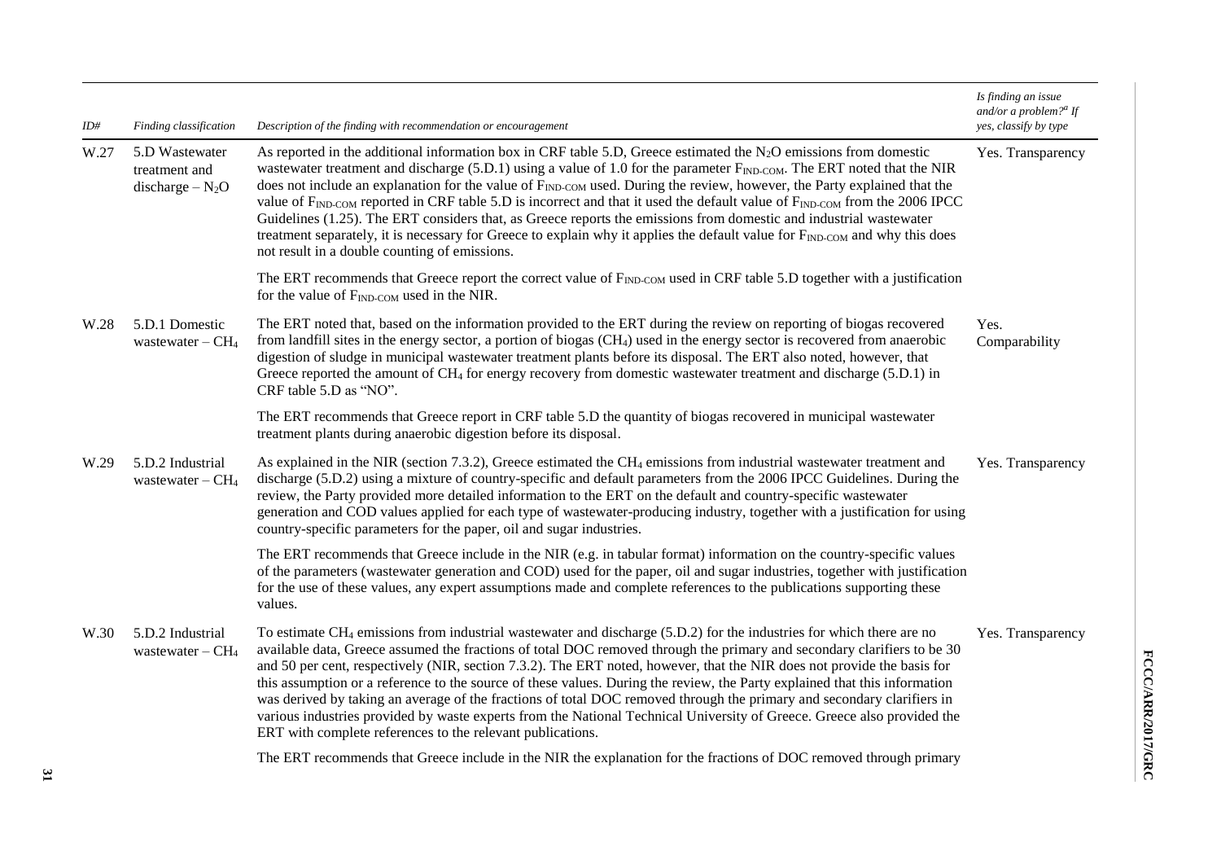| ID# | Finding classification | Description of the finding with recommendation or encouragement | Is finding an issue and/or a problem?[a] If yes, classify by type |
|---|---|---|---|
| W.27 | 5.D Wastewater treatment and discharge – $N_2O$ | As reported in the additional information box in CRF table 5.D, Greece estimated the $N_2O$ emissions from domestic wastewater treatment and discharge (5.D.1) using a value of 1.0 for the parameter $F_{IND-COM}$. The ERT noted that the NIR does not include an explanation for the value of $F_{IND-COM}$ used. During the review, however, the Party explained that the value of $F_{IND-COM}$ reported in CRF table 5.D is incorrect and that it used the default value of $F_{IND-COM}$ from the 2006 IPCC Guidelines (1.25). The ERT considers that, as Greece reports the emissions from domestic and industrial wastewater treatment separately, it is necessary for Greece to explain why it applies the default value for $F_{IND-COM}$ and why this does not result in a double counting of emissions.<br><br>The ERT recommends that Greece report the correct value of $F_{IND-COM}$ used in CRF table 5.D together with a justification for the value of $F_{IND-COM}$ used in the NIR. | Yes. Transparency |
| W.28 | 5.D.1 Domestic wastewater – $CH_4$ | The ERT noted that, based on the information provided to the ERT during the review on reporting of biogas recovered from landfill sites in the energy sector, a portion of biogas ($CH_4$) used in the energy sector is recovered from anaerobic digestion of sludge in municipal wastewater treatment plants before its disposal. The ERT also noted, however, that Greece reported the amount of $CH_4$ for energy recovery from domestic wastewater treatment and discharge (5.D.1) in CRF table 5.D as "NO".<br><br>The ERT recommends that Greece report in CRF table 5.D the quantity of biogas recovered in municipal wastewater treatment plants during anaerobic digestion before its disposal. | Yes. Comparability |
| W.29 | 5.D.2 Industrial wastewater – $CH_4$ | As explained in the NIR (section 7.3.2), Greece estimated the $CH_4$ emissions from industrial wastewater treatment and discharge (5.D.2) using a mixture of country-specific and default parameters from the 2006 IPCC Guidelines. During the review, the Party provided more detailed information to the ERT on the default and country-specific wastewater generation and COD values applied for each type of wastewater-producing industry, together with a justification for using country-specific parameters for the paper, oil and sugar industries.<br><br>The ERT recommends that Greece include in the NIR (e.g. in tabular format) information on the country-specific values of the parameters (wastewater generation and COD) used for the paper, oil and sugar industries, together with justification for the use of these values, any expert assumptions made and complete references to the publications supporting these values. | Yes. Transparency |
| W.30 | 5.D.2 Industrial wastewater – $CH_4$ | To estimate $CH_4$ emissions from industrial wastewater and discharge (5.D.2) for the industries for which there are no available data, Greece assumed the fractions of total DOC removed through the primary and secondary clarifiers to be 30 and 50 per cent, respectively (NIR, section 7.3.2). The ERT noted, however, that the NIR does not provide the basis for this assumption or a reference to the source of these values. During the review, the Party explained that this information was derived by taking an average of the fractions of total DOC removed through the primary and secondary clarifiers in various industries provided by waste experts from the National Technical University of Greece. Greece also provided the ERT with complete references to the relevant publications.<br><br>The ERT recommends that Greece include in the NIR the explanation for the fractions of DOC removed through primary | Yes. Transparency |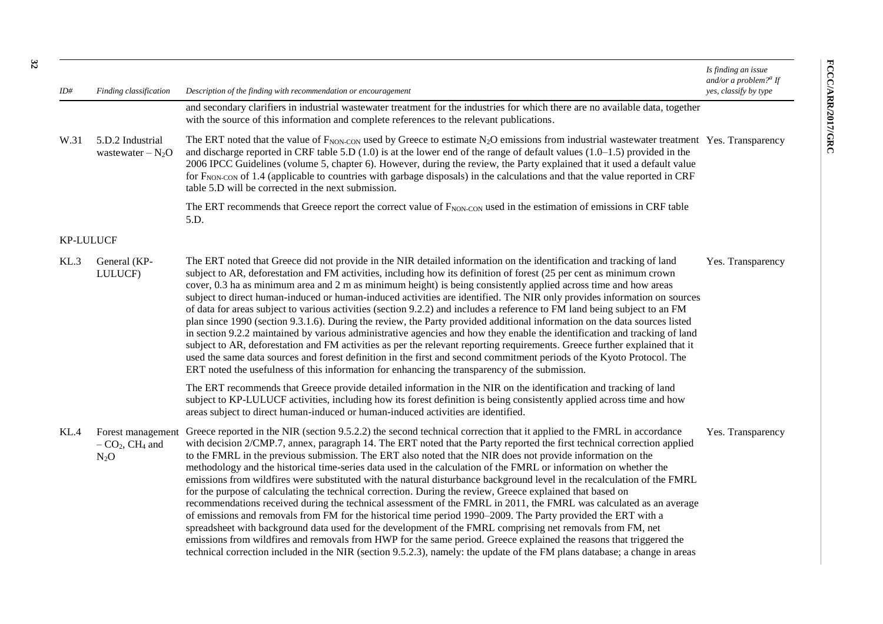| ID# | Finding classification | Description of the finding with recommendation or encouragement | Is finding an issue and/or a problem?[a] If yes, classify by type |
|---|---|---|---|
| | | and secondary clarifiers in industrial wastewater treatment for the industries for which there are no available data, together with the source of this information and complete references to the relevant publications. | |
| W.31 | 5.D.2 Industrial wastewater – $N_2O$ | The ERT noted that the value of $F_{NON\text{-}CON}$ used by Greece to estimate $N_2O$ emissions from industrial wastewater treatment and discharge reported in CRF table 5.D (1.0) is at the lower end of the range of default values (1.0–1.5) provided in the 2006 IPCC Guidelines (volume 5, chapter 6). However, during the review, the Party explained that it used a default value for $F_{NON\text{-}CON}$ of 1.4 (applicable to countries with garbage disposals) in the calculations and that the value reported in CRF table 5.D will be corrected in the next submission.<br><br>The ERT recommends that Greece report the correct value of $F_{NON\text{-}CON}$ used in the estimation of emissions in CRF table 5.D. | Yes. Transparency |
| **KP-LULUCF** | | | |
| KL.3 | General (KP-LULUCF) | The ERT noted that Greece did not provide in the NIR detailed information on the identification and tracking of land subject to AR, deforestation and FM activities, including how its definition of forest (25 per cent as minimum crown cover, 0.3 ha as minimum area and 2 m as minimum height) is being consistently applied across time and how areas subject to direct human-induced or human-induced activities are identified. The NIR only provides information on sources of data for areas subject to various activities (section 9.2.2) and includes a reference to FM land being subject to an FM plan since 1990 (section 9.3.1.6). During the review, the Party provided additional information on the data sources listed in section 9.2.2 maintained by various administrative agencies and how they enable the identification and tracking of land subject to AR, deforestation and FM activities as per the relevant reporting requirements. Greece further explained that it used the same data sources and forest definition in the first and second commitment periods of the Kyoto Protocol. The ERT noted the usefulness of this information for enhancing the transparency of the submission.<br><br>The ERT recommends that Greece provide detailed information in the NIR on the identification and tracking of land subject to KP-LULUCF activities, including how its forest definition is being consistently applied across time and how areas subject to direct human-induced or human-induced activities are identified. | Yes. Transparency |
| KL.4 | Forest management – $CO_2$, $CH_4$ and $N_2O$ | Greece reported in the NIR (section 9.5.2.2) the second technical correction that it applied to the FMRL in accordance with decision 2/CMP.7, annex, paragraph 14. The ERT noted that the Party reported the first technical correction applied to the FMRL in the previous submission. The ERT also noted that the NIR does not provide information on the methodology and the historical time-series data used in the calculation of the FMRL or information on whether the emissions from wildfires were substituted with the natural disturbance background level in the recalculation of the FMRL for the purpose of calculating the technical correction. During the review, Greece explained that based on recommendations received during the technical assessment of the FMRL in 2011, the FMRL was calculated as an average of emissions and removals from FM for the historical time period 1990–2009. The Party provided the ERT with a spreadsheet with background data used for the development of the FMRL comprising net removals from FM, net emissions from wildfires and removals from HWP for the same period. Greece explained the reasons that triggered the technical correction included in the NIR (section 9.5.2.3), namely: the update of the FM plans database; a change in areas | Yes. Transparency |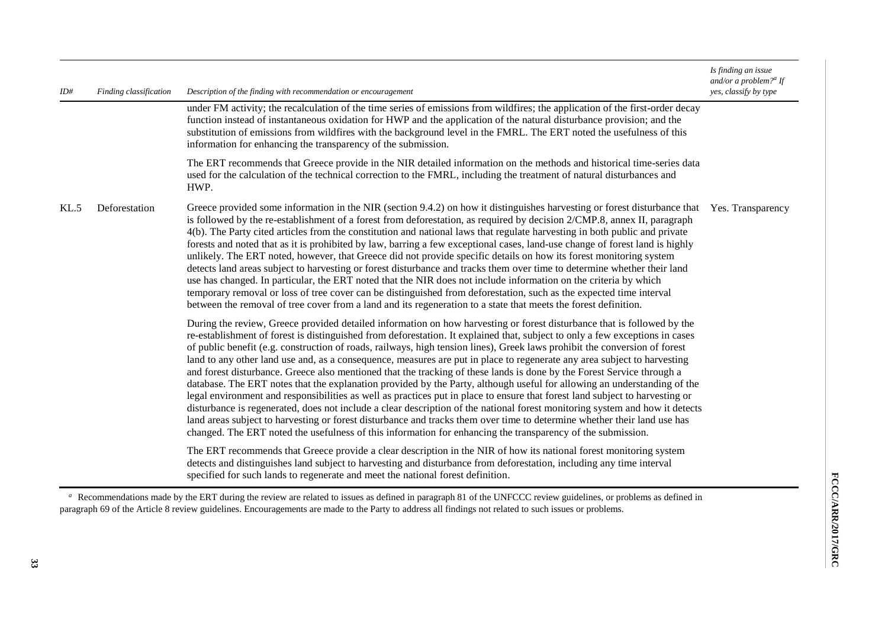| ID# | Finding classification | Description of the finding with recommendation or encouragement | Is finding an issue and/or a problem?[a] If yes, classify by type |
|---|---|---|---|
| | | under FM activity; the recalculation of the time series of emissions from wildfires; the application of the first-order decay function instead of instantaneous oxidation for HWP and the application of the natural disturbance provision; and the substitution of emissions from wildfires with the background level in the FMRL. The ERT noted the usefulness of this information for enhancing the transparency of the submission.<br><br>The ERT recommends that Greece provide in the NIR detailed information on the methods and historical time-series data used for the calculation of the technical correction to the FMRL, including the treatment of natural disturbances and HWP. | |
| KL.5 | Deforestation | Greece provided some information in the NIR (section 9.4.2) on how it distinguishes harvesting or forest disturbance that is followed by the re-establishment of a forest from deforestation, as required by decision 2/CMP.8, annex II, paragraph 4(b). The Party cited articles from the constitution and national laws that regulate harvesting in both public and private forests and noted that as it is prohibited by law, barring a few exceptional cases, land-use change of forest land is highly unlikely. The ERT noted, however, that Greece did not provide specific details on how its forest monitoring system detects land areas subject to harvesting or forest disturbance and tracks them over time to determine whether their land use has changed. In particular, the ERT noted that the NIR does not include information on the criteria by which temporary removal or loss of tree cover can be distinguished from deforestation, such as the expected time interval between the removal of tree cover from a land and its regeneration to a state that meets the forest definition.<br><br>During the review, Greece provided detailed information on how harvesting or forest disturbance that is followed by the re-establishment of forest is distinguished from deforestation. It explained that, subject to only a few exceptions in cases of public benefit (e.g. construction of roads, railways, high tension lines), Greek laws prohibit the conversion of forest land to any other land use and, as a consequence, measures are put in place to regenerate any area subject to harvesting and forest disturbance. Greece also mentioned that the tracking of these lands is done by the Forest Service through a database. The ERT notes that the explanation provided by the Party, although useful for allowing an understanding of the legal environment and responsibilities as well as practices put in place to ensure that forest land subject to harvesting or disturbance is regenerated, does not include a clear description of the national forest monitoring system and how it detects land areas subject to harvesting or forest disturbance and tracks them over time to determine whether their land use has changed. The ERT noted the usefulness of this information for enhancing the transparency of the submission.<br><br>The ERT recommends that Greece provide a clear description in the NIR of how its national forest monitoring system detects and distinguishes land subject to harvesting and disturbance from deforestation, including any time interval specified for such lands to regenerate and meet the national forest definition. | Yes. Transparency |

[a] Recommendations made by the ERT during the review are related to issues as defined in paragraph 81 of the UNFCCC review guidelines, or problems as defined in paragraph 69 of the Article 8 review guidelines. Encouragements are made to the Party to address all findings not related to such issues or problems.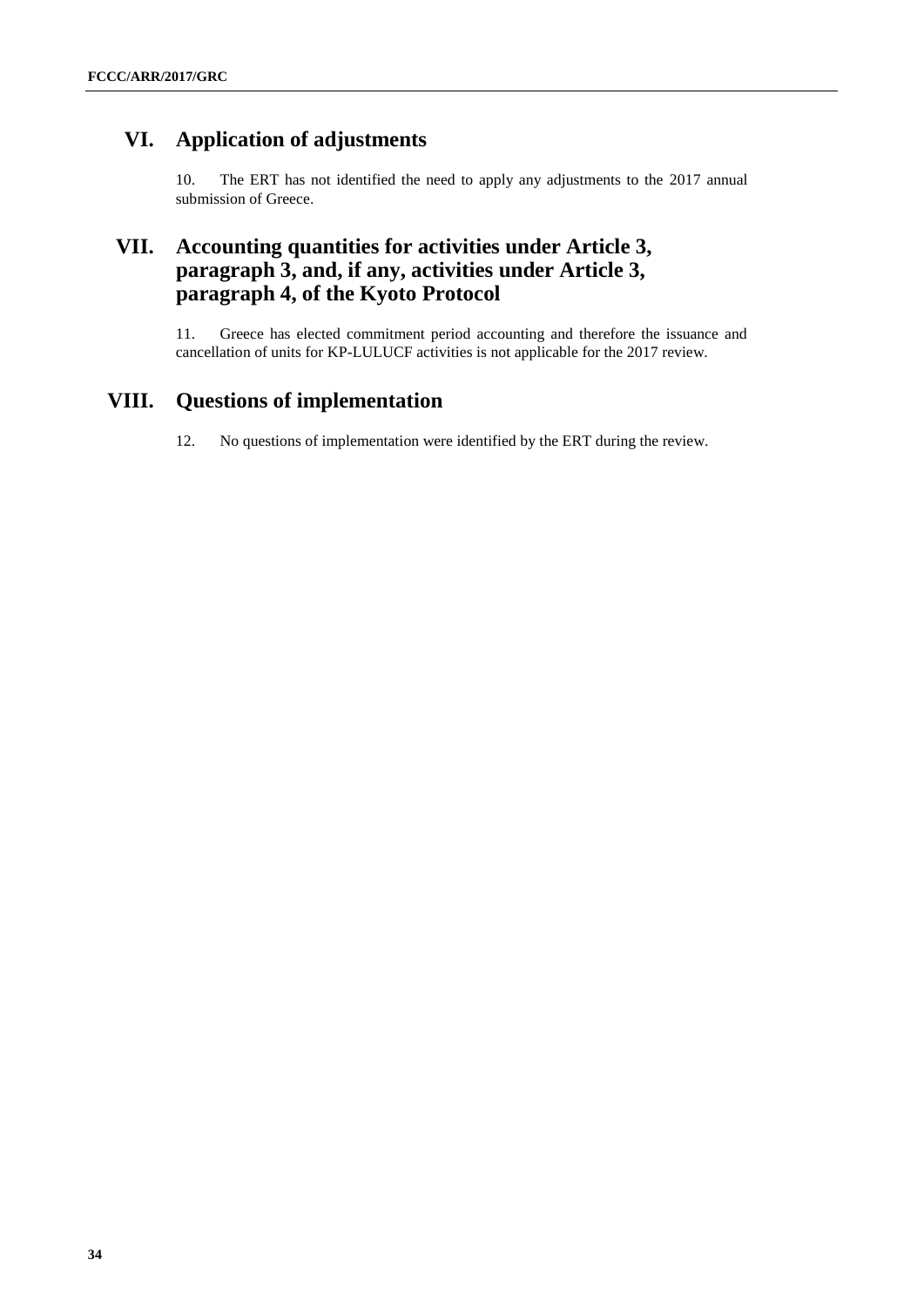# VI. Application of adjustments

10. The ERT has not identified the need to apply any adjustments to the 2017 annual submission of Greece.

# VII. Accounting quantities for activities under Article 3, paragraph 3, and, if any, activities under Article 3, paragraph 4, of the Kyoto Protocol

11. Greece has elected commitment period accounting and therefore the issuance and cancellation of units for KP-LULUCF activities is not applicable for the 2017 review.

# VIII. Questions of implementation

12. No questions of implementation were identified by the ERT during the review.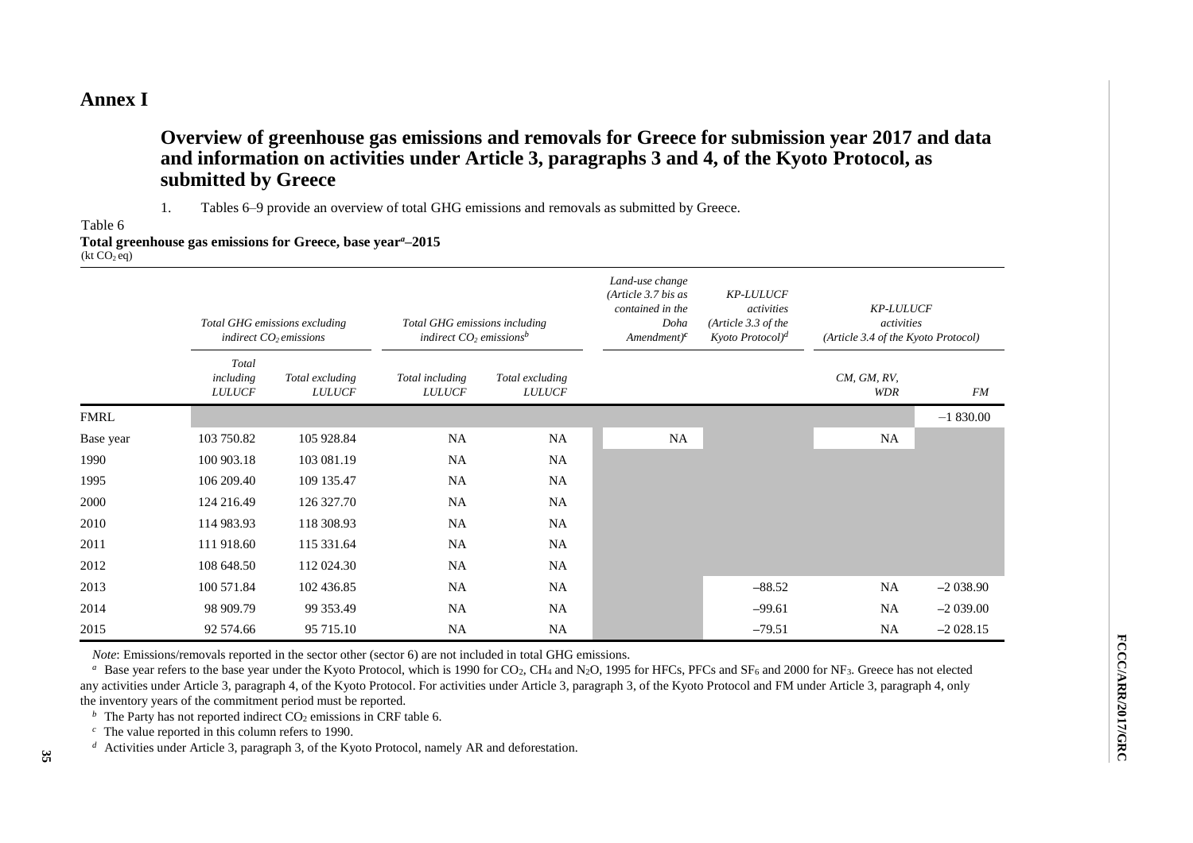# Annex I

## Overview of greenhouse gas emissions and removals for Greece for submission year 2017 and data and information on activities under Article 3, paragraphs 3 and 4, of the Kyoto Protocol, as submitted by Greece

1. Tables 6–9 provide an overview of total GHG emissions and removals as submitted by Greece.

Table 6

**Total greenhouse gas emissions for Greece, base year[a]–2015**
(kt $CO_2$ eq)

| | *Total GHG emissions excluding indirect $CO_2$ emissions* | | *Total GHG emissions including indirect $CO_2$ emissions[b]* | | *Land-use change (Article 3.7 bis as contained in the Doha Amendment)[c]* | *KP-LULUCF activities (Article 3.3 of the Kyoto Protocol)[d]* | *KP-LULUCF activities (Article 3.4 of the Kyoto Protocol)* | |
|---|---|---|---|---|---|---|---|---|
| | *Total including LULUCF* | *Total excluding LULUCF* | *Total including LULUCF* | *Total excluding LULUCF* | | | *CM, GM, RV, WDR* | *FM* |
| FMRL | | | | | | | | −1 830.00 |
| Base year | 103 750.82 | 105 928.84 | NA | NA | NA | | NA | |
| 1990 | 100 903.18 | 103 081.19 | NA | NA | | | | |
| 1995 | 106 209.40 | 109 135.47 | NA | NA | | | | |
| 2000 | 124 216.49 | 126 327.70 | NA | NA | | | | |
| 2010 | 114 983.93 | 118 308.93 | NA | NA | | | | |
| 2011 | 111 918.60 | 115 331.64 | NA | NA | | | | |
| 2012 | 108 648.50 | 112 024.30 | NA | NA | | | | |
| 2013 | 100 571.84 | 102 436.85 | NA | NA | | −88.52 | NA | −2 038.90 |
| 2014 | 98 909.79 | 99 353.49 | NA | NA | | −99.61 | NA | −2 039.00 |
| 2015 | 92 574.66 | 95 715.10 | NA | NA | | −79.51 | NA | −2 028.15 |

*Note*: Emissions/removals reported in the sector other (sector 6) are not included in total GHG emissions.

[a] Base year refers to the base year under the Kyoto Protocol, which is 1990 for $CO_2$, $CH_4$ and $N_2O$, 1995 for HFCs, PFCs and $SF_6$ and 2000 for $NF_3$. Greece has not elected any activities under Article 3, paragraph 4, of the Kyoto Protocol. For activities under Article 3, paragraph 3, of the Kyoto Protocol and FM under Article 3, paragraph 4, only the inventory years of the commitment period must be reported.

[b] The Party has not reported indirect $CO_2$ emissions in CRF table 6.

[c] The value reported in this column refers to 1990.

[d] Activities under Article 3, paragraph 3, of the Kyoto Protocol, namely AR and deforestation.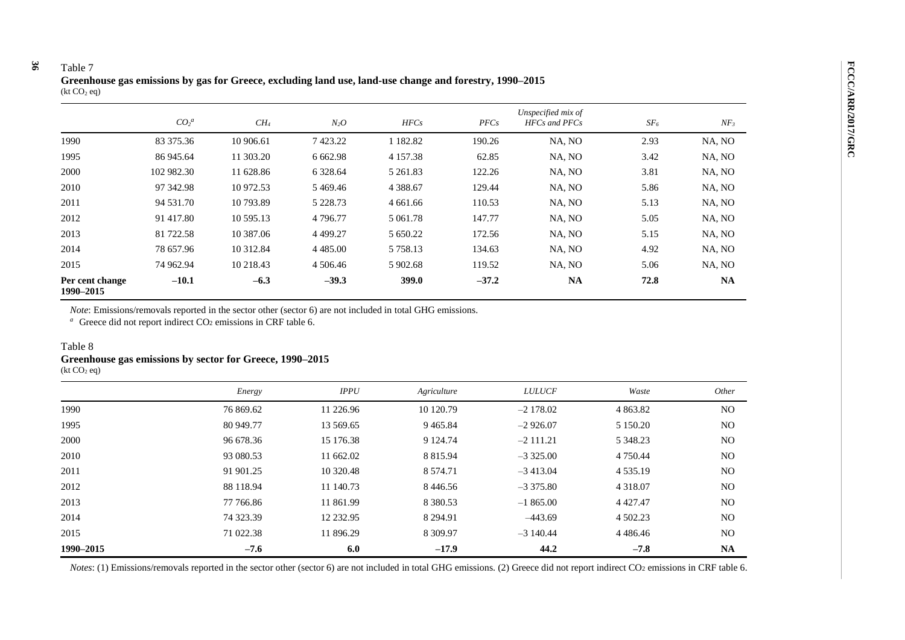Table 7

**Greenhouse gas emissions by gas for Greece, excluding land use, land-use change and forestry, 1990–2015**
(kt $CO_2$ eq)

| | $CO_2$[a] | $CH_4$ | $N_2O$ | *HFCs* | *PFCs* | *Unspecified mix of HFCs and PFCs* | $SF_6$ | $NF_3$ |
|---|---|---|---|---|---|---|---|---|
| 1990 | 83 375.36 | 10 906.61 | 7 423.22 | 1 182.82 | 190.26 | NA, NO | 2.93 | NA, NO |
| 1995 | 86 945.64 | 11 303.20 | 6 662.98 | 4 157.38 | 62.85 | NA, NO | 3.42 | NA, NO |
| 2000 | 102 982.30 | 11 628.86 | 6 328.64 | 5 261.83 | 122.26 | NA, NO | 3.81 | NA, NO |
| 2010 | 97 342.98 | 10 972.53 | 5 469.46 | 4 388.67 | 129.44 | NA, NO | 5.86 | NA, NO |
| 2011 | 94 531.70 | 10 793.89 | 5 228.73 | 4 661.66 | 110.53 | NA, NO | 5.13 | NA, NO |
| 2012 | 91 417.80 | 10 595.13 | 4 796.77 | 5 061.78 | 147.77 | NA, NO | 5.05 | NA, NO |
| 2013 | 81 722.58 | 10 387.06 | 4 499.27 | 5 650.22 | 172.56 | NA, NO | 5.15 | NA, NO |
| 2014 | 78 657.96 | 10 312.84 | 4 485.00 | 5 758.13 | 134.63 | NA, NO | 4.92 | NA, NO |
| 2015 | 74 962.94 | 10 218.43 | 4 506.46 | 5 902.68 | 119.52 | NA, NO | 5.06 | NA, NO |
| **Per cent change 1990–2015** | **–10.1** | **–6.3** | **–39.3** | **399.0** | **–37.2** | **NA** | **72.8** | **NA** |

*Note*: Emissions/removals reported in the sector other (sector 6) are not included in total GHG emissions.
[a] Greece did not report indirect $CO_2$ emissions in CRF table 6.

Table 8

**Greenhouse gas emissions by sector for Greece, 1990–2015**
(kt $CO_2$ eq)

| | *Energy* | *IPPU* | *Agriculture* | *LULUCF* | *Waste* | *Other* |
|---|---|---|---|---|---|---|
| 1990 | 76 869.62 | 11 226.96 | 10 120.79 | –2 178.02 | 4 863.82 | NO |
| 1995 | 80 949.77 | 13 569.65 | 9 465.84 | –2 926.07 | 5 150.20 | NO |
| 2000 | 96 678.36 | 15 176.38 | 9 124.74 | –2 111.21 | 5 348.23 | NO |
| 2010 | 93 080.53 | 11 662.02 | 8 815.94 | –3 325.00 | 4 750.44 | NO |
| 2011 | 91 901.25 | 10 320.48 | 8 574.71 | –3 413.04 | 4 535.19 | NO |
| 2012 | 88 118.94 | 11 140.73 | 8 446.56 | –3 375.80 | 4 318.07 | NO |
| 2013 | 77 766.86 | 11 861.99 | 8 380.53 | –1 865.00 | 4 427.47 | NO |
| 2014 | 74 323.39 | 12 232.95 | 8 294.91 | –443.69 | 4 502.23 | NO |
| 2015 | 71 022.38 | 11 896.29 | 8 309.97 | –3 140.44 | 4 486.46 | NO |
| **1990–2015** | **–7.6** | **6.0** | **–17.9** | **44.2** | **–7.8** | **NA** |

*Notes*: (1) Emissions/removals reported in the sector other (sector 6) are not included in total GHG emissions. (2) Greece did not report indirect $CO_2$ emissions in CRF table 6.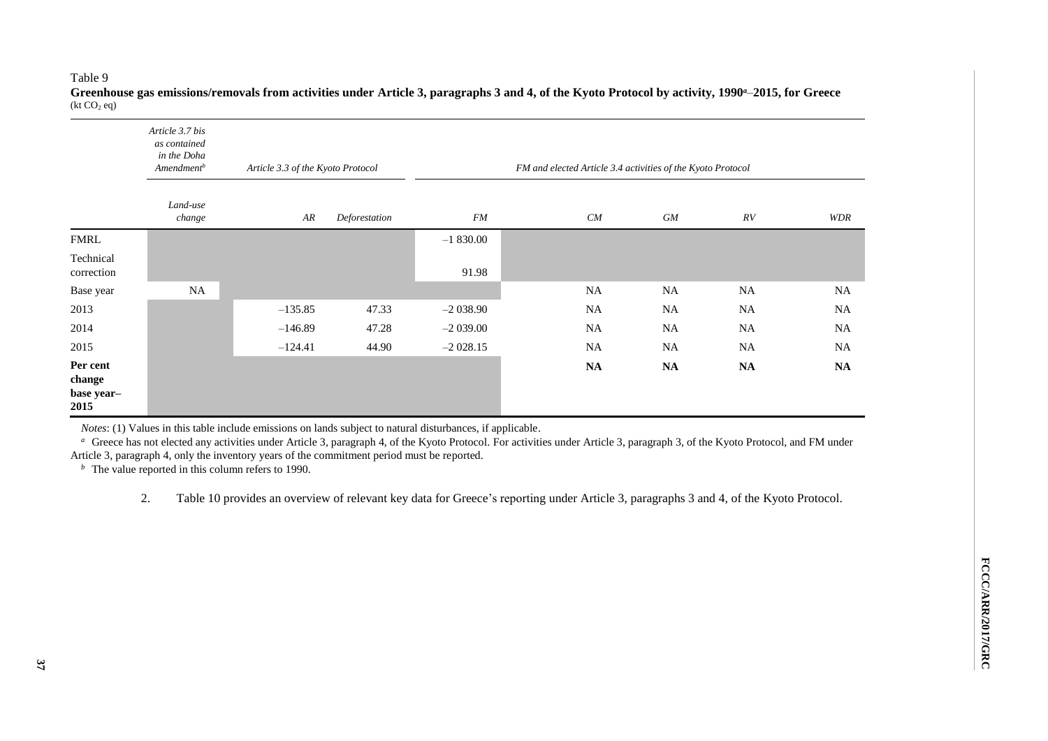Table 9

**Greenhouse gas emissions/removals from activities under Article 3, paragraphs 3 and 4, of the Kyoto Protocol by activity, 1990[a]–2015, for Greece**
(kt $CO_2$ eq)

| | *Article 3.7 bis as contained in the Doha Amendment[b]* | *Article 3.3 of the Kyoto Protocol* | | *FM and elected Article 3.4 activities of the Kyoto Protocol* | | | | |
|---|---|---|---|---|---|---|---|---|
| | *Land-use change* | *AR* | *Deforestation* | *FM* | *CM* | *GM* | *RV* | *WDR* |
| FMRL | | | | –1 830.00 | | | | |
| Technical correction | | | | 91.98 | | | | |
| Base year | NA | | | | NA | NA | NA | NA |
| 2013 | | –135.85 | 47.33 | –2 038.90 | NA | NA | NA | NA |
| 2014 | | –146.89 | 47.28 | –2 039.00 | NA | NA | NA | NA |
| 2015 | | –124.41 | 44.90 | –2 028.15 | NA | NA | NA | NA |
| **Per cent change base year–2015** | | | | | **NA** | **NA** | **NA** | **NA** |

*Notes*: (1) Values in this table include emissions on lands subject to natural disturbances, if applicable.

[a] Greece has not elected any activities under Article 3, paragraph 4, of the Kyoto Protocol. For activities under Article 3, paragraph 3, of the Kyoto Protocol, and FM under Article 3, paragraph 4, only the inventory years of the commitment period must be reported.

[b] The value reported in this column refers to 1990.

2. Table 10 provides an overview of relevant key data for Greece's reporting under Article 3, paragraphs 3 and 4, of the Kyoto Protocol.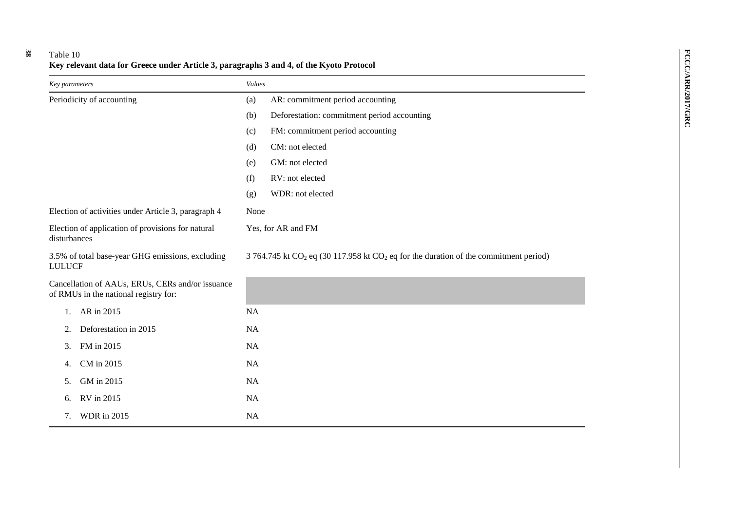Table 10
**Key relevant data for Greece under Article 3, paragraphs 3 and 4, of the Kyoto Protocol**

| *Key parameters* | *Values* |
|---|---|
| Periodicity of accounting | (a) AR: commitment period accounting |
| | (b) Deforestation: commitment period accounting |
| | (c) FM: commitment period accounting |
| | (d) CM: not elected |
| | (e) GM: not elected |
| | (f) RV: not elected |
| | (g) WDR: not elected |
| Election of activities under Article 3, paragraph 4 | None |
| Election of application of provisions for natural disturbances | Yes, for AR and FM |
| 3.5% of total base-year GHG emissions, excluding LULUCF | 3 764.745 kt $CO_2$ eq (30 117.958 kt $CO_2$ eq for the duration of the commitment period) |
| Cancellation of AAUs, ERUs, CERs and/or issuance of RMUs in the national registry for: | |
| 1. AR in 2015 | NA |
| 2. Deforestation in 2015 | NA |
| 3. FM in 2015 | NA |
| 4. CM in 2015 | NA |
| 5. GM in 2015 | NA |
| 6. RV in 2015 | NA |
| 7. WDR in 2015 | NA |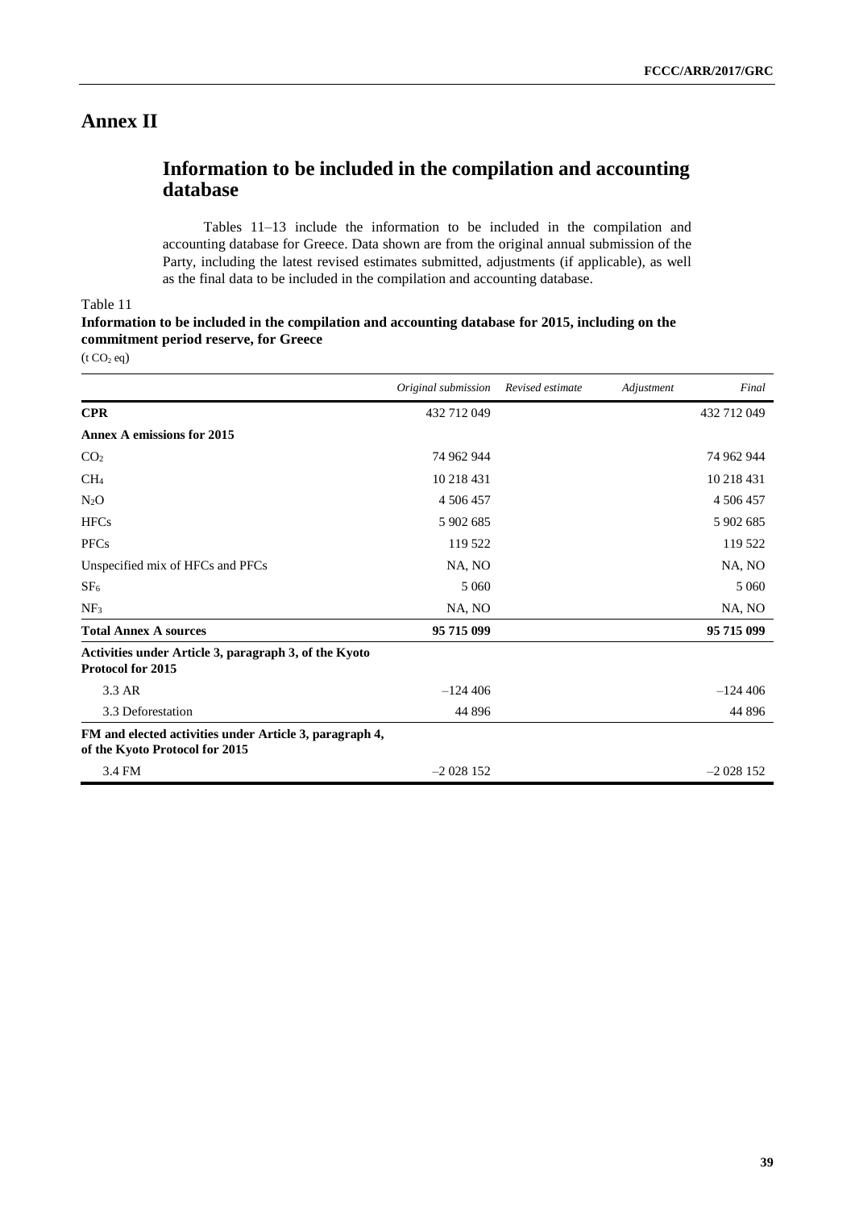# Annex II

## Information to be included in the compilation and accounting database

Tables 11–13 include the information to be included in the compilation and accounting database for Greece. Data shown are from the original annual submission of the Party, including the latest revised estimates submitted, adjustments (if applicable), as well as the final data to be included in the compilation and accounting database.

Table 11

**Information to be included in the compilation and accounting database for 2015, including on the commitment period reserve, for Greece**

(t $CO_2$ eq)

| | *Original submission* | *Revised estimate* | *Adjustment* | *Final* |
|---|---|---|---|---|
| **CPR** | 432 712 049 | | | 432 712 049 |
| **Annex A emissions for 2015** | | | | |
| $CO_2$ | 74 962 944 | | | 74 962 944 |
| $CH_4$ | 10 218 431 | | | 10 218 431 |
| $N_2O$ | 4 506 457 | | | 4 506 457 |
| HFCs | 5 902 685 | | | 5 902 685 |
| PFCs | 119 522 | | | 119 522 |
| Unspecified mix of HFCs and PFCs | NA, NO | | | NA, NO |
| $SF_6$ | 5 060 | | | 5 060 |
| $NF_3$ | NA, NO | | | NA, NO |
| **Total Annex A sources** | **95 715 099** | | | **95 715 099** |
| **Activities under Article 3, paragraph 3, of the Kyoto Protocol for 2015** | | | | |
| 3.3 AR | –124 406 | | | –124 406 |
| 3.3 Deforestation | 44 896 | | | 44 896 |
| **FM and elected activities under Article 3, paragraph 4, of the Kyoto Protocol for 2015** | | | | |
| 3.4 FM | –2 028 152 | | | –2 028 152 |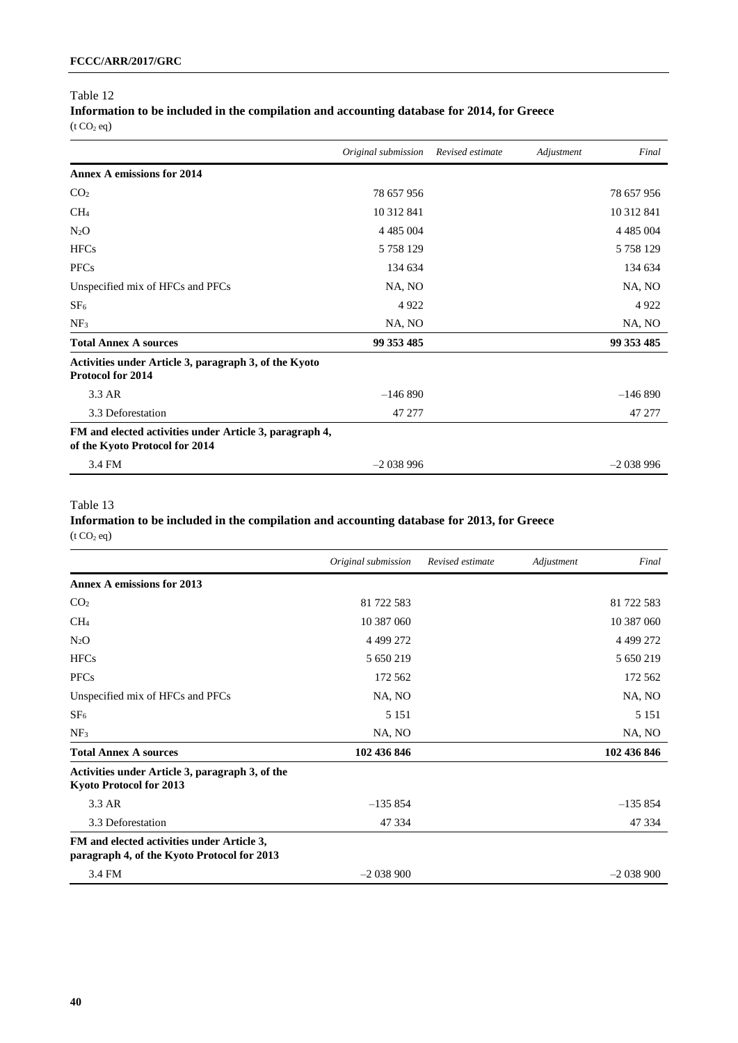Table 12

**Information to be included in the compilation and accounting database for 2014, for Greece**
($t\ CO_2\ eq$)

| | *Original submission* | *Revised estimate* | *Adjustment* | *Final* |
|---|---|---|---|---|
| **Annex A emissions for 2014** | | | | |
| $CO_2$ | 78 657 956 | | | 78 657 956 |
| $CH_4$ | 10 312 841 | | | 10 312 841 |
| $N_2O$ | 4 485 004 | | | 4 485 004 |
| HFCs | 5 758 129 | | | 5 758 129 |
| PFCs | 134 634 | | | 134 634 |
| Unspecified mix of HFCs and PFCs | NA, NO | | | NA, NO |
| $SF_6$ | 4 922 | | | 4 922 |
| $NF_3$ | NA, NO | | | NA, NO |
| **Total Annex A sources** | **99 353 485** | | | **99 353 485** |
| **Activities under Article 3, paragraph 3, of the Kyoto Protocol for 2014** | | | | |
| 3.3 AR | –146 890 | | | –146 890 |
| 3.3 Deforestation | 47 277 | | | 47 277 |
| **FM and elected activities under Article 3, paragraph 4, of the Kyoto Protocol for 2014** | | | | |
| 3.4 FM | –2 038 996 | | | –2 038 996 |

Table 13

**Information to be included in the compilation and accounting database for 2013, for Greece**
($t\ CO_2\ eq$)

| | *Original submission* | *Revised estimate* | *Adjustment* | *Final* |
|---|---|---|---|---|
| **Annex A emissions for 2013** | | | | |
| $CO_2$ | 81 722 583 | | | 81 722 583 |
| $CH_4$ | 10 387 060 | | | 10 387 060 |
| $N_2O$ | 4 499 272 | | | 4 499 272 |
| HFCs | 5 650 219 | | | 5 650 219 |
| PFCs | 172 562 | | | 172 562 |
| Unspecified mix of HFCs and PFCs | NA, NO | | | NA, NO |
| $SF_6$ | 5 151 | | | 5 151 |
| $NF_3$ | NA, NO | | | NA, NO |
| **Total Annex A sources** | **102 436 846** | | | **102 436 846** |
| **Activities under Article 3, paragraph 3, of the Kyoto Protocol for 2013** | | | | |
| 3.3 AR | –135 854 | | | –135 854 |
| 3.3 Deforestation | 47 334 | | | 47 334 |
| **FM and elected activities under Article 3, paragraph 4, of the Kyoto Protocol for 2013** | | | | |
| 3.4 FM | –2 038 900 | | | –2 038 900 |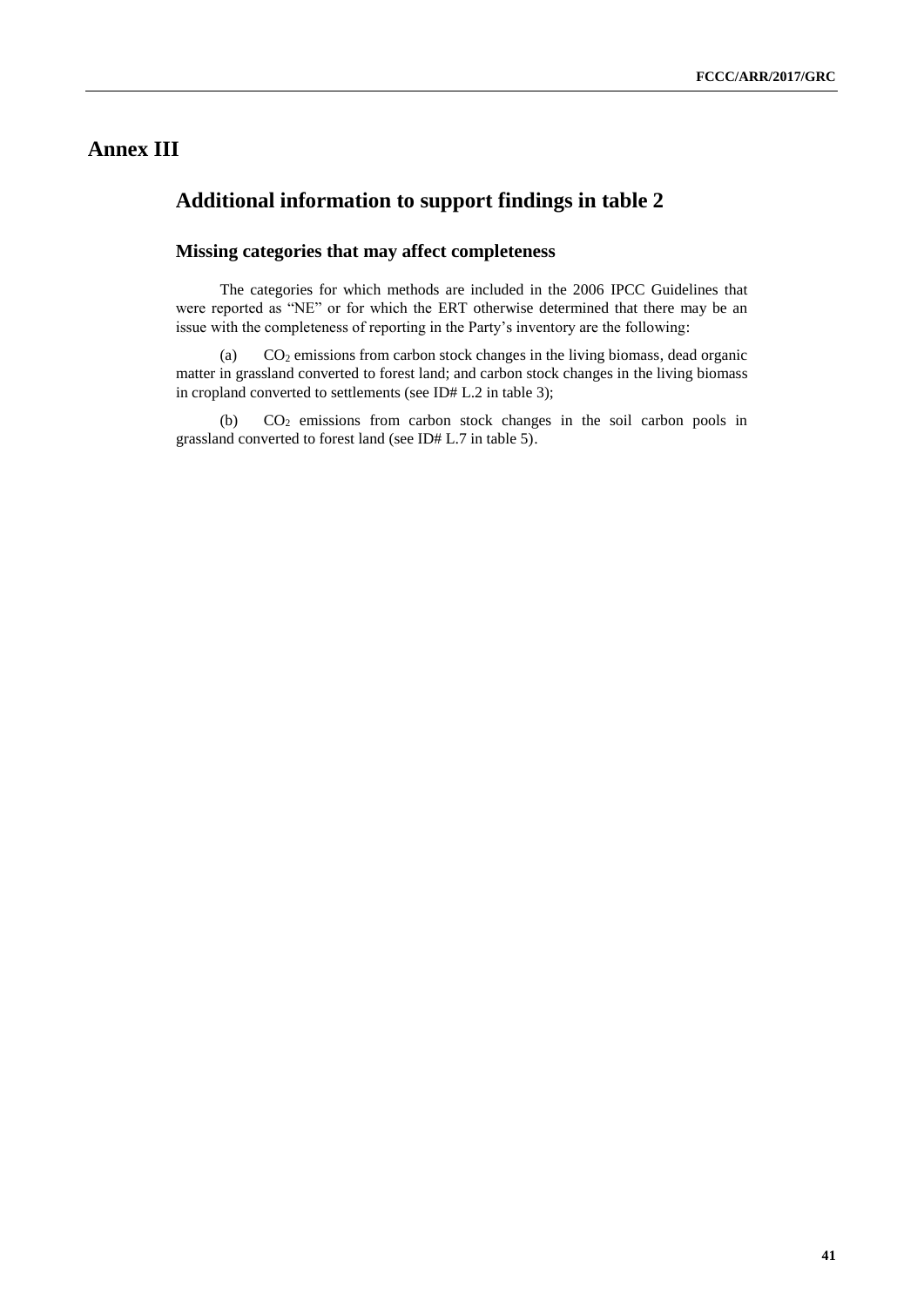# Annex III

## Additional information to support findings in table 2

### Missing categories that may affect completeness

The categories for which methods are included in the 2006 IPCC Guidelines that were reported as "NE" or for which the ERT otherwise determined that there may be an issue with the completeness of reporting in the Party's inventory are the following:

(a) $CO_2$ emissions from carbon stock changes in the living biomass, dead organic matter in grassland converted to forest land; and carbon stock changes in the living biomass in cropland converted to settlements (see ID# L.2 in table 3);

(b) $CO_2$ emissions from carbon stock changes in the soil carbon pools in grassland converted to forest land (see ID# L.7 in table 5).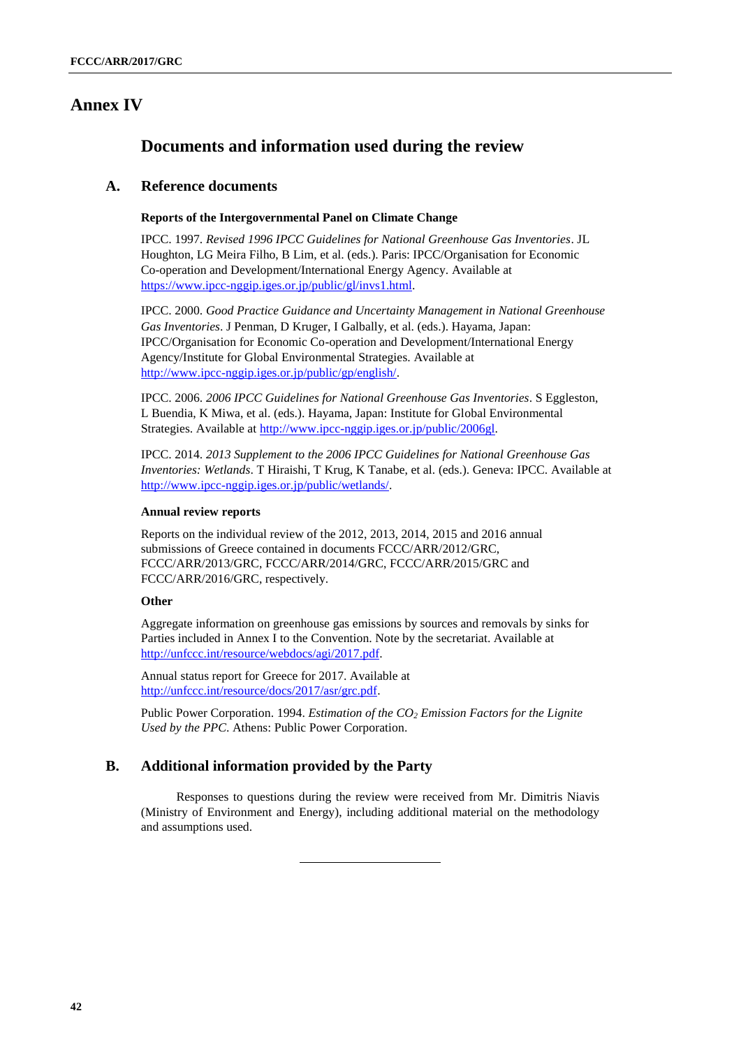# Annex IV

## Documents and information used during the review

### A. Reference documents

**Reports of the Intergovernmental Panel on Climate Change**

IPCC. 1997. *Revised 1996 IPCC Guidelines for National Greenhouse Gas Inventories*. JL Houghton, LG Meira Filho, B Lim, et al. (eds.). Paris: IPCC/Organisation for Economic Co-operation and Development/International Energy Agency. Available at https://www.ipcc-nggip.iges.or.jp/public/gl/invs1.html.

IPCC. 2000. *Good Practice Guidance and Uncertainty Management in National Greenhouse Gas Inventories*. J Penman, D Kruger, I Galbally, et al. (eds.). Hayama, Japan: IPCC/Organisation for Economic Co-operation and Development/International Energy Agency/Institute for Global Environmental Strategies. Available at http://www.ipcc-nggip.iges.or.jp/public/gp/english/.

IPCC. 2006. *2006 IPCC Guidelines for National Greenhouse Gas Inventories*. S Eggleston, L Buendia, K Miwa, et al. (eds.). Hayama, Japan: Institute for Global Environmental Strategies. Available at http://www.ipcc-nggip.iges.or.jp/public/2006gl.

IPCC. 2014. *2013 Supplement to the 2006 IPCC Guidelines for National Greenhouse Gas Inventories: Wetlands*. T Hiraishi, T Krug, K Tanabe, et al. (eds.). Geneva: IPCC. Available at http://www.ipcc-nggip.iges.or.jp/public/wetlands/.

**Annual review reports**

Reports on the individual review of the 2012, 2013, 2014, 2015 and 2016 annual submissions of Greece contained in documents FCCC/ARR/2012/GRC, FCCC/ARR/2013/GRC, FCCC/ARR/2014/GRC, FCCC/ARR/2015/GRC and FCCC/ARR/2016/GRC, respectively.

**Other**

Aggregate information on greenhouse gas emissions by sources and removals by sinks for Parties included in Annex I to the Convention. Note by the secretariat. Available at http://unfccc.int/resource/webdocs/agi/2017.pdf.

Annual status report for Greece for 2017. Available at http://unfccc.int/resource/docs/2017/asr/grc.pdf.

Public Power Corporation. 1994. *Estimation of the $CO_2$ Emission Factors for the Lignite Used by the PPC*. Athens: Public Power Corporation.

### B. Additional information provided by the Party

Responses to questions during the review were received from Mr. Dimitris Niavis (Ministry of Environment and Energy), including additional material on the methodology and assumptions used.